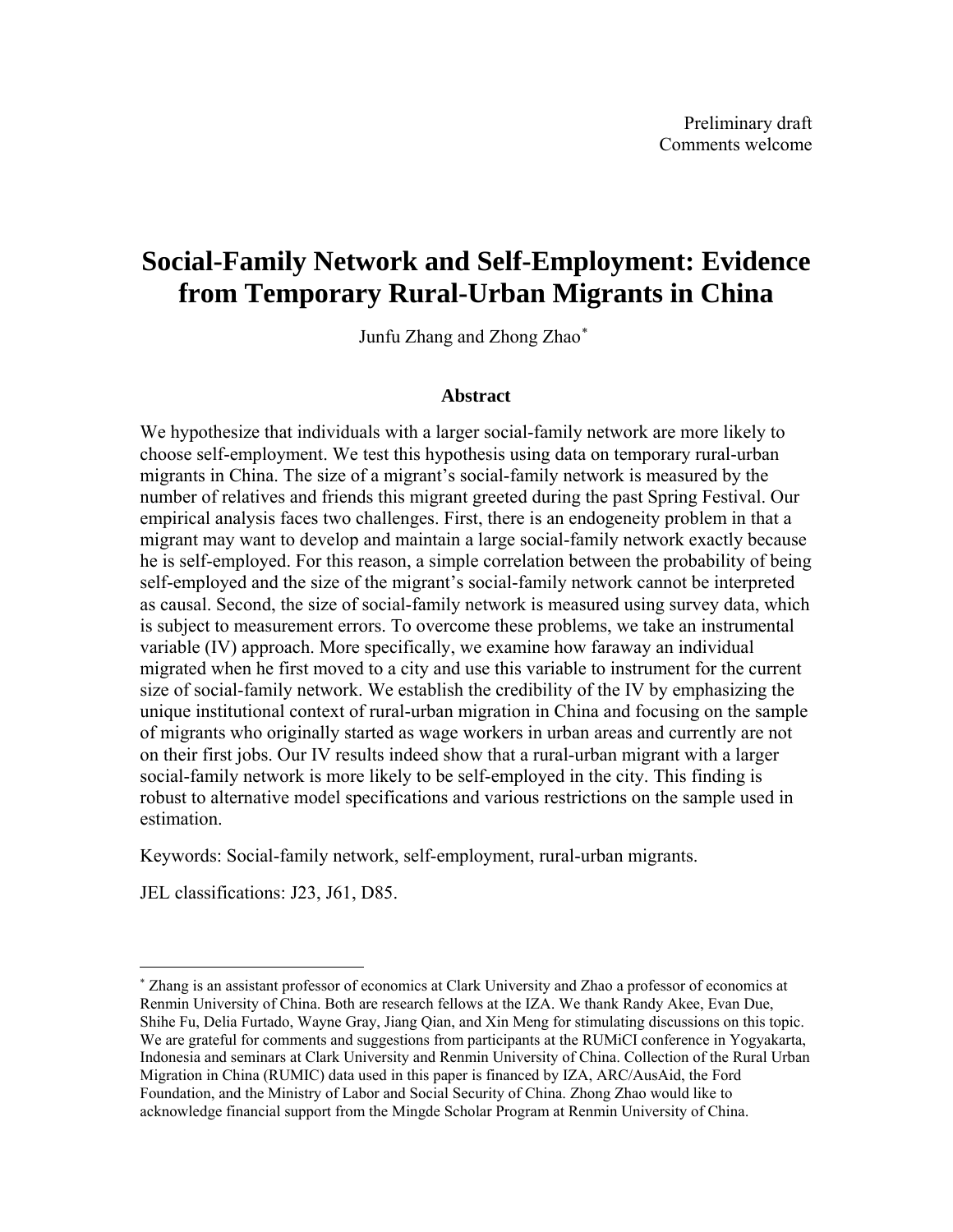Preliminary draft
Comments welcome

# Social-Family Network and Self-Employment: Evidence from Temporary Rural-Urban Migrants in China

Junfu Zhang and Zhong Zhao[*]

### Abstract

We hypothesize that individuals with a larger social-family network are more likely to choose self-employment. We test this hypothesis using data on temporary rural-urban migrants in China. The size of a migrant's social-family network is measured by the number of relatives and friends this migrant greeted during the past Spring Festival. Our empirical analysis faces two challenges. First, there is an endogeneity problem in that a migrant may want to develop and maintain a large social-family network exactly because he is self-employed. For this reason, a simple correlation between the probability of being self-employed and the size of the migrant's social-family network cannot be interpreted as causal. Second, the size of social-family network is measured using survey data, which is subject to measurement errors. To overcome these problems, we take an instrumental variable (IV) approach. More specifically, we examine how faraway an individual migrated when he first moved to a city and use this variable to instrument for the current size of social-family network. We establish the credibility of the IV by emphasizing the unique institutional context of rural-urban migration in China and focusing on the sample of migrants who originally started as wage workers in urban areas and currently are not on their first jobs. Our IV results indeed show that a rural-urban migrant with a larger social-family network is more likely to be self-employed in the city. This finding is robust to alternative model specifications and various restrictions on the sample used in estimation.

Keywords: Social-family network, self-employment, rural-urban migrants.

JEL classifications: J23, J61, D85.

---

[*] Zhang is an assistant professor of economics at Clark University and Zhao a professor of economics at Renmin University of China. Both are research fellows at the IZA. We thank Randy Akee, Evan Due, Shihe Fu, Delia Furtado, Wayne Gray, Jiang Qian, and Xin Meng for stimulating discussions on this topic. We are grateful for comments and suggestions from participants at the RUMiCI conference in Yogyakarta, Indonesia and seminars at Clark University and Renmin University of China. Collection of the Rural Urban Migration in China (RUMIC) data used in this paper is financed by IZA, ARC/AusAid, the Ford Foundation, and the Ministry of Labor and Social Security of China. Zhong Zhao would like to acknowledge financial support from the Mingde Scholar Program at Renmin University of China.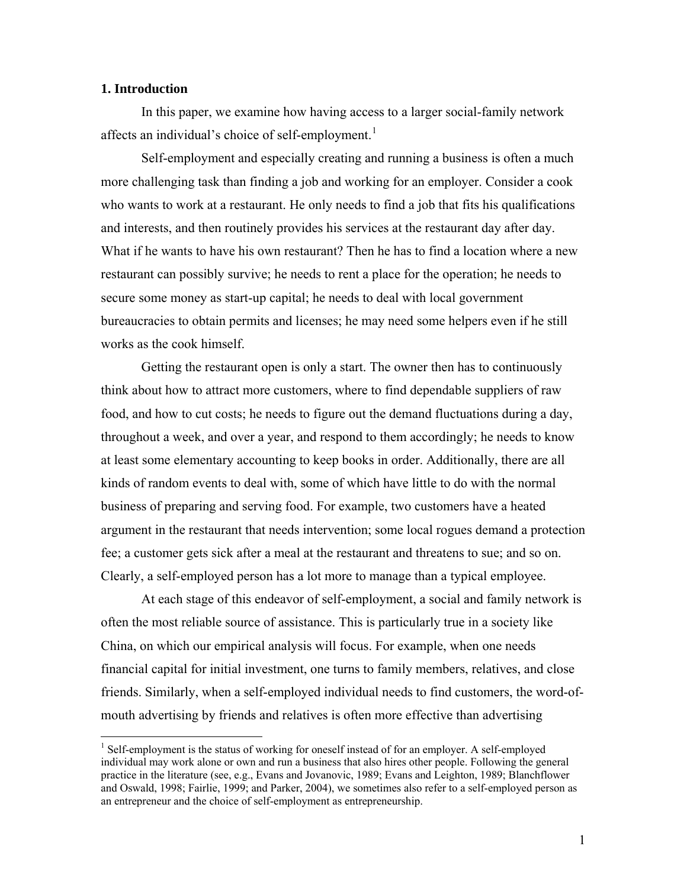## 1. Introduction

In this paper, we examine how having access to a larger social-family network affects an individual's choice of self-employment.[1]

Self-employment and especially creating and running a business is often a much more challenging task than finding a job and working for an employer. Consider a cook who wants to work at a restaurant. He only needs to find a job that fits his qualifications and interests, and then routinely provides his services at the restaurant day after day. What if he wants to have his own restaurant? Then he has to find a location where a new restaurant can possibly survive; he needs to rent a place for the operation; he needs to secure some money as start-up capital; he needs to deal with local government bureaucracies to obtain permits and licenses; he may need some helpers even if he still works as the cook himself.

Getting the restaurant open is only a start. The owner then has to continuously think about how to attract more customers, where to find dependable suppliers of raw food, and how to cut costs; he needs to figure out the demand fluctuations during a day, throughout a week, and over a year, and respond to them accordingly; he needs to know at least some elementary accounting to keep books in order. Additionally, there are all kinds of random events to deal with, some of which have little to do with the normal business of preparing and serving food. For example, two customers have a heated argument in the restaurant that needs intervention; some local rogues demand a protection fee; a customer gets sick after a meal at the restaurant and threatens to sue; and so on. Clearly, a self-employed person has a lot more to manage than a typical employee.

At each stage of this endeavor of self-employment, a social and family network is often the most reliable source of assistance. This is particularly true in a society like China, on which our empirical analysis will focus. For example, when one needs financial capital for initial investment, one turns to family members, relatives, and close friends. Similarly, when a self-employed individual needs to find customers, the word-of-mouth advertising by friends and relatives is often more effective than advertising

---

[1] Self-employment is the status of working for oneself instead of for an employer. A self-employed individual may work alone or own and run a business that also hires other people. Following the general practice in the literature (see, e.g., Evans and Jovanovic, 1989; Evans and Leighton, 1989; Blanchflower and Oswald, 1998; Fairlie, 1999; and Parker, 2004), we sometimes also refer to a self-employed person as an entrepreneur and the choice of self-employment as entrepreneurship.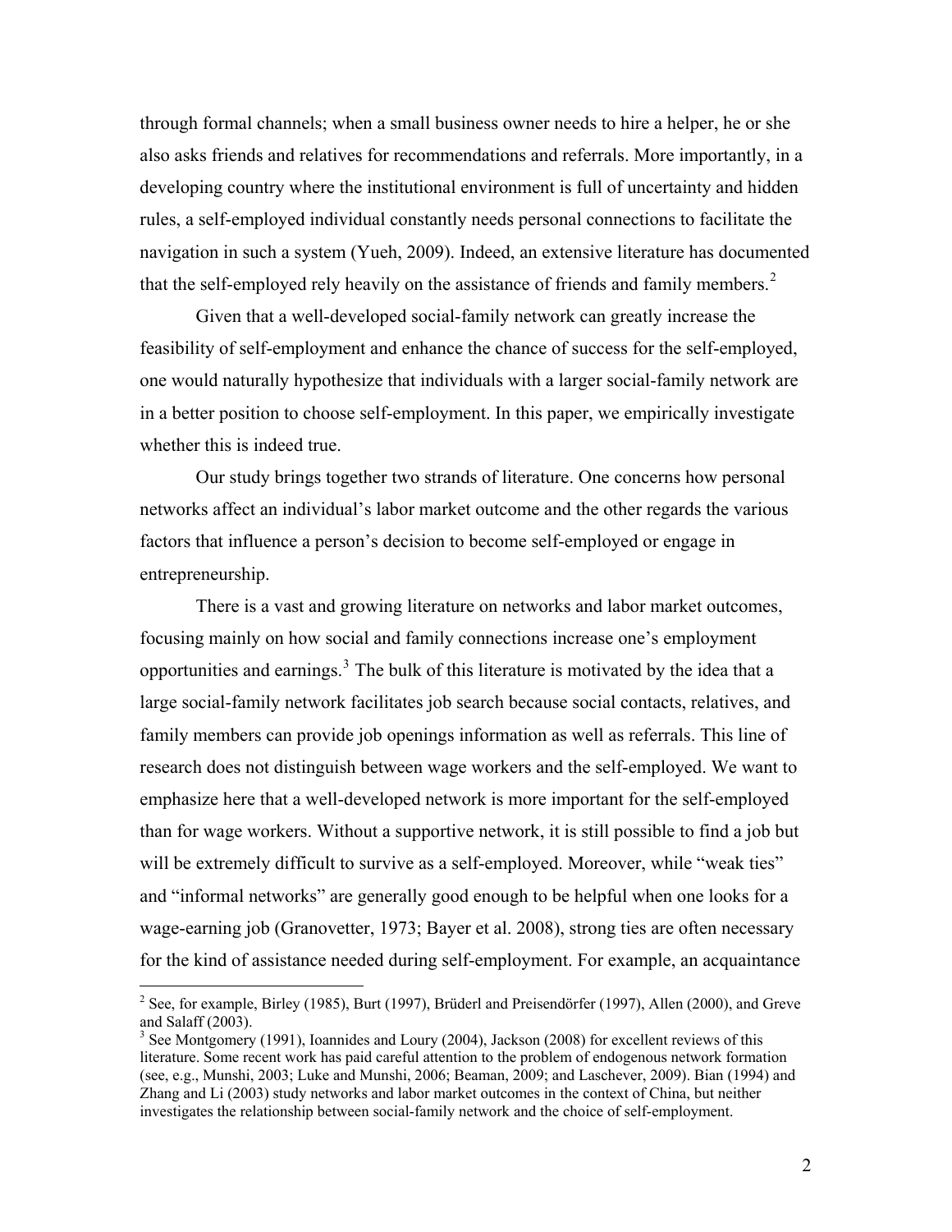through formal channels; when a small business owner needs to hire a helper, he or she also asks friends and relatives for recommendations and referrals. More importantly, in a developing country where the institutional environment is full of uncertainty and hidden rules, a self-employed individual constantly needs personal connections to facilitate the navigation in such a system (Yueh, 2009). Indeed, an extensive literature has documented that the self-employed rely heavily on the assistance of friends and family members.[2]

Given that a well-developed social-family network can greatly increase the feasibility of self-employment and enhance the chance of success for the self-employed, one would naturally hypothesize that individuals with a larger social-family network are in a better position to choose self-employment. In this paper, we empirically investigate whether this is indeed true.

Our study brings together two strands of literature. One concerns how personal networks affect an individual's labor market outcome and the other regards the various factors that influence a person's decision to become self-employed or engage in entrepreneurship.

There is a vast and growing literature on networks and labor market outcomes, focusing mainly on how social and family connections increase one's employment opportunities and earnings.[3] The bulk of this literature is motivated by the idea that a large social-family network facilitates job search because social contacts, relatives, and family members can provide job openings information as well as referrals. This line of research does not distinguish between wage workers and the self-employed. We want to emphasize here that a well-developed network is more important for the self-employed than for wage workers. Without a supportive network, it is still possible to find a job but will be extremely difficult to survive as a self-employed. Moreover, while "weak ties" and "informal networks" are generally good enough to be helpful when one looks for a wage-earning job (Granovetter, 1973; Bayer et al. 2008), strong ties are often necessary for the kind of assistance needed during self-employment. For example, an acquaintance

---

[2] See, for example, Birley (1985), Burt (1997), Brüderl and Preisendörfer (1997), Allen (2000), and Greve and Salaff (2003).

[3] See Montgomery (1991), Ioannides and Loury (2004), Jackson (2008) for excellent reviews of this literature. Some recent work has paid careful attention to the problem of endogenous network formation (see, e.g., Munshi, 2003; Luke and Munshi, 2006; Beaman, 2009; and Laschever, 2009). Bian (1994) and Zhang and Li (2003) study networks and labor market outcomes in the context of China, but neither investigates the relationship between social-family network and the choice of self-employment.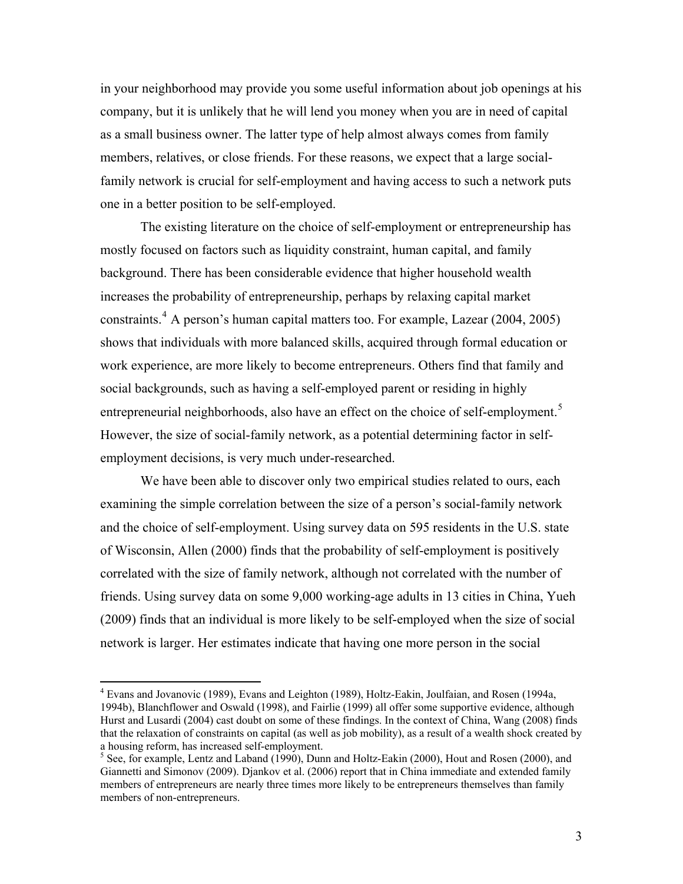in your neighborhood may provide you some useful information about job openings at his company, but it is unlikely that he will lend you money when you are in need of capital as a small business owner. The latter type of help almost always comes from family members, relatives, or close friends. For these reasons, we expect that a large social-family network is crucial for self-employment and having access to such a network puts one in a better position to be self-employed.

The existing literature on the choice of self-employment or entrepreneurship has mostly focused on factors such as liquidity constraint, human capital, and family background. There has been considerable evidence that higher household wealth increases the probability of entrepreneurship, perhaps by relaxing capital market constraints.[4] A person's human capital matters too. For example, Lazear (2004, 2005) shows that individuals with more balanced skills, acquired through formal education or work experience, are more likely to become entrepreneurs. Others find that family and social backgrounds, such as having a self-employed parent or residing in highly entrepreneurial neighborhoods, also have an effect on the choice of self-employment.[5] However, the size of social-family network, as a potential determining factor in self-employment decisions, is very much under-researched.

We have been able to discover only two empirical studies related to ours, each examining the simple correlation between the size of a person's social-family network and the choice of self-employment. Using survey data on 595 residents in the U.S. state of Wisconsin, Allen (2000) finds that the probability of self-employment is positively correlated with the size of family network, although not correlated with the number of friends. Using survey data on some 9,000 working-age adults in 13 cities in China, Yueh (2009) finds that an individual is more likely to be self-employed when the size of social network is larger. Her estimates indicate that having one more person in the social

[4] Evans and Jovanovic (1989), Evans and Leighton (1989), Holtz-Eakin, Joulfaian, and Rosen (1994a, 1994b), Blanchflower and Oswald (1998), and Fairlie (1999) all offer some supportive evidence, although Hurst and Lusardi (2004) cast doubt on some of these findings. In the context of China, Wang (2008) finds that the relaxation of constraints on capital (as well as job mobility), as a result of a wealth shock created by a housing reform, has increased self-employment.

[5] See, for example, Lentz and Laband (1990), Dunn and Holtz-Eakin (2000), Hout and Rosen (2000), and Giannetti and Simonov (2009). Djankov et al. (2006) report that in China immediate and extended family members of entrepreneurs are nearly three times more likely to be entrepreneurs themselves than family members of non-entrepreneurs.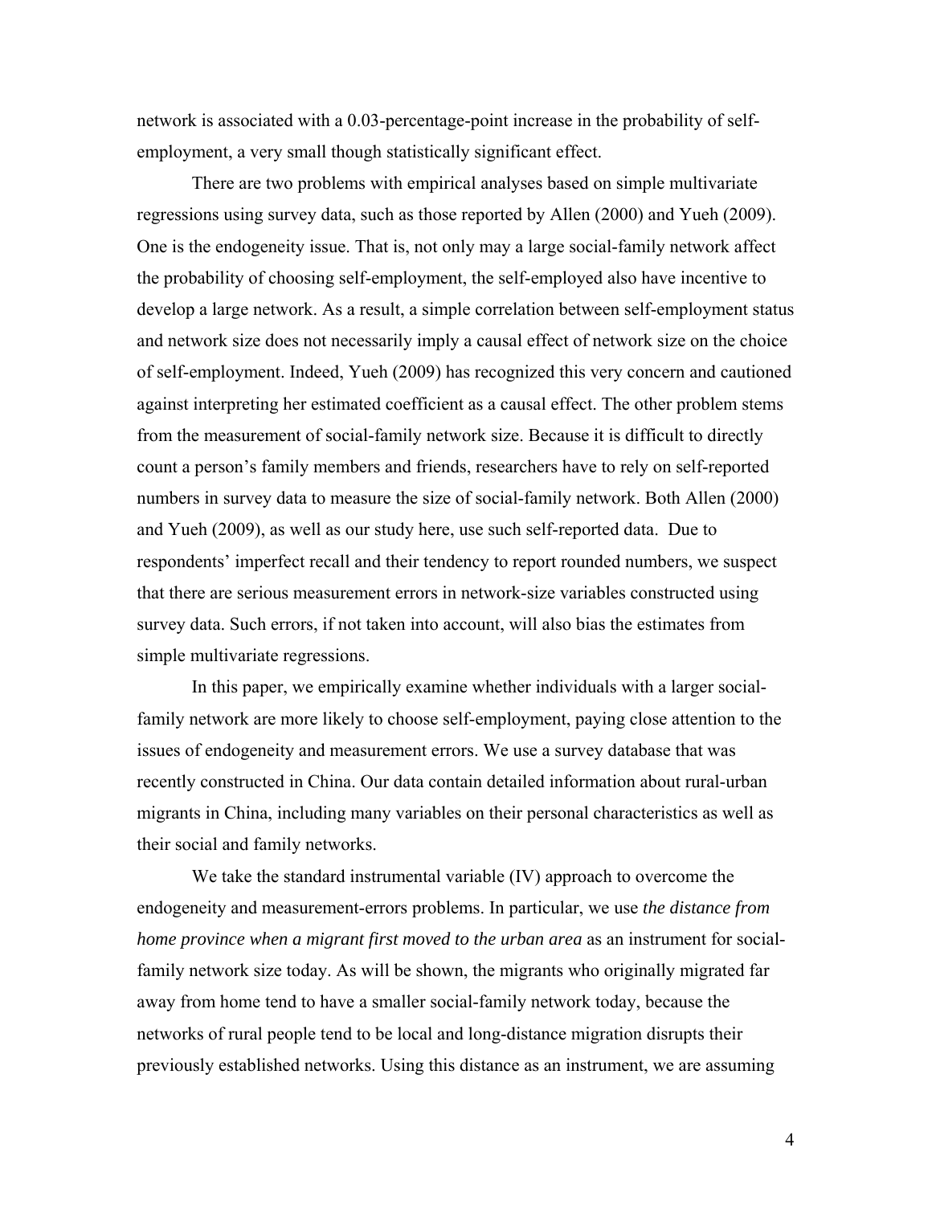network is associated with a 0.03-percentage-point increase in the probability of self-employment, a very small though statistically significant effect.

There are two problems with empirical analyses based on simple multivariate regressions using survey data, such as those reported by Allen (2000) and Yueh (2009). One is the endogeneity issue. That is, not only may a large social-family network affect the probability of choosing self-employment, the self-employed also have incentive to develop a large network. As a result, a simple correlation between self-employment status and network size does not necessarily imply a causal effect of network size on the choice of self-employment. Indeed, Yueh (2009) has recognized this very concern and cautioned against interpreting her estimated coefficient as a causal effect. The other problem stems from the measurement of social-family network size. Because it is difficult to directly count a person's family members and friends, researchers have to rely on self-reported numbers in survey data to measure the size of social-family network. Both Allen (2000) and Yueh (2009), as well as our study here, use such self-reported data. Due to respondents' imperfect recall and their tendency to report rounded numbers, we suspect that there are serious measurement errors in network-size variables constructed using survey data. Such errors, if not taken into account, will also bias the estimates from simple multivariate regressions.

In this paper, we empirically examine whether individuals with a larger social-family network are more likely to choose self-employment, paying close attention to the issues of endogeneity and measurement errors. We use a survey database that was recently constructed in China. Our data contain detailed information about rural-urban migrants in China, including many variables on their personal characteristics as well as their social and family networks.

We take the standard instrumental variable (IV) approach to overcome the endogeneity and measurement-errors problems. In particular, we use *the distance from home province when a migrant first moved to the urban area* as an instrument for social-family network size today. As will be shown, the migrants who originally migrated far away from home tend to have a smaller social-family network today, because the networks of rural people tend to be local and long-distance migration disrupts their previously established networks. Using this distance as an instrument, we are assuming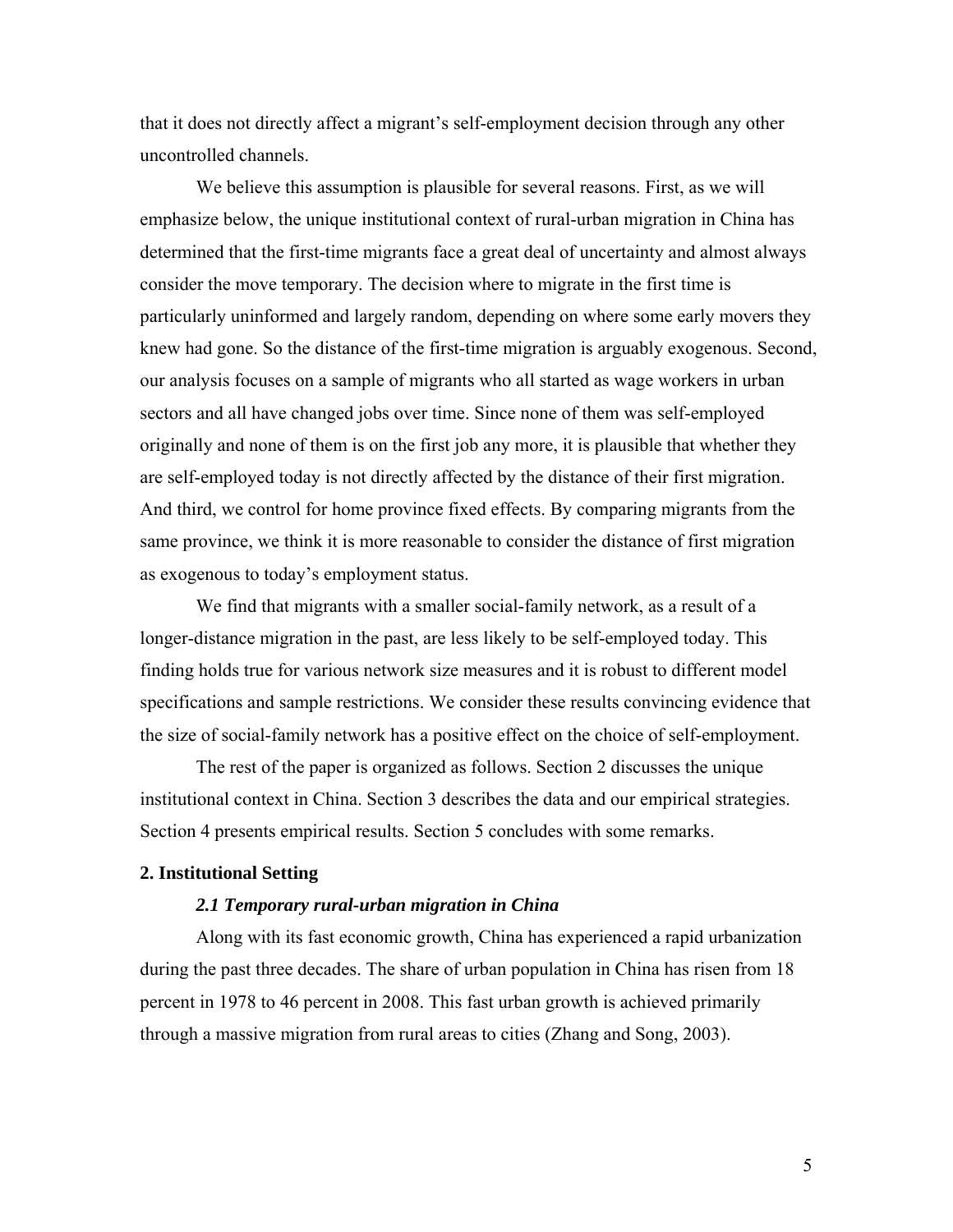that it does not directly affect a migrant's self-employment decision through any other uncontrolled channels.

We believe this assumption is plausible for several reasons. First, as we will emphasize below, the unique institutional context of rural-urban migration in China has determined that the first-time migrants face a great deal of uncertainty and almost always consider the move temporary. The decision where to migrate in the first time is particularly uninformed and largely random, depending on where some early movers they knew had gone. So the distance of the first-time migration is arguably exogenous. Second, our analysis focuses on a sample of migrants who all started as wage workers in urban sectors and all have changed jobs over time. Since none of them was self-employed originally and none of them is on the first job any more, it is plausible that whether they are self-employed today is not directly affected by the distance of their first migration. And third, we control for home province fixed effects. By comparing migrants from the same province, we think it is more reasonable to consider the distance of first migration as exogenous to today's employment status.

We find that migrants with a smaller social-family network, as a result of a longer-distance migration in the past, are less likely to be self-employed today. This finding holds true for various network size measures and it is robust to different model specifications and sample restrictions. We consider these results convincing evidence that the size of social-family network has a positive effect on the choice of self-employment.

The rest of the paper is organized as follows. Section 2 discusses the unique institutional context in China. Section 3 describes the data and our empirical strategies. Section 4 presents empirical results. Section 5 concludes with some remarks.

## 2. Institutional Setting

### *2.1 Temporary rural-urban migration in China*

Along with its fast economic growth, China has experienced a rapid urbanization during the past three decades. The share of urban population in China has risen from 18 percent in 1978 to 46 percent in 2008. This fast urban growth is achieved primarily through a massive migration from rural areas to cities (Zhang and Song, 2003).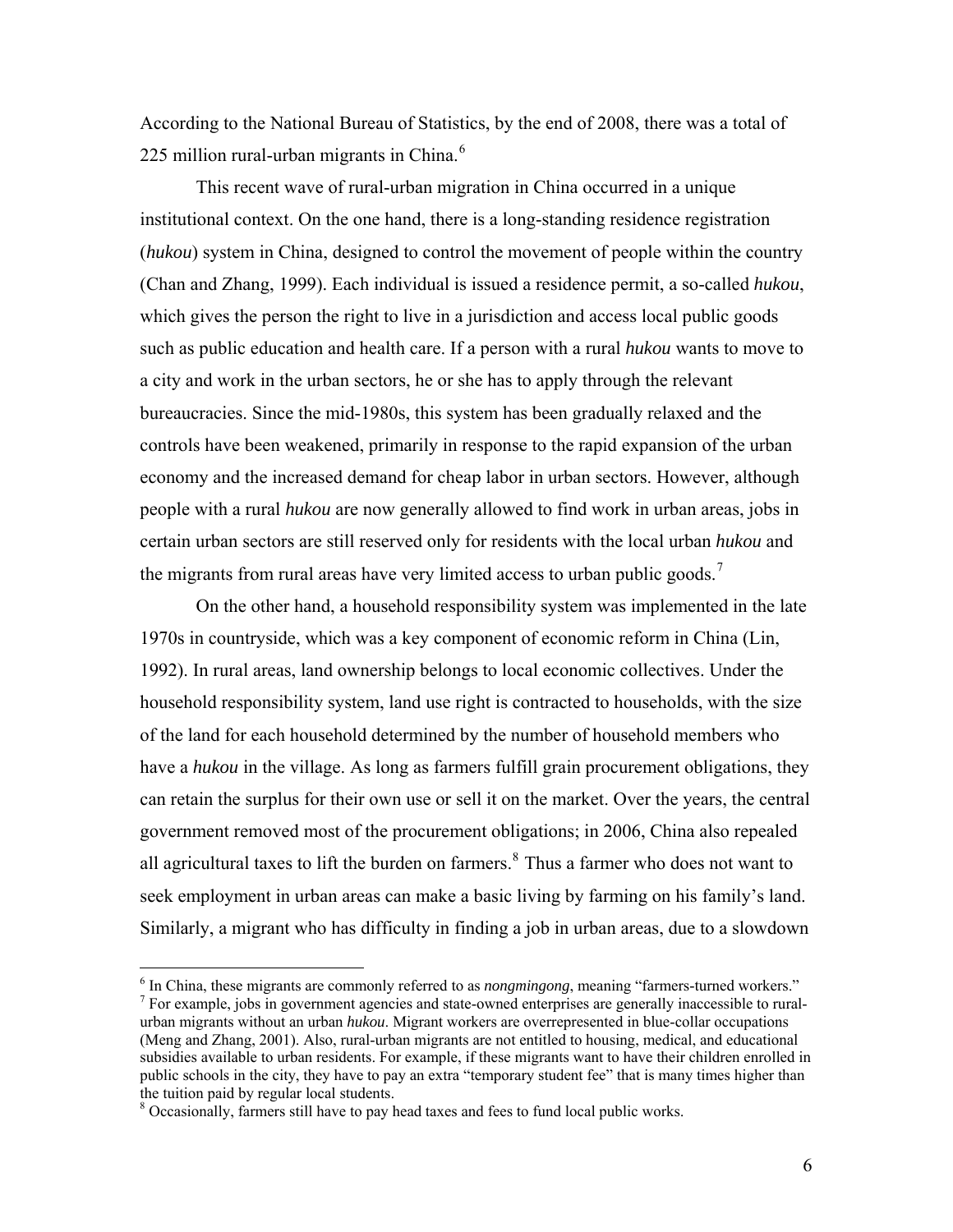According to the National Bureau of Statistics, by the end of 2008, there was a total of 225 million rural-urban migrants in China.[6]

This recent wave of rural-urban migration in China occurred in a unique institutional context. On the one hand, there is a long-standing residence registration (*hukou*) system in China, designed to control the movement of people within the country (Chan and Zhang, 1999). Each individual is issued a residence permit, a so-called *hukou*, which gives the person the right to live in a jurisdiction and access local public goods such as public education and health care. If a person with a rural *hukou* wants to move to a city and work in the urban sectors, he or she has to apply through the relevant bureaucracies. Since the mid-1980s, this system has been gradually relaxed and the controls have been weakened, primarily in response to the rapid expansion of the urban economy and the increased demand for cheap labor in urban sectors. However, although people with a rural *hukou* are now generally allowed to find work in urban areas, jobs in certain urban sectors are still reserved only for residents with the local urban *hukou* and the migrants from rural areas have very limited access to urban public goods.[7]

On the other hand, a household responsibility system was implemented in the late 1970s in countryside, which was a key component of economic reform in China (Lin, 1992). In rural areas, land ownership belongs to local economic collectives. Under the household responsibility system, land use right is contracted to households, with the size of the land for each household determined by the number of household members who have a *hukou* in the village. As long as farmers fulfill grain procurement obligations, they can retain the surplus for their own use or sell it on the market. Over the years, the central government removed most of the procurement obligations; in 2006, China also repealed all agricultural taxes to lift the burden on farmers.[8] Thus a farmer who does not want to seek employment in urban areas can make a basic living by farming on his family's land. Similarly, a migrant who has difficulty in finding a job in urban areas, due to a slowdown

[6] In China, these migrants are commonly referred to as *nongmingong*, meaning "farmers-turned workers."

[7] For example, jobs in government agencies and state-owned enterprises are generally inaccessible to rural-urban migrants without an urban *hukou*. Migrant workers are overrepresented in blue-collar occupations (Meng and Zhang, 2001). Also, rural-urban migrants are not entitled to housing, medical, and educational subsidies available to urban residents. For example, if these migrants want to have their children enrolled in public schools in the city, they have to pay an extra "temporary student fee" that is many times higher than the tuition paid by regular local students.

[8] Occasionally, farmers still have to pay head taxes and fees to fund local public works.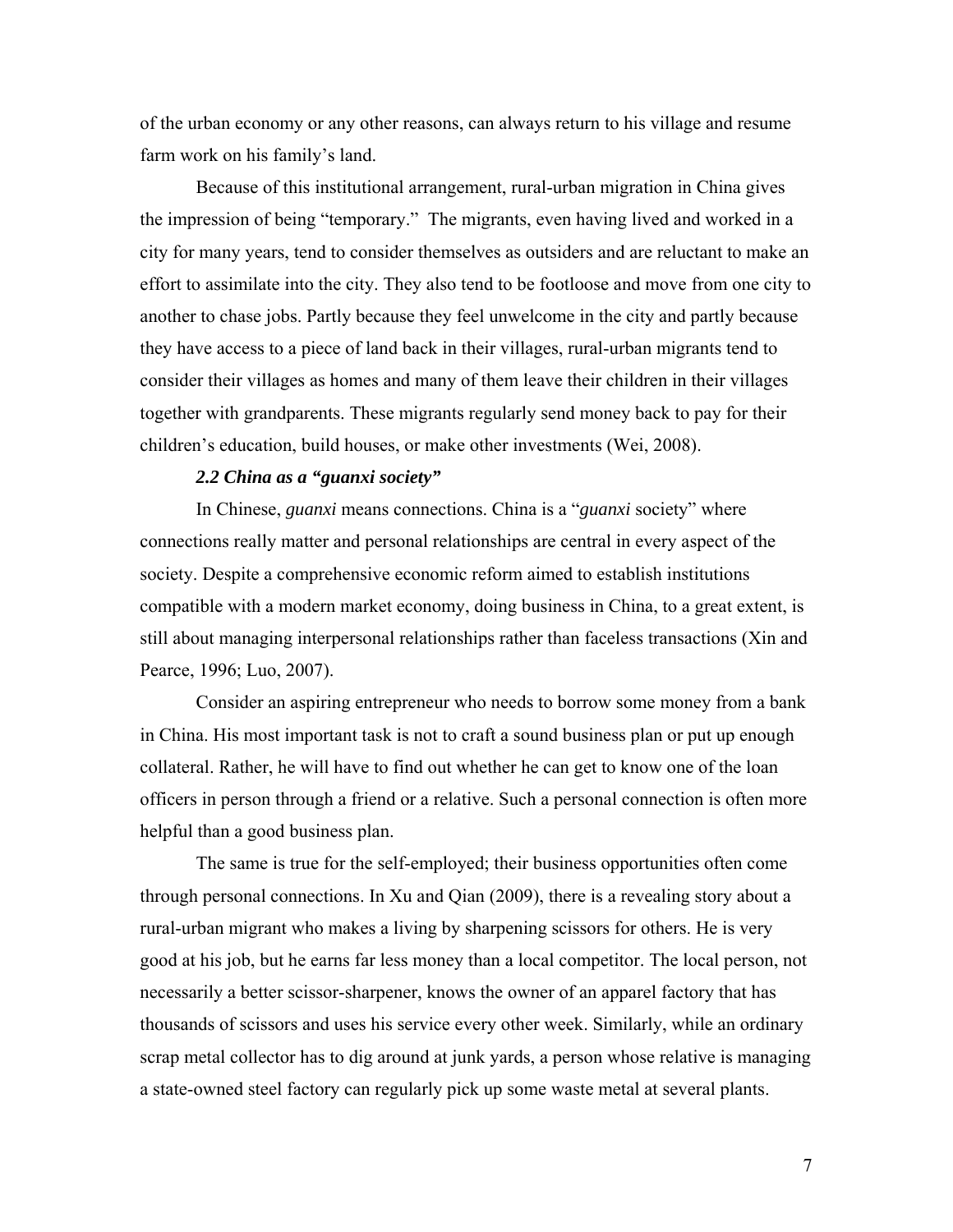of the urban economy or any other reasons, can always return to his village and resume farm work on his family's land.

Because of this institutional arrangement, rural-urban migration in China gives the impression of being "temporary." The migrants, even having lived and worked in a city for many years, tend to consider themselves as outsiders and are reluctant to make an effort to assimilate into the city. They also tend to be footloose and move from one city to another to chase jobs. Partly because they feel unwelcome in the city and partly because they have access to a piece of land back in their villages, rural-urban migrants tend to consider their villages as homes and many of them leave their children in their villages together with grandparents. These migrants regularly send money back to pay for their children's education, build houses, or make other investments (Wei, 2008).

### *2.2 China as a "guanxi society"*

In Chinese, *guanxi* means connections. China is a "*guanxi* society" where connections really matter and personal relationships are central in every aspect of the society. Despite a comprehensive economic reform aimed to establish institutions compatible with a modern market economy, doing business in China, to a great extent, is still about managing interpersonal relationships rather than faceless transactions (Xin and Pearce, 1996; Luo, 2007).

Consider an aspiring entrepreneur who needs to borrow some money from a bank in China. His most important task is not to craft a sound business plan or put up enough collateral. Rather, he will have to find out whether he can get to know one of the loan officers in person through a friend or a relative. Such a personal connection is often more helpful than a good business plan.

The same is true for the self-employed; their business opportunities often come through personal connections. In Xu and Qian (2009), there is a revealing story about a rural-urban migrant who makes a living by sharpening scissors for others. He is very good at his job, but he earns far less money than a local competitor. The local person, not necessarily a better scissor-sharpener, knows the owner of an apparel factory that has thousands of scissors and uses his service every other week. Similarly, while an ordinary scrap metal collector has to dig around at junk yards, a person whose relative is managing a state-owned steel factory can regularly pick up some waste metal at several plants.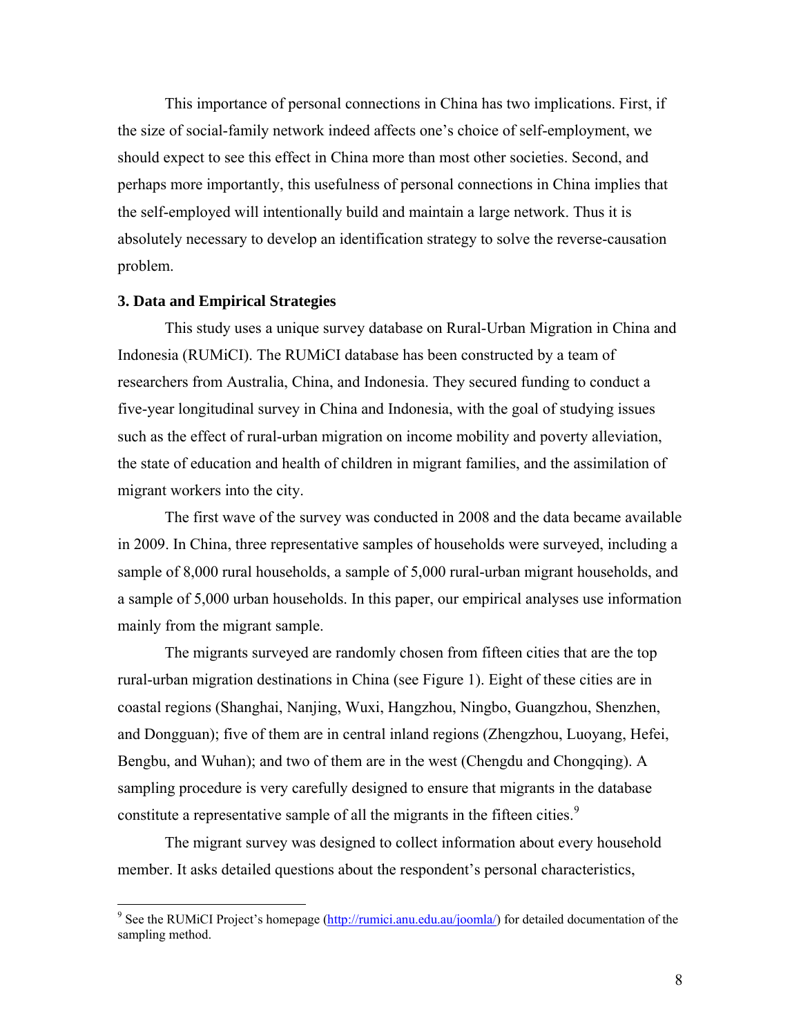This importance of personal connections in China has two implications. First, if the size of social-family network indeed affects one's choice of self-employment, we should expect to see this effect in China more than most other societies. Second, and perhaps more importantly, this usefulness of personal connections in China implies that the self-employed will intentionally build and maintain a large network. Thus it is absolutely necessary to develop an identification strategy to solve the reverse-causation problem.

### 3. Data and Empirical Strategies

This study uses a unique survey database on Rural-Urban Migration in China and Indonesia (RUMiCI). The RUMiCI database has been constructed by a team of researchers from Australia, China, and Indonesia. They secured funding to conduct a five-year longitudinal survey in China and Indonesia, with the goal of studying issues such as the effect of rural-urban migration on income mobility and poverty alleviation, the state of education and health of children in migrant families, and the assimilation of migrant workers into the city.

The first wave of the survey was conducted in 2008 and the data became available in 2009. In China, three representative samples of households were surveyed, including a sample of 8,000 rural households, a sample of 5,000 rural-urban migrant households, and a sample of 5,000 urban households. In this paper, our empirical analyses use information mainly from the migrant sample.

The migrants surveyed are randomly chosen from fifteen cities that are the top rural-urban migration destinations in China (see Figure 1). Eight of these cities are in coastal regions (Shanghai, Nanjing, Wuxi, Hangzhou, Ningbo, Guangzhou, Shenzhen, and Dongguan); five of them are in central inland regions (Zhengzhou, Luoyang, Hefei, Bengbu, and Wuhan); and two of them are in the west (Chengdu and Chongqing). A sampling procedure is very carefully designed to ensure that migrants in the database constitute a representative sample of all the migrants in the fifteen cities.[9]

The migrant survey was designed to collect information about every household member. It asks detailed questions about the respondent's personal characteristics,

[9] See the RUMiCI Project's homepage (http://rumici.anu.edu.au/joomla/) for detailed documentation of the sampling method.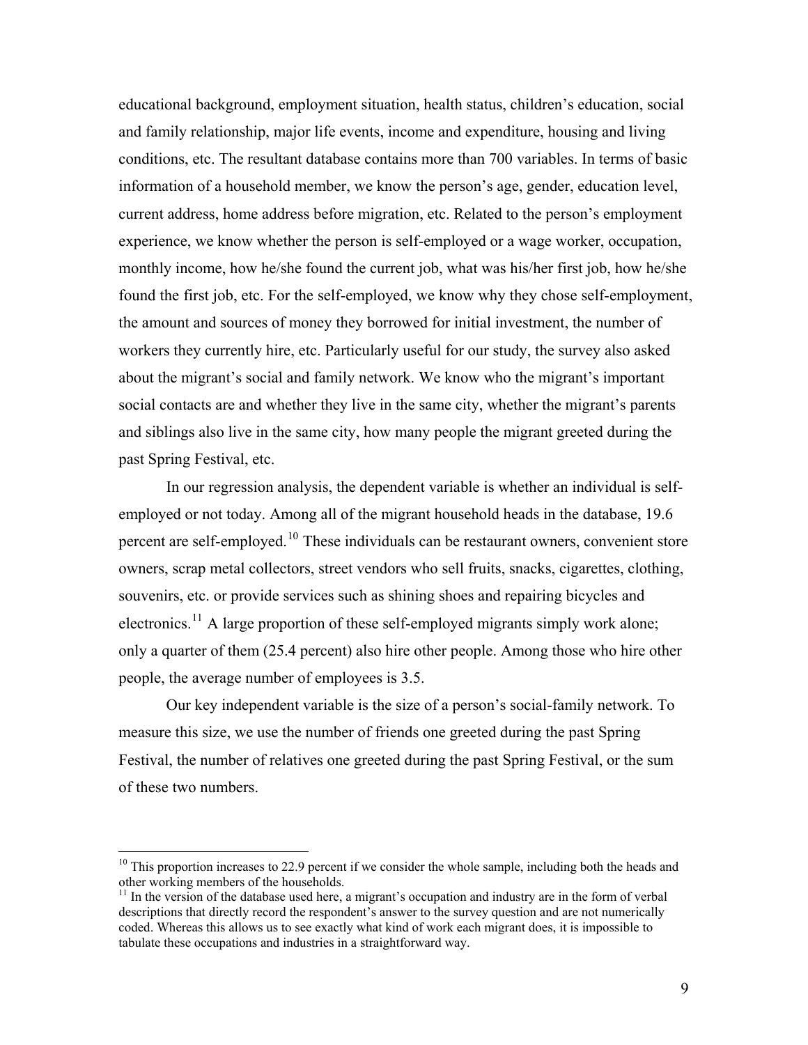educational background, employment situation, health status, children's education, social and family relationship, major life events, income and expenditure, housing and living conditions, etc. The resultant database contains more than 700 variables. In terms of basic information of a household member, we know the person's age, gender, education level, current address, home address before migration, etc. Related to the person's employment experience, we know whether the person is self-employed or a wage worker, occupation, monthly income, how he/she found the current job, what was his/her first job, how he/she found the first job, etc. For the self-employed, we know why they chose self-employment, the amount and sources of money they borrowed for initial investment, the number of workers they currently hire, etc. Particularly useful for our study, the survey also asked about the migrant's social and family network. We know who the migrant's important social contacts are and whether they live in the same city, whether the migrant's parents and siblings also live in the same city, how many people the migrant greeted during the past Spring Festival, etc.

In our regression analysis, the dependent variable is whether an individual is self-employed or not today. Among all of the migrant household heads in the database, 19.6 percent are self-employed.[10] These individuals can be restaurant owners, convenient store owners, scrap metal collectors, street vendors who sell fruits, snacks, cigarettes, clothing, souvenirs, etc. or provide services such as shining shoes and repairing bicycles and electronics.[11] A large proportion of these self-employed migrants simply work alone; only a quarter of them (25.4 percent) also hire other people. Among those who hire other people, the average number of employees is 3.5.

Our key independent variable is the size of a person's social-family network. To measure this size, we use the number of friends one greeted during the past Spring Festival, the number of relatives one greeted during the past Spring Festival, or the sum of these two numbers.

---

[10] This proportion increases to 22.9 percent if we consider the whole sample, including both the heads and other working members of the households.

[11] In the version of the database used here, a migrant's occupation and industry are in the form of verbal descriptions that directly record the respondent's answer to the survey question and are not numerically coded. Whereas this allows us to see exactly what kind of work each migrant does, it is impossible to tabulate these occupations and industries in a straightforward way.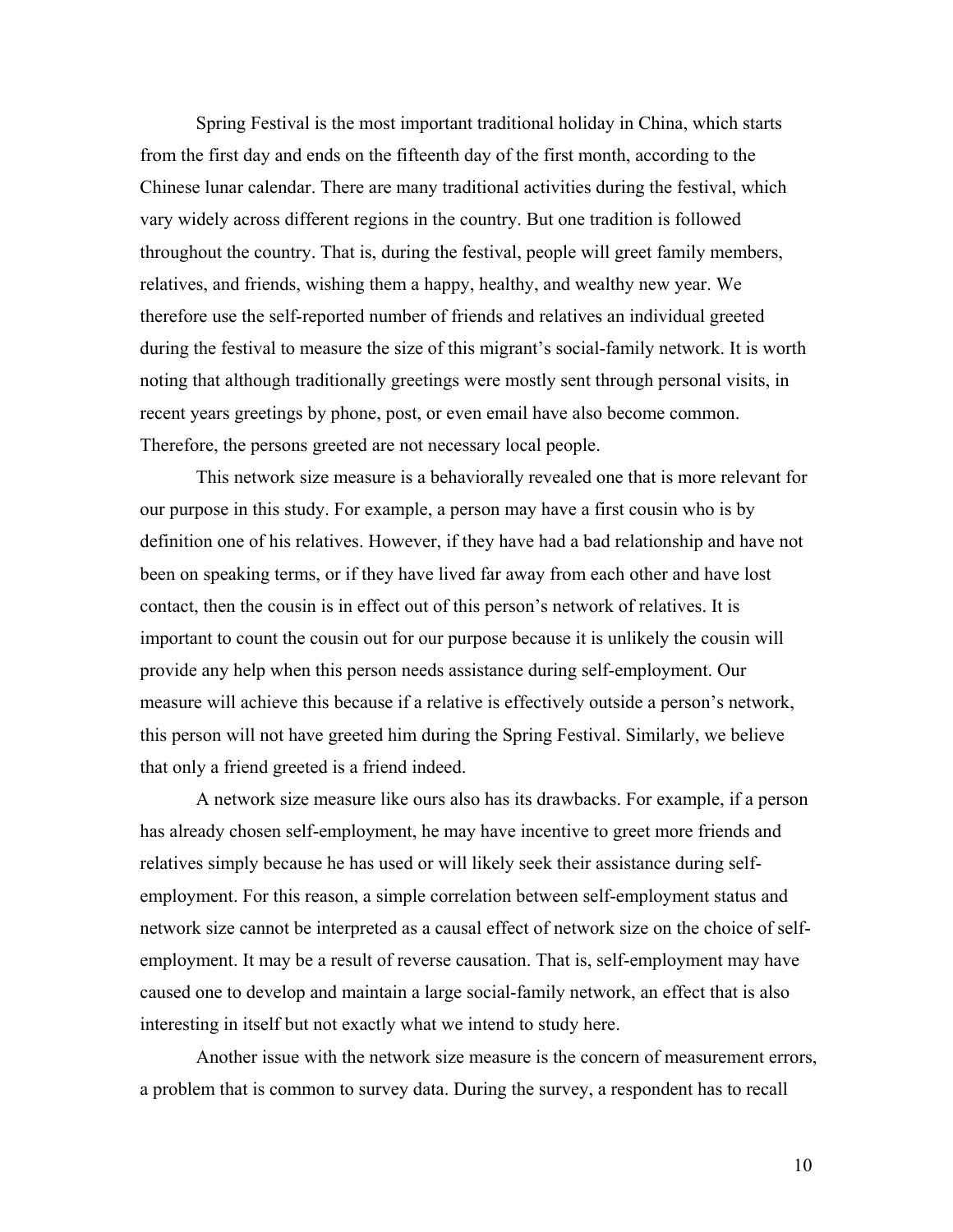Spring Festival is the most important traditional holiday in China, which starts from the first day and ends on the fifteenth day of the first month, according to the Chinese lunar calendar. There are many traditional activities during the festival, which vary widely across different regions in the country. But one tradition is followed throughout the country. That is, during the festival, people will greet family members, relatives, and friends, wishing them a happy, healthy, and wealthy new year. We therefore use the self-reported number of friends and relatives an individual greeted during the festival to measure the size of this migrant's social-family network. It is worth noting that although traditionally greetings were mostly sent through personal visits, in recent years greetings by phone, post, or even email have also become common. Therefore, the persons greeted are not necessary local people.

This network size measure is a behaviorally revealed one that is more relevant for our purpose in this study. For example, a person may have a first cousin who is by definition one of his relatives. However, if they have had a bad relationship and have not been on speaking terms, or if they have lived far away from each other and have lost contact, then the cousin is in effect out of this person's network of relatives. It is important to count the cousin out for our purpose because it is unlikely the cousin will provide any help when this person needs assistance during self-employment. Our measure will achieve this because if a relative is effectively outside a person's network, this person will not have greeted him during the Spring Festival. Similarly, we believe that only a friend greeted is a friend indeed.

A network size measure like ours also has its drawbacks. For example, if a person has already chosen self-employment, he may have incentive to greet more friends and relatives simply because he has used or will likely seek their assistance during self-employment. For this reason, a simple correlation between self-employment status and network size cannot be interpreted as a causal effect of network size on the choice of self-employment. It may be a result of reverse causation. That is, self-employment may have caused one to develop and maintain a large social-family network, an effect that is also interesting in itself but not exactly what we intend to study here.

Another issue with the network size measure is the concern of measurement errors, a problem that is common to survey data. During the survey, a respondent has to recall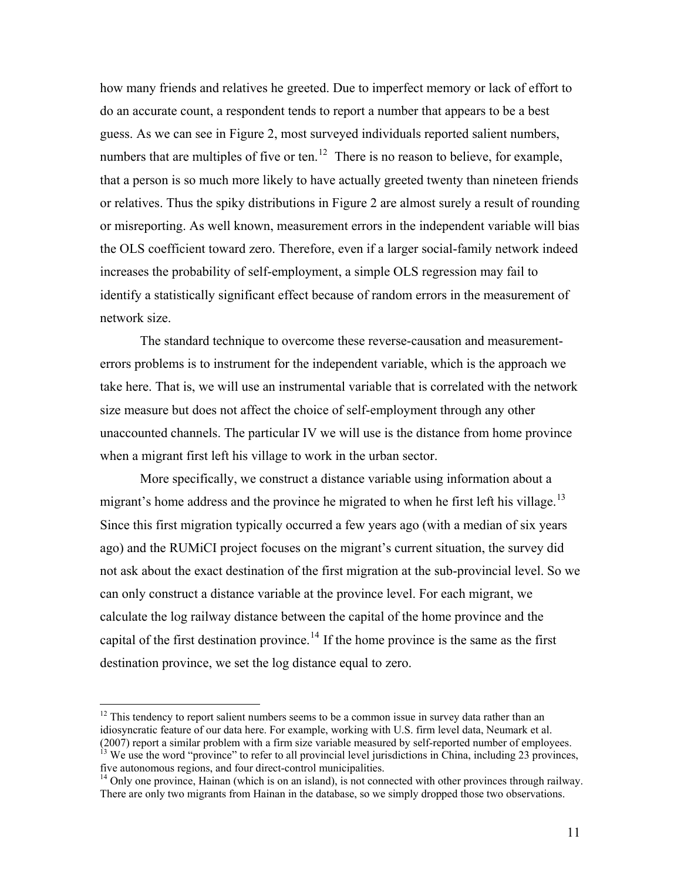how many friends and relatives he greeted. Due to imperfect memory or lack of effort to do an accurate count, a respondent tends to report a number that appears to be a best guess. As we can see in Figure 2, most surveyed individuals reported salient numbers, numbers that are multiples of five or ten.[12] There is no reason to believe, for example, that a person is so much more likely to have actually greeted twenty than nineteen friends or relatives. Thus the spiky distributions in Figure 2 are almost surely a result of rounding or misreporting. As well known, measurement errors in the independent variable will bias the OLS coefficient toward zero. Therefore, even if a larger social-family network indeed increases the probability of self-employment, a simple OLS regression may fail to identify a statistically significant effect because of random errors in the measurement of network size.

The standard technique to overcome these reverse-causation and measurement-errors problems is to instrument for the independent variable, which is the approach we take here. That is, we will use an instrumental variable that is correlated with the network size measure but does not affect the choice of self-employment through any other unaccounted channels. The particular IV we will use is the distance from home province when a migrant first left his village to work in the urban sector.

More specifically, we construct a distance variable using information about a migrant's home address and the province he migrated to when he first left his village.[13] Since this first migration typically occurred a few years ago (with a median of six years ago) and the RUMiCI project focuses on the migrant's current situation, the survey did not ask about the exact destination of the first migration at the sub-provincial level. So we can only construct a distance variable at the province level. For each migrant, we calculate the log railway distance between the capital of the home province and the capital of the first destination province.[14] If the home province is the same as the first destination province, we set the log distance equal to zero.

---

[12] This tendency to report salient numbers seems to be a common issue in survey data rather than an idiosyncratic feature of our data here. For example, working with U.S. firm level data, Neumark et al. (2007) report a similar problem with a firm size variable measured by self-reported number of employees.

[13] We use the word "province" to refer to all provincial level jurisdictions in China, including 23 provinces, five autonomous regions, and four direct-control municipalities.

[14] Only one province, Hainan (which is on an island), is not connected with other provinces through railway. There are only two migrants from Hainan in the database, so we simply dropped those two observations.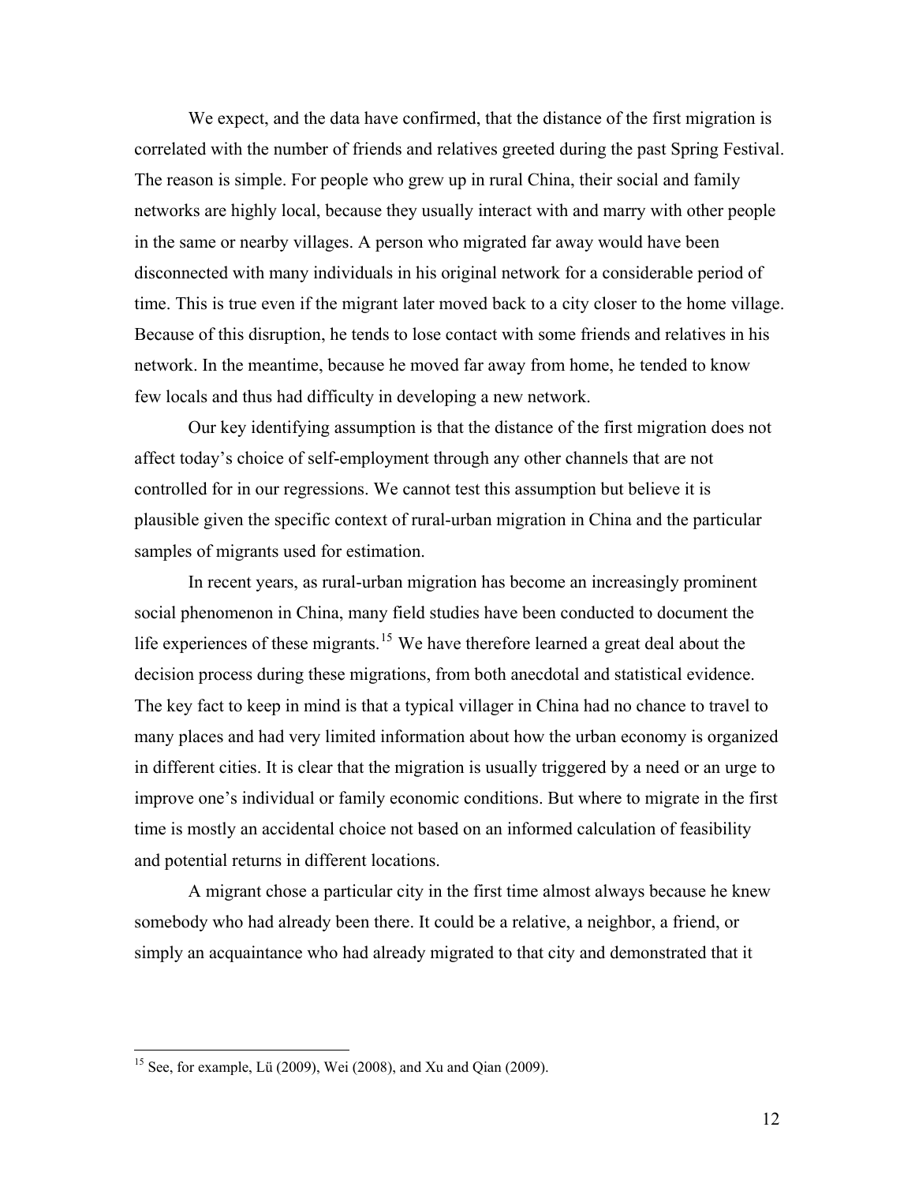We expect, and the data have confirmed, that the distance of the first migration is correlated with the number of friends and relatives greeted during the past Spring Festival. The reason is simple. For people who grew up in rural China, their social and family networks are highly local, because they usually interact with and marry with other people in the same or nearby villages. A person who migrated far away would have been disconnected with many individuals in his original network for a considerable period of time. This is true even if the migrant later moved back to a city closer to the home village. Because of this disruption, he tends to lose contact with some friends and relatives in his network. In the meantime, because he moved far away from home, he tended to know few locals and thus had difficulty in developing a new network.

Our key identifying assumption is that the distance of the first migration does not affect today's choice of self-employment through any other channels that are not controlled for in our regressions. We cannot test this assumption but believe it is plausible given the specific context of rural-urban migration in China and the particular samples of migrants used for estimation.

In recent years, as rural-urban migration has become an increasingly prominent social phenomenon in China, many field studies have been conducted to document the life experiences of these migrants.[15] We have therefore learned a great deal about the decision process during these migrations, from both anecdotal and statistical evidence. The key fact to keep in mind is that a typical villager in China had no chance to travel to many places and had very limited information about how the urban economy is organized in different cities. It is clear that the migration is usually triggered by a need or an urge to improve one's individual or family economic conditions. But where to migrate in the first time is mostly an accidental choice not based on an informed calculation of feasibility and potential returns in different locations.

A migrant chose a particular city in the first time almost always because he knew somebody who had already been there. It could be a relative, a neighbor, a friend, or simply an acquaintance who had already migrated to that city and demonstrated that it

[15] See, for example, Lü (2009), Wei (2008), and Xu and Qian (2009).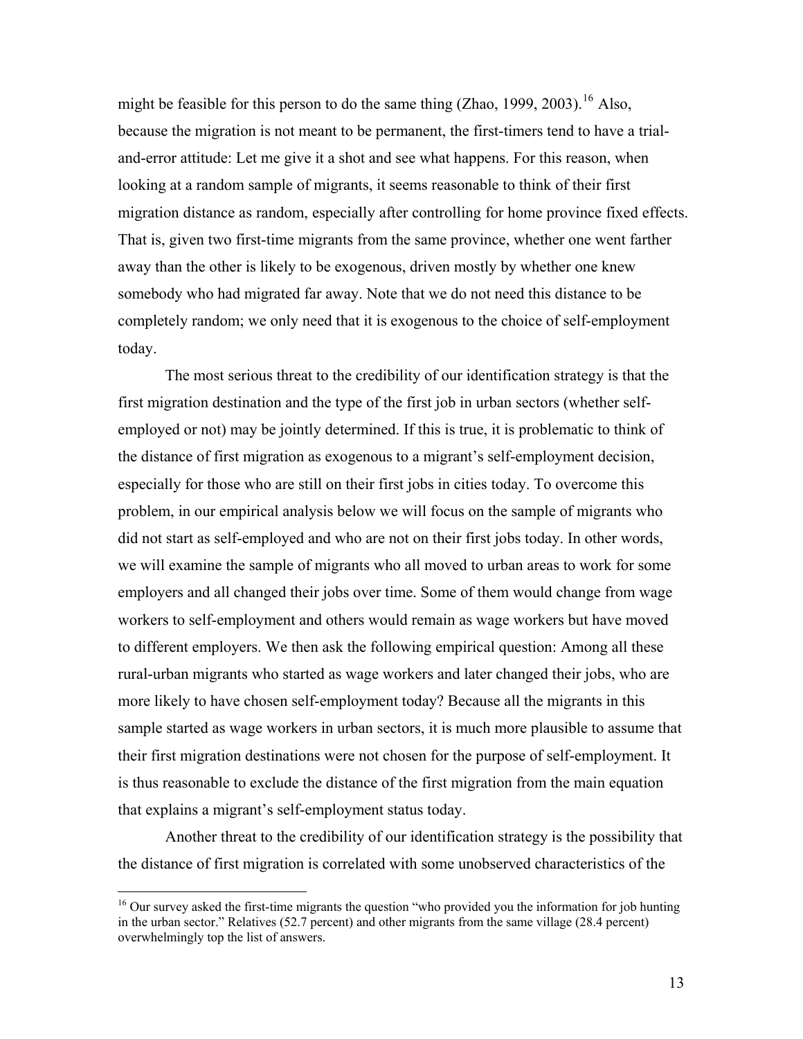might be feasible for this person to do the same thing (Zhao, 1999, 2003).[16] Also, because the migration is not meant to be permanent, the first-timers tend to have a trial-and-error attitude: Let me give it a shot and see what happens. For this reason, when looking at a random sample of migrants, it seems reasonable to think of their first migration distance as random, especially after controlling for home province fixed effects. That is, given two first-time migrants from the same province, whether one went farther away than the other is likely to be exogenous, driven mostly by whether one knew somebody who had migrated far away. Note that we do not need this distance to be completely random; we only need that it is exogenous to the choice of self-employment today.

The most serious threat to the credibility of our identification strategy is that the first migration destination and the type of the first job in urban sectors (whether self-employed or not) may be jointly determined. If this is true, it is problematic to think of the distance of first migration as exogenous to a migrant's self-employment decision, especially for those who are still on their first jobs in cities today. To overcome this problem, in our empirical analysis below we will focus on the sample of migrants who did not start as self-employed and who are not on their first jobs today. In other words, we will examine the sample of migrants who all moved to urban areas to work for some employers and all changed their jobs over time. Some of them would change from wage workers to self-employment and others would remain as wage workers but have moved to different employers. We then ask the following empirical question: Among all these rural-urban migrants who started as wage workers and later changed their jobs, who are more likely to have chosen self-employment today? Because all the migrants in this sample started as wage workers in urban sectors, it is much more plausible to assume that their first migration destinations were not chosen for the purpose of self-employment. It is thus reasonable to exclude the distance of the first migration from the main equation that explains a migrant's self-employment status today.

Another threat to the credibility of our identification strategy is the possibility that the distance of first migration is correlated with some unobserved characteristics of the

[16] Our survey asked the first-time migrants the question "who provided you the information for job hunting in the urban sector." Relatives (52.7 percent) and other migrants from the same village (28.4 percent) overwhelmingly top the list of answers.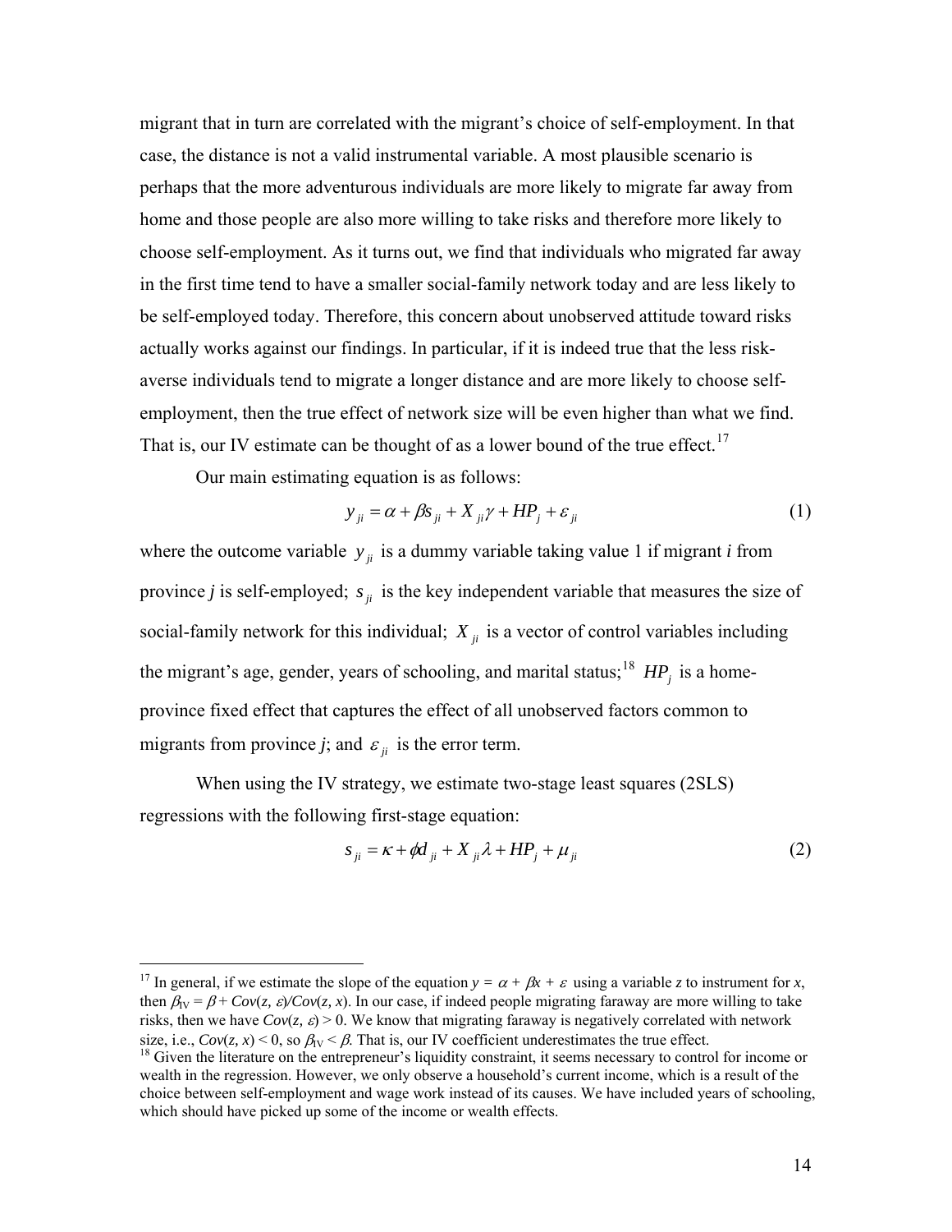migrant that in turn are correlated with the migrant's choice of self-employment. In that case, the distance is not a valid instrumental variable. A most plausible scenario is perhaps that the more adventurous individuals are more likely to migrate far away from home and those people are also more willing to take risks and therefore more likely to choose self-employment. As it turns out, we find that individuals who migrated far away in the first time tend to have a smaller social-family network today and are less likely to be self-employed today. Therefore, this concern about unobserved attitude toward risks actually works against our findings. In particular, if it is indeed true that the less risk-averse individuals tend to migrate a longer distance and are more likely to choose self-employment, then the true effect of network size will be even higher than what we find. That is, our IV estimate can be thought of as a lower bound of the true effect.[17]

Our main estimating equation is as follows:

$$y_{ji} = \alpha + \beta s_{ji} + X_{ji}\gamma + HP_j + \varepsilon_{ji} \tag{1}$$

where the outcome variable $y_{ji}$ is a dummy variable taking value 1 if migrant *i* from province *j* is self-employed; $s_{ji}$ is the key independent variable that measures the size of social-family network for this individual; $X_{ji}$ is a vector of control variables including the migrant's age, gender, years of schooling, and marital status;[18] $HP_j$ is a home-province fixed effect that captures the effect of all unobserved factors common to migrants from province *j*; and $\varepsilon_{ji}$ is the error term.

When using the IV strategy, we estimate two-stage least squares (2SLS) regressions with the following first-stage equation:

$$s_{ji} = \kappa + \phi d_{ji} + X_{ji}\lambda + HP_j + \mu_{ji} \tag{2}$$

---

[17] In general, if we estimate the slope of the equation $y = \alpha + \beta x + \varepsilon$ using a variable *z* to instrument for *x*, then $\beta_{IV} = \beta + Cov(z, \varepsilon)/Cov(z, x)$. In our case, if indeed people migrating faraway are more willing to take risks, then we have $Cov(z, \varepsilon) > 0$. We know that migrating faraway is negatively correlated with network size, i.e., $Cov(z, x) < 0$, so $\beta_{IV} < \beta$. That is, our IV coefficient underestimates the true effect.

[18] Given the literature on the entrepreneur's liquidity constraint, it seems necessary to control for income or wealth in the regression. However, we only observe a household's current income, which is a result of the choice between self-employment and wage work instead of its causes. We have included years of schooling, which should have picked up some of the income or wealth effects.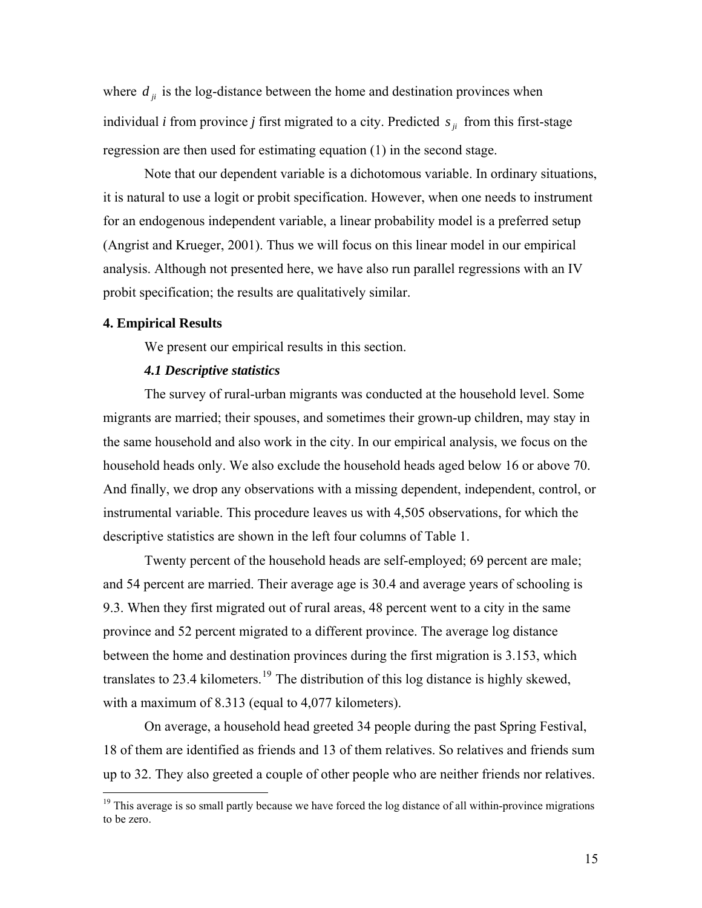where $d_{ji}$ is the log-distance between the home and destination provinces when individual *i* from province *j* first migrated to a city. Predicted $s_{ji}$ from this first-stage regression are then used for estimating equation (1) in the second stage.

Note that our dependent variable is a dichotomous variable. In ordinary situations, it is natural to use a logit or probit specification. However, when one needs to instrument for an endogenous independent variable, a linear probability model is a preferred setup (Angrist and Krueger, 2001). Thus we will focus on this linear model in our empirical analysis. Although not presented here, we have also run parallel regressions with an IV probit specification; the results are qualitatively similar.

## 4. Empirical Results

We present our empirical results in this section.

### *4.1 Descriptive statistics*

The survey of rural-urban migrants was conducted at the household level. Some migrants are married; their spouses, and sometimes their grown-up children, may stay in the same household and also work in the city. In our empirical analysis, we focus on the household heads only. We also exclude the household heads aged below 16 or above 70. And finally, we drop any observations with a missing dependent, independent, control, or instrumental variable. This procedure leaves us with 4,505 observations, for which the descriptive statistics are shown in the left four columns of Table 1.

Twenty percent of the household heads are self-employed; 69 percent are male; and 54 percent are married. Their average age is 30.4 and average years of schooling is 9.3. When they first migrated out of rural areas, 48 percent went to a city in the same province and 52 percent migrated to a different province. The average log distance between the home and destination provinces during the first migration is 3.153, which translates to 23.4 kilometers.[19] The distribution of this log distance is highly skewed, with a maximum of 8.313 (equal to 4,077 kilometers).

On average, a household head greeted 34 people during the past Spring Festival, 18 of them are identified as friends and 13 of them relatives. So relatives and friends sum up to 32. They also greeted a couple of other people who are neither friends nor relatives.

---

[19] This average is so small partly because we have forced the log distance of all within-province migrations to be zero.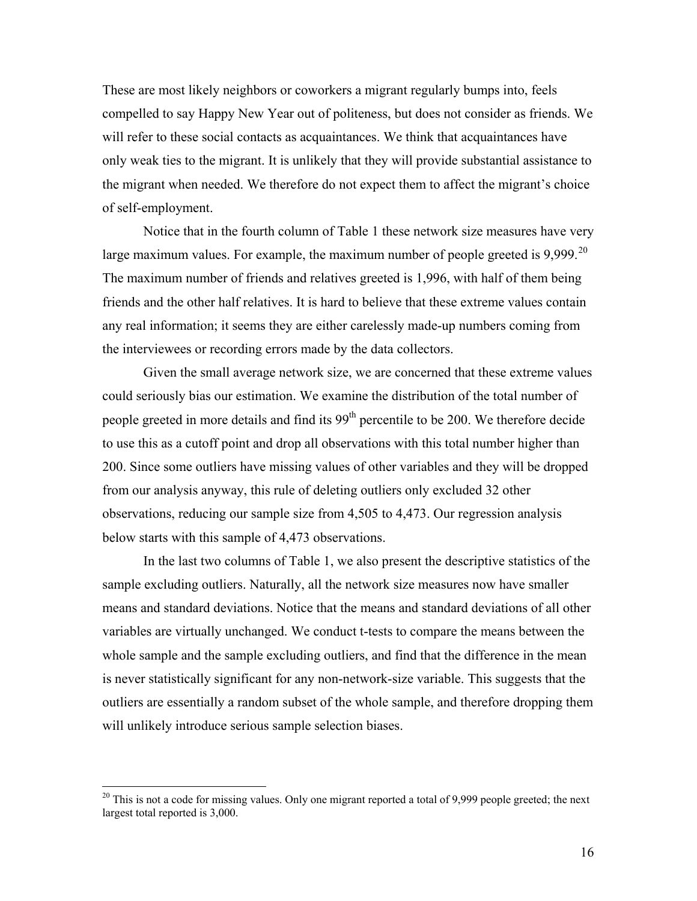These are most likely neighbors or coworkers a migrant regularly bumps into, feels compelled to say Happy New Year out of politeness, but does not consider as friends. We will refer to these social contacts as acquaintances. We think that acquaintances have only weak ties to the migrant. It is unlikely that they will provide substantial assistance to the migrant when needed. We therefore do not expect them to affect the migrant's choice of self-employment.

Notice that in the fourth column of Table 1 these network size measures have very large maximum values. For example, the maximum number of people greeted is 9,999.[20] The maximum number of friends and relatives greeted is 1,996, with half of them being friends and the other half relatives. It is hard to believe that these extreme values contain any real information; it seems they are either carelessly made-up numbers coming from the interviewees or recording errors made by the data collectors.

Given the small average network size, we are concerned that these extreme values could seriously bias our estimation. We examine the distribution of the total number of people greeted in more details and find its 99th percentile to be 200. We therefore decide to use this as a cutoff point and drop all observations with this total number higher than 200. Since some outliers have missing values of other variables and they will be dropped from our analysis anyway, this rule of deleting outliers only excluded 32 other observations, reducing our sample size from 4,505 to 4,473. Our regression analysis below starts with this sample of 4,473 observations.

In the last two columns of Table 1, we also present the descriptive statistics of the sample excluding outliers. Naturally, all the network size measures now have smaller means and standard deviations. Notice that the means and standard deviations of all other variables are virtually unchanged. We conduct t-tests to compare the means between the whole sample and the sample excluding outliers, and find that the difference in the mean is never statistically significant for any non-network-size variable. This suggests that the outliers are essentially a random subset of the whole sample, and therefore dropping them will unlikely introduce serious sample selection biases.

[20] This is not a code for missing values. Only one migrant reported a total of 9,999 people greeted; the next largest total reported is 3,000.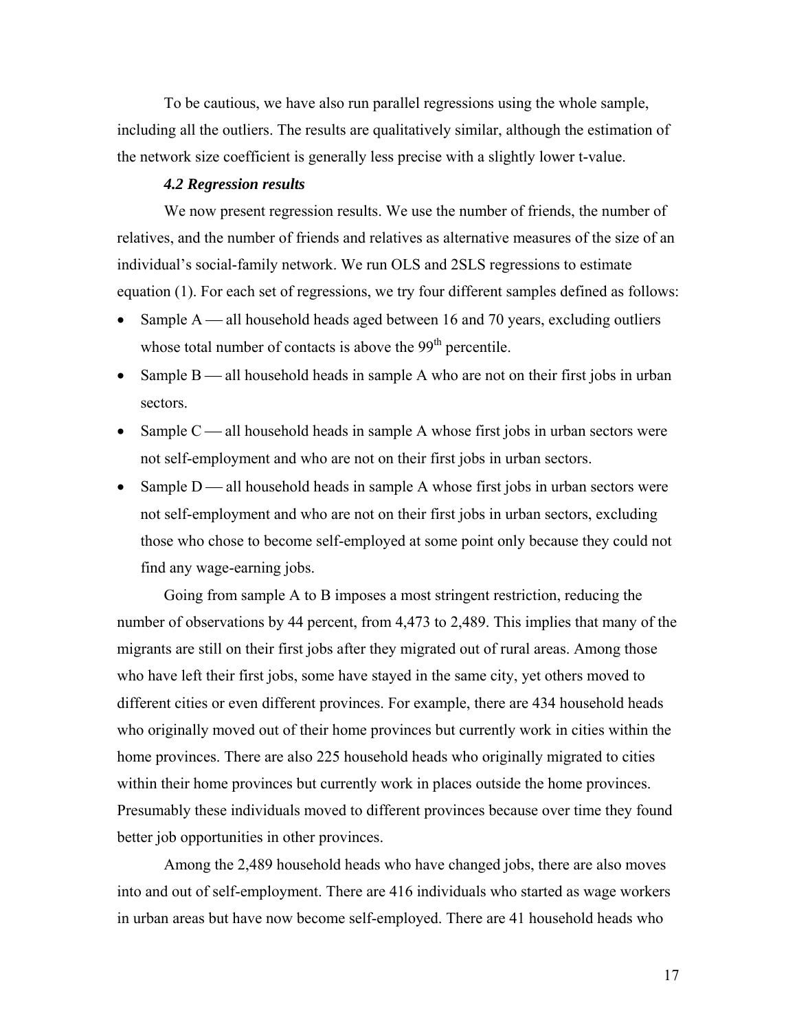To be cautious, we have also run parallel regressions using the whole sample, including all the outliers. The results are qualitatively similar, although the estimation of the network size coefficient is generally less precise with a slightly lower t-value.

### *4.2 Regression results*

We now present regression results. We use the number of friends, the number of relatives, and the number of friends and relatives as alternative measures of the size of an individual's social-family network. We run OLS and 2SLS regressions to estimate equation (1). For each set of regressions, we try four different samples defined as follows:

- Sample A — all household heads aged between 16 and 70 years, excluding outliers whose total number of contacts is above the 99th percentile.
- Sample B — all household heads in sample A who are not on their first jobs in urban sectors.
- Sample C — all household heads in sample A whose first jobs in urban sectors were not self-employment and who are not on their first jobs in urban sectors.
- Sample D — all household heads in sample A whose first jobs in urban sectors were not self-employment and who are not on their first jobs in urban sectors, excluding those who chose to become self-employed at some point only because they could not find any wage-earning jobs.

Going from sample A to B imposes a most stringent restriction, reducing the number of observations by 44 percent, from 4,473 to 2,489. This implies that many of the migrants are still on their first jobs after they migrated out of rural areas. Among those who have left their first jobs, some have stayed in the same city, yet others moved to different cities or even different provinces. For example, there are 434 household heads who originally moved out of their home provinces but currently work in cities within the home provinces. There are also 225 household heads who originally migrated to cities within their home provinces but currently work in places outside the home provinces. Presumably these individuals moved to different provinces because over time they found better job opportunities in other provinces.

Among the 2,489 household heads who have changed jobs, there are also moves into and out of self-employment. There are 416 individuals who started as wage workers in urban areas but have now become self-employed. There are 41 household heads who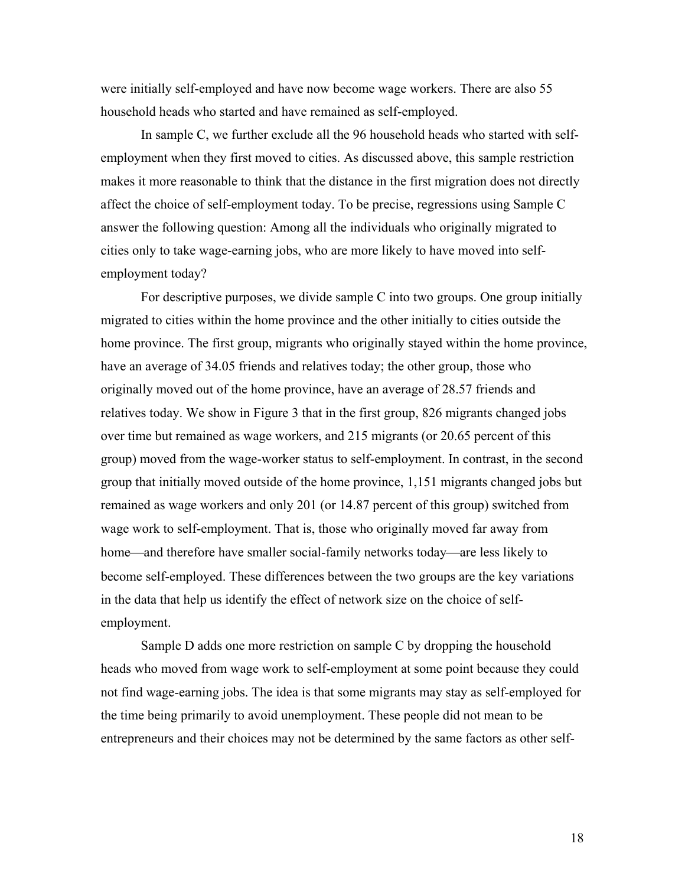were initially self-employed and have now become wage workers. There are also 55 household heads who started and have remained as self-employed.

In sample C, we further exclude all the 96 household heads who started with self-employment when they first moved to cities. As discussed above, this sample restriction makes it more reasonable to think that the distance in the first migration does not directly affect the choice of self-employment today. To be precise, regressions using Sample C answer the following question: Among all the individuals who originally migrated to cities only to take wage-earning jobs, who are more likely to have moved into self-employment today?

For descriptive purposes, we divide sample C into two groups. One group initially migrated to cities within the home province and the other initially to cities outside the home province. The first group, migrants who originally stayed within the home province, have an average of 34.05 friends and relatives today; the other group, those who originally moved out of the home province, have an average of 28.57 friends and relatives today. We show in Figure 3 that in the first group, 826 migrants changed jobs over time but remained as wage workers, and 215 migrants (or 20.65 percent of this group) moved from the wage-worker status to self-employment. In contrast, in the second group that initially moved outside of the home province, 1,151 migrants changed jobs but remained as wage workers and only 201 (or 14.87 percent of this group) switched from wage work to self-employment. That is, those who originally moved far away from home—and therefore have smaller social-family networks today—are less likely to become self-employed. These differences between the two groups are the key variations in the data that help us identify the effect of network size on the choice of self-employment.

Sample D adds one more restriction on sample C by dropping the household heads who moved from wage work to self-employment at some point because they could not find wage-earning jobs. The idea is that some migrants may stay as self-employed for the time being primarily to avoid unemployment. These people did not mean to be entrepreneurs and their choices may not be determined by the same factors as other self-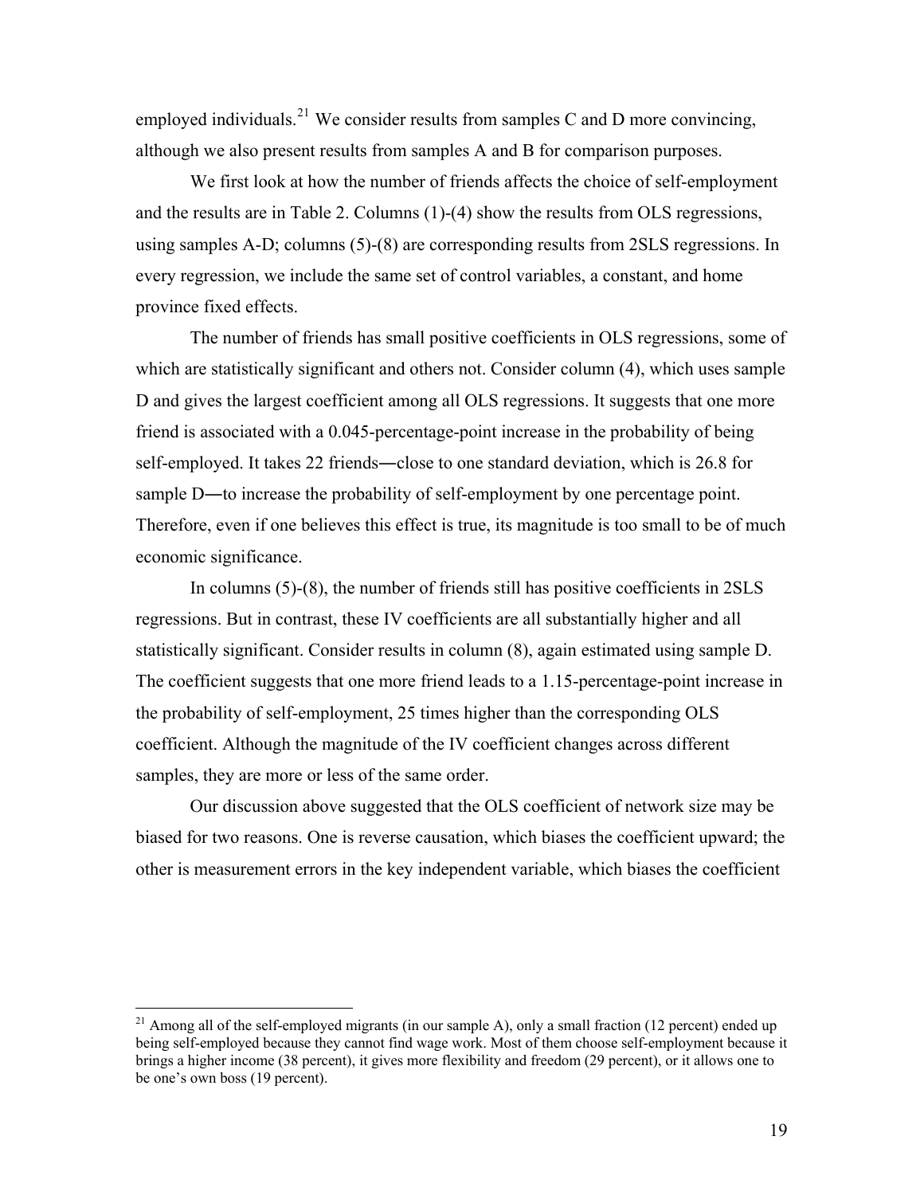employed individuals.[21] We consider results from samples C and D more convincing, although we also present results from samples A and B for comparison purposes.

We first look at how the number of friends affects the choice of self-employment and the results are in Table 2. Columns (1)-(4) show the results from OLS regressions, using samples A-D; columns (5)-(8) are corresponding results from 2SLS regressions. In every regression, we include the same set of control variables, a constant, and home province fixed effects.

The number of friends has small positive coefficients in OLS regressions, some of which are statistically significant and others not. Consider column (4), which uses sample D and gives the largest coefficient among all OLS regressions. It suggests that one more friend is associated with a 0.045-percentage-point increase in the probability of being self-employed. It takes 22 friends―close to one standard deviation, which is 26.8 for sample D―to increase the probability of self-employment by one percentage point. Therefore, even if one believes this effect is true, its magnitude is too small to be of much economic significance.

In columns (5)-(8), the number of friends still has positive coefficients in 2SLS regressions. But in contrast, these IV coefficients are all substantially higher and all statistically significant. Consider results in column (8), again estimated using sample D. The coefficient suggests that one more friend leads to a 1.15-percentage-point increase in the probability of self-employment, 25 times higher than the corresponding OLS coefficient. Although the magnitude of the IV coefficient changes across different samples, they are more or less of the same order.

Our discussion above suggested that the OLS coefficient of network size may be biased for two reasons. One is reverse causation, which biases the coefficient upward; the other is measurement errors in the key independent variable, which biases the coefficient

---

[21] Among all of the self-employed migrants (in our sample A), only a small fraction (12 percent) ended up being self-employed because they cannot find wage work. Most of them choose self-employment because it brings a higher income (38 percent), it gives more flexibility and freedom (29 percent), or it allows one to be one's own boss (19 percent).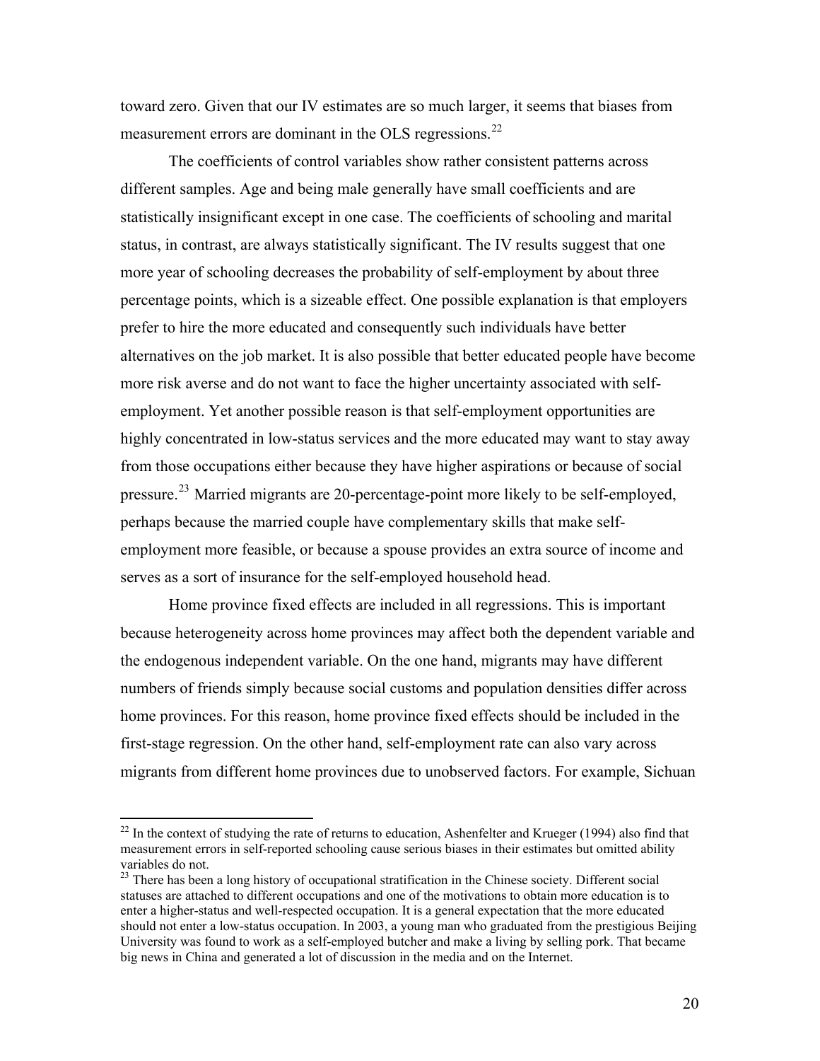toward zero. Given that our IV estimates are so much larger, it seems that biases from measurement errors are dominant in the OLS regressions.[22]

The coefficients of control variables show rather consistent patterns across different samples. Age and being male generally have small coefficients and are statistically insignificant except in one case. The coefficients of schooling and marital status, in contrast, are always statistically significant. The IV results suggest that one more year of schooling decreases the probability of self-employment by about three percentage points, which is a sizeable effect. One possible explanation is that employers prefer to hire the more educated and consequently such individuals have better alternatives on the job market. It is also possible that better educated people have become more risk averse and do not want to face the higher uncertainty associated with self-employment. Yet another possible reason is that self-employment opportunities are highly concentrated in low-status services and the more educated may want to stay away from those occupations either because they have higher aspirations or because of social pressure.[23] Married migrants are 20-percentage-point more likely to be self-employed, perhaps because the married couple have complementary skills that make self-employment more feasible, or because a spouse provides an extra source of income and serves as a sort of insurance for the self-employed household head.

Home province fixed effects are included in all regressions. This is important because heterogeneity across home provinces may affect both the dependent variable and the endogenous independent variable. On the one hand, migrants may have different numbers of friends simply because social customs and population densities differ across home provinces. For this reason, home province fixed effects should be included in the first-stage regression. On the other hand, self-employment rate can also vary across migrants from different home provinces due to unobserved factors. For example, Sichuan

[22] In the context of studying the rate of returns to education, Ashenfelter and Krueger (1994) also find that measurement errors in self-reported schooling cause serious biases in their estimates but omitted ability variables do not.

[23] There has been a long history of occupational stratification in the Chinese society. Different social statuses are attached to different occupations and one of the motivations to obtain more education is to enter a higher-status and well-respected occupation. It is a general expectation that the more educated should not enter a low-status occupation. In 2003, a young man who graduated from the prestigious Beijing University was found to work as a self-employed butcher and make a living by selling pork. That became big news in China and generated a lot of discussion in the media and on the Internet.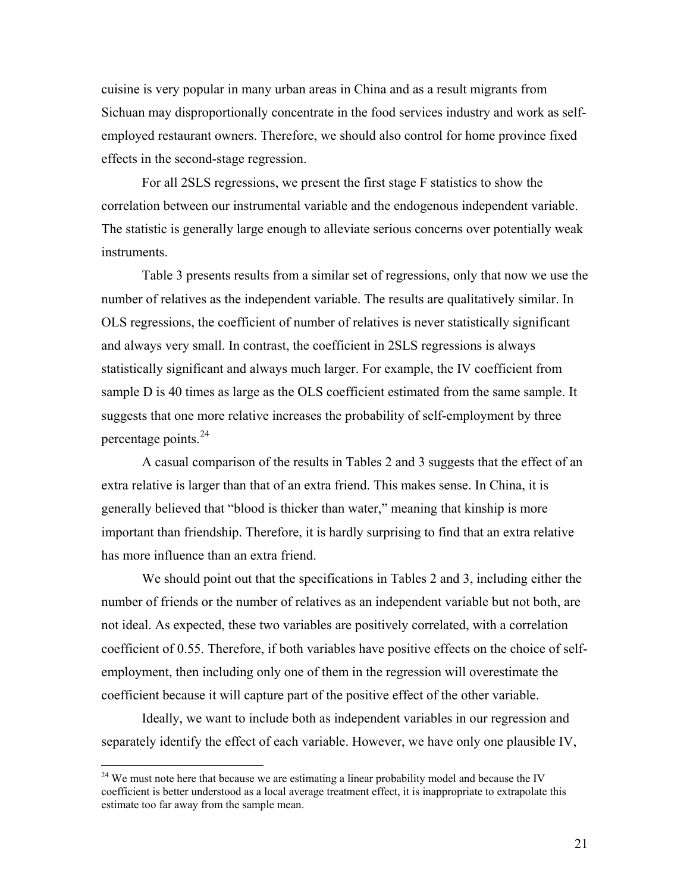cuisine is very popular in many urban areas in China and as a result migrants from Sichuan may disproportionally concentrate in the food services industry and work as self-employed restaurant owners. Therefore, we should also control for home province fixed effects in the second-stage regression.

For all 2SLS regressions, we present the first stage F statistics to show the correlation between our instrumental variable and the endogenous independent variable. The statistic is generally large enough to alleviate serious concerns over potentially weak instruments.

Table 3 presents results from a similar set of regressions, only that now we use the number of relatives as the independent variable. The results are qualitatively similar. In OLS regressions, the coefficient of number of relatives is never statistically significant and always very small. In contrast, the coefficient in 2SLS regressions is always statistically significant and always much larger. For example, the IV coefficient from sample D is 40 times as large as the OLS coefficient estimated from the same sample. It suggests that one more relative increases the probability of self-employment by three percentage points.[24]

A casual comparison of the results in Tables 2 and 3 suggests that the effect of an extra relative is larger than that of an extra friend. This makes sense. In China, it is generally believed that "blood is thicker than water," meaning that kinship is more important than friendship. Therefore, it is hardly surprising to find that an extra relative has more influence than an extra friend.

We should point out that the specifications in Tables 2 and 3, including either the number of friends or the number of relatives as an independent variable but not both, are not ideal. As expected, these two variables are positively correlated, with a correlation coefficient of 0.55. Therefore, if both variables have positive effects on the choice of self-employment, then including only one of them in the regression will overestimate the coefficient because it will capture part of the positive effect of the other variable.

Ideally, we want to include both as independent variables in our regression and separately identify the effect of each variable. However, we have only one plausible IV,

[24] We must note here that because we are estimating a linear probability model and because the IV coefficient is better understood as a local average treatment effect, it is inappropriate to extrapolate this estimate too far away from the sample mean.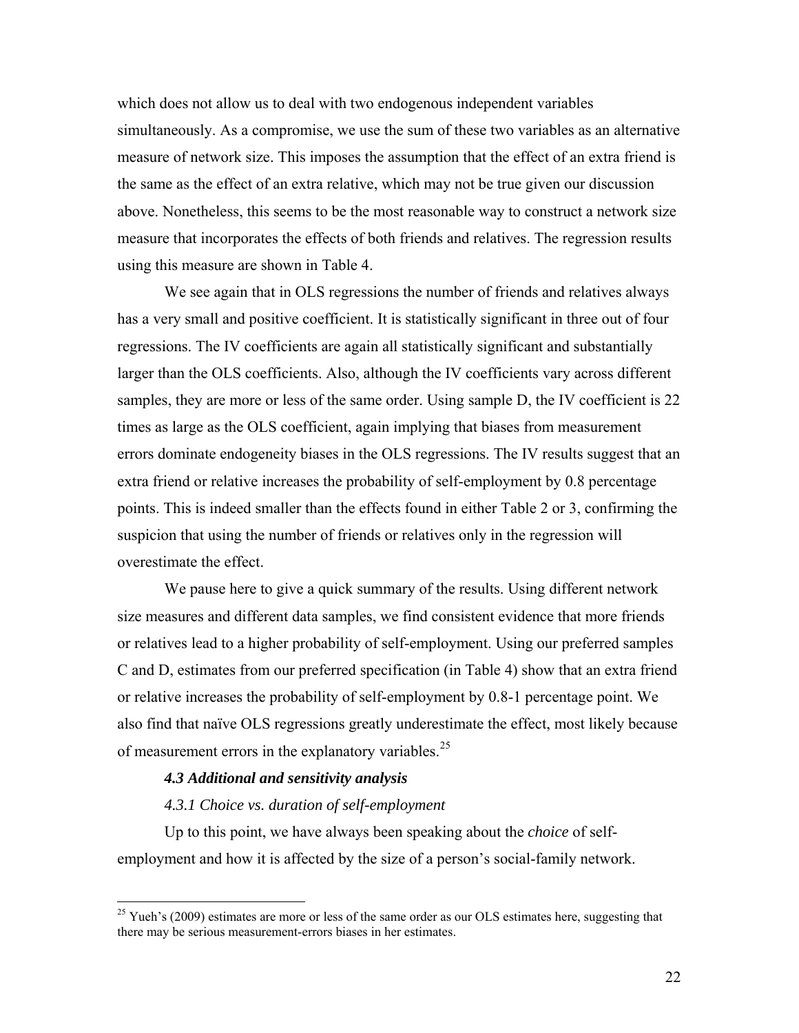which does not allow us to deal with two endogenous independent variables simultaneously. As a compromise, we use the sum of these two variables as an alternative measure of network size. This imposes the assumption that the effect of an extra friend is the same as the effect of an extra relative, which may not be true given our discussion above. Nonetheless, this seems to be the most reasonable way to construct a network size measure that incorporates the effects of both friends and relatives. The regression results using this measure are shown in Table 4.

We see again that in OLS regressions the number of friends and relatives always has a very small and positive coefficient. It is statistically significant in three out of four regressions. The IV coefficients are again all statistically significant and substantially larger than the OLS coefficients. Also, although the IV coefficients vary across different samples, they are more or less of the same order. Using sample D, the IV coefficient is 22 times as large as the OLS coefficient, again implying that biases from measurement errors dominate endogeneity biases in the OLS regressions. The IV results suggest that an extra friend or relative increases the probability of self-employment by 0.8 percentage points. This is indeed smaller than the effects found in either Table 2 or 3, confirming the suspicion that using the number of friends or relatives only in the regression will overestimate the effect.

We pause here to give a quick summary of the results. Using different network size measures and different data samples, we find consistent evidence that more friends or relatives lead to a higher probability of self-employment. Using our preferred samples C and D, estimates from our preferred specification (in Table 4) show that an extra friend or relative increases the probability of self-employment by 0.8-1 percentage point. We also find that naïve OLS regressions greatly underestimate the effect, most likely because of measurement errors in the explanatory variables.[25]

### *4.3 Additional and sensitivity analysis*

#### *4.3.1 Choice vs. duration of self-employment*

Up to this point, we have always been speaking about the *choice* of self-employment and how it is affected by the size of a person's social-family network.

[25] Yueh's (2009) estimates are more or less of the same order as our OLS estimates here, suggesting that there may be serious measurement-errors biases in her estimates.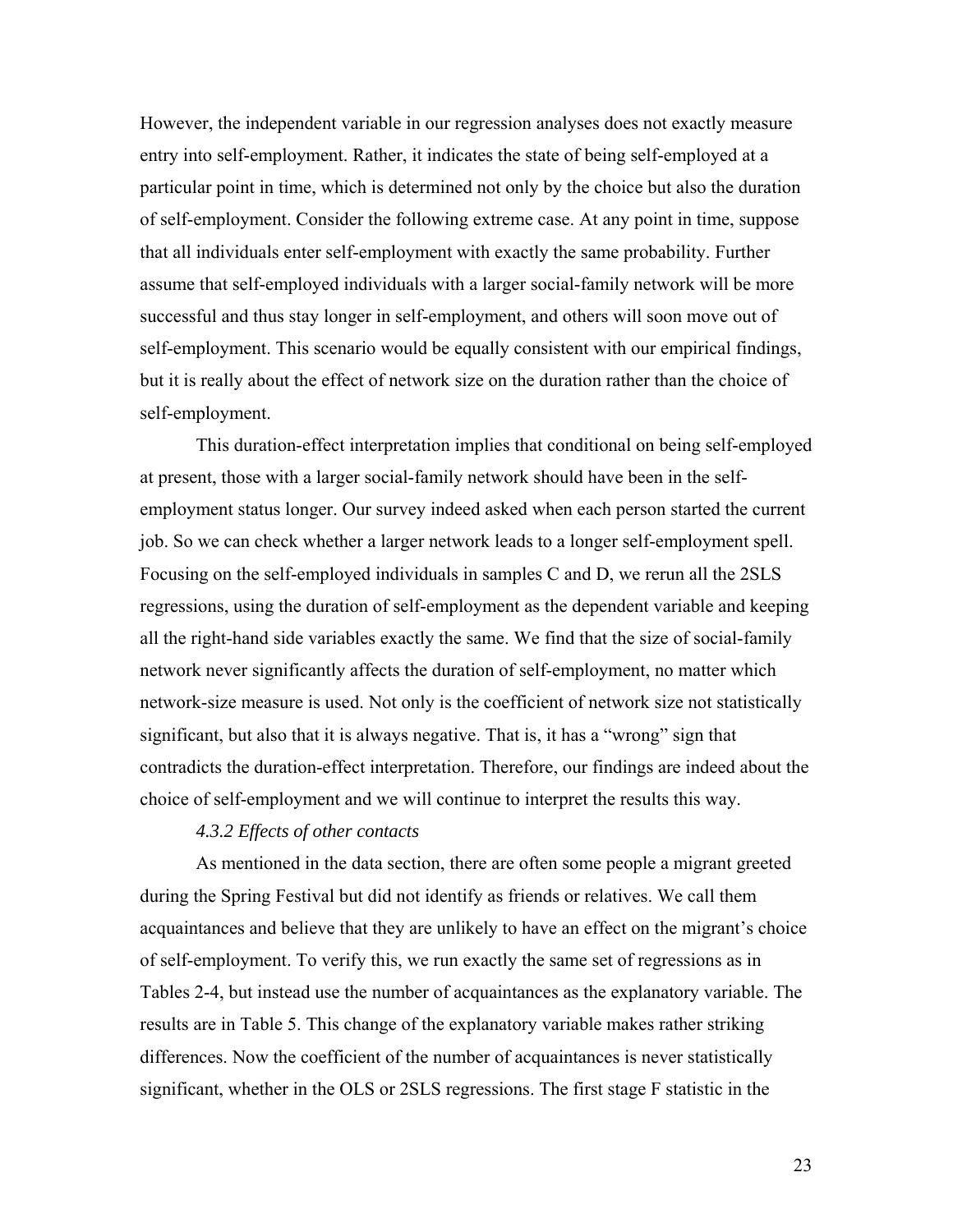However, the independent variable in our regression analyses does not exactly measure entry into self-employment. Rather, it indicates the state of being self-employed at a particular point in time, which is determined not only by the choice but also the duration of self-employment. Consider the following extreme case. At any point in time, suppose that all individuals enter self-employment with exactly the same probability. Further assume that self-employed individuals with a larger social-family network will be more successful and thus stay longer in self-employment, and others will soon move out of self-employment. This scenario would be equally consistent with our empirical findings, but it is really about the effect of network size on the duration rather than the choice of self-employment.

This duration-effect interpretation implies that conditional on being self-employed at present, those with a larger social-family network should have been in the self-employment status longer. Our survey indeed asked when each person started the current job. So we can check whether a larger network leads to a longer self-employment spell. Focusing on the self-employed individuals in samples C and D, we rerun all the 2SLS regressions, using the duration of self-employment as the dependent variable and keeping all the right-hand side variables exactly the same. We find that the size of social-family network never significantly affects the duration of self-employment, no matter which network-size measure is used. Not only is the coefficient of network size not statistically significant, but also that it is always negative. That is, it has a "wrong" sign that contradicts the duration-effect interpretation. Therefore, our findings are indeed about the choice of self-employment and we will continue to interpret the results this way.

#### *4.3.2 Effects of other contacts*

As mentioned in the data section, there are often some people a migrant greeted during the Spring Festival but did not identify as friends or relatives. We call them acquaintances and believe that they are unlikely to have an effect on the migrant's choice of self-employment. To verify this, we run exactly the same set of regressions as in Tables 2-4, but instead use the number of acquaintances as the explanatory variable. The results are in Table 5. This change of the explanatory variable makes rather striking differences. Now the coefficient of the number of acquaintances is never statistically significant, whether in the OLS or 2SLS regressions. The first stage F statistic in the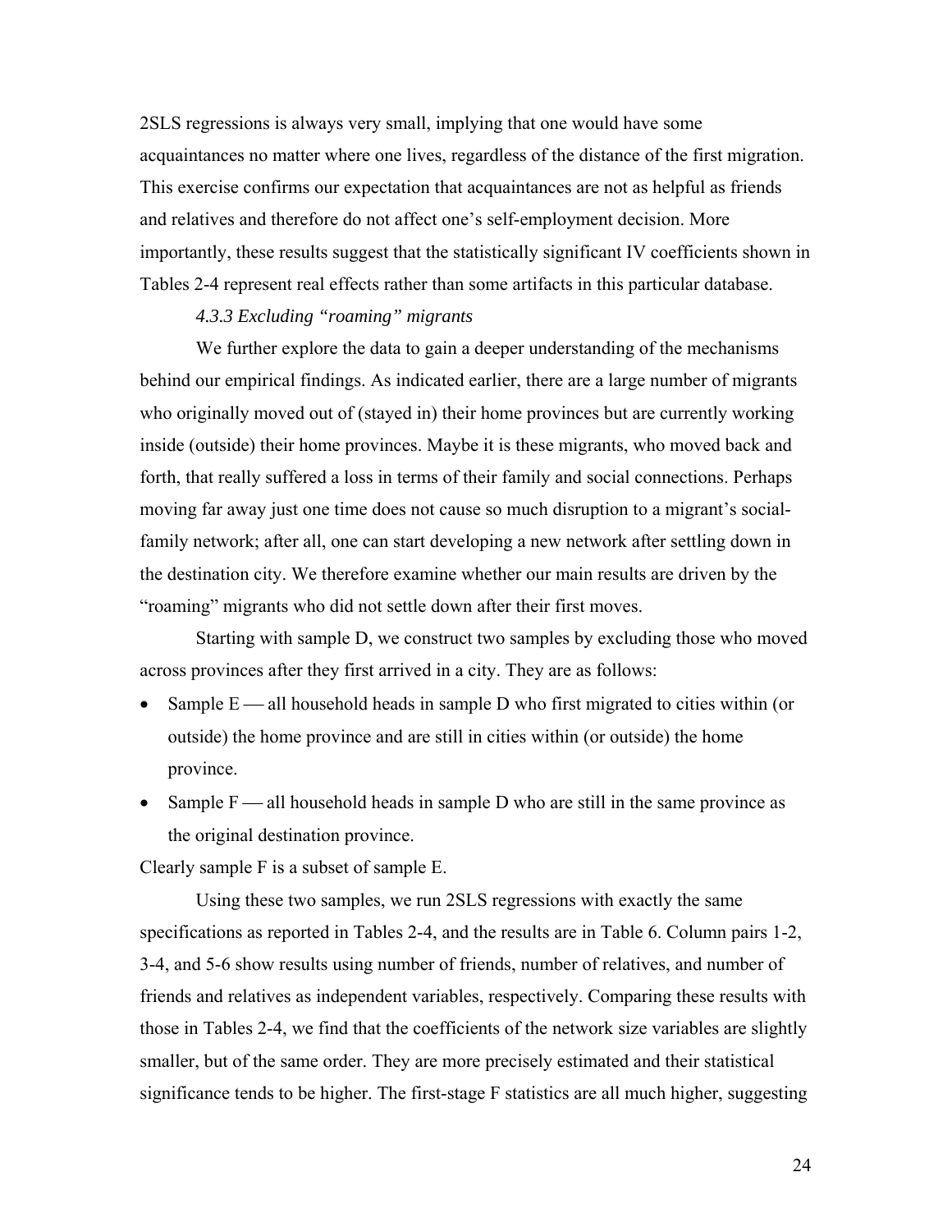2SLS regressions is always very small, implying that one would have some acquaintances no matter where one lives, regardless of the distance of the first migration. This exercise confirms our expectation that acquaintances are not as helpful as friends and relatives and therefore do not affect one's self-employment decision. More importantly, these results suggest that the statistically significant IV coefficients shown in Tables 2-4 represent real effects rather than some artifacts in this particular database.

#### *4.3.3 Excluding "roaming" migrants*

We further explore the data to gain a deeper understanding of the mechanisms behind our empirical findings. As indicated earlier, there are a large number of migrants who originally moved out of (stayed in) their home provinces but are currently working inside (outside) their home provinces. Maybe it is these migrants, who moved back and forth, that really suffered a loss in terms of their family and social connections. Perhaps moving far away just one time does not cause so much disruption to a migrant's social-family network; after all, one can start developing a new network after settling down in the destination city. We therefore examine whether our main results are driven by the "roaming" migrants who did not settle down after their first moves.

Starting with sample D, we construct two samples by excluding those who moved across provinces after they first arrived in a city. They are as follows:

- Sample E — all household heads in sample D who first migrated to cities within (or outside) the home province and are still in cities within (or outside) the home province.
- Sample F — all household heads in sample D who are still in the same province as the original destination province.

Clearly sample F is a subset of sample E.

Using these two samples, we run 2SLS regressions with exactly the same specifications as reported in Tables 2-4, and the results are in Table 6. Column pairs 1-2, 3-4, and 5-6 show results using number of friends, number of relatives, and number of friends and relatives as independent variables, respectively. Comparing these results with those in Tables 2-4, we find that the coefficients of the network size variables are slightly smaller, but of the same order. They are more precisely estimated and their statistical significance tends to be higher. The first-stage F statistics are all much higher, suggesting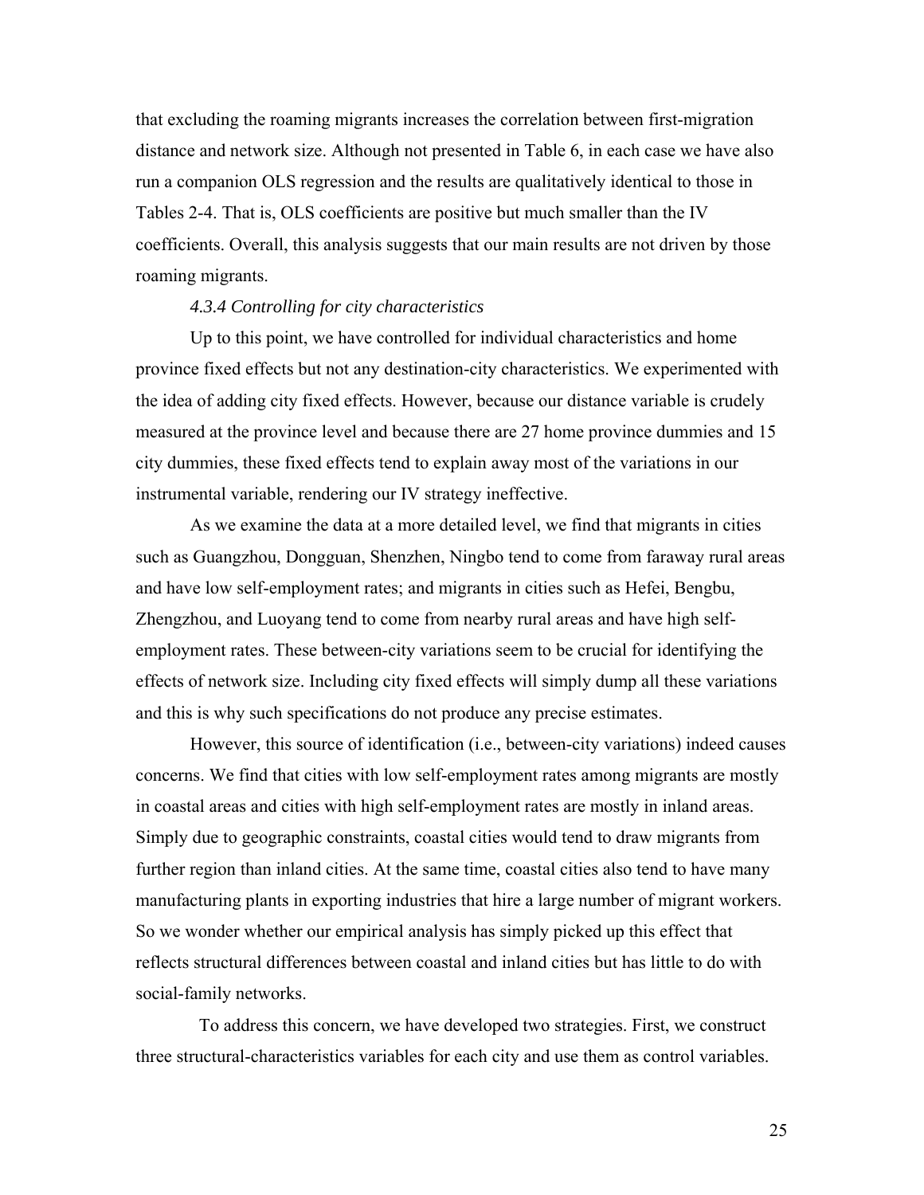that excluding the roaming migrants increases the correlation between first-migration distance and network size. Although not presented in Table 6, in each case we have also run a companion OLS regression and the results are qualitatively identical to those in Tables 2-4. That is, OLS coefficients are positive but much smaller than the IV coefficients. Overall, this analysis suggests that our main results are not driven by those roaming migrants.

#### *4.3.4 Controlling for city characteristics*

Up to this point, we have controlled for individual characteristics and home province fixed effects but not any destination-city characteristics. We experimented with the idea of adding city fixed effects. However, because our distance variable is crudely measured at the province level and because there are 27 home province dummies and 15 city dummies, these fixed effects tend to explain away most of the variations in our instrumental variable, rendering our IV strategy ineffective.

As we examine the data at a more detailed level, we find that migrants in cities such as Guangzhou, Dongguan, Shenzhen, Ningbo tend to come from faraway rural areas and have low self-employment rates; and migrants in cities such as Hefei, Bengbu, Zhengzhou, and Luoyang tend to come from nearby rural areas and have high self-employment rates. These between-city variations seem to be crucial for identifying the effects of network size. Including city fixed effects will simply dump all these variations and this is why such specifications do not produce any precise estimates.

However, this source of identification (i.e., between-city variations) indeed causes concerns. We find that cities with low self-employment rates among migrants are mostly in coastal areas and cities with high self-employment rates are mostly in inland areas. Simply due to geographic constraints, coastal cities would tend to draw migrants from further region than inland cities. At the same time, coastal cities also tend to have many manufacturing plants in exporting industries that hire a large number of migrant workers. So we wonder whether our empirical analysis has simply picked up this effect that reflects structural differences between coastal and inland cities but has little to do with social-family networks.

To address this concern, we have developed two strategies. First, we construct three structural-characteristics variables for each city and use them as control variables.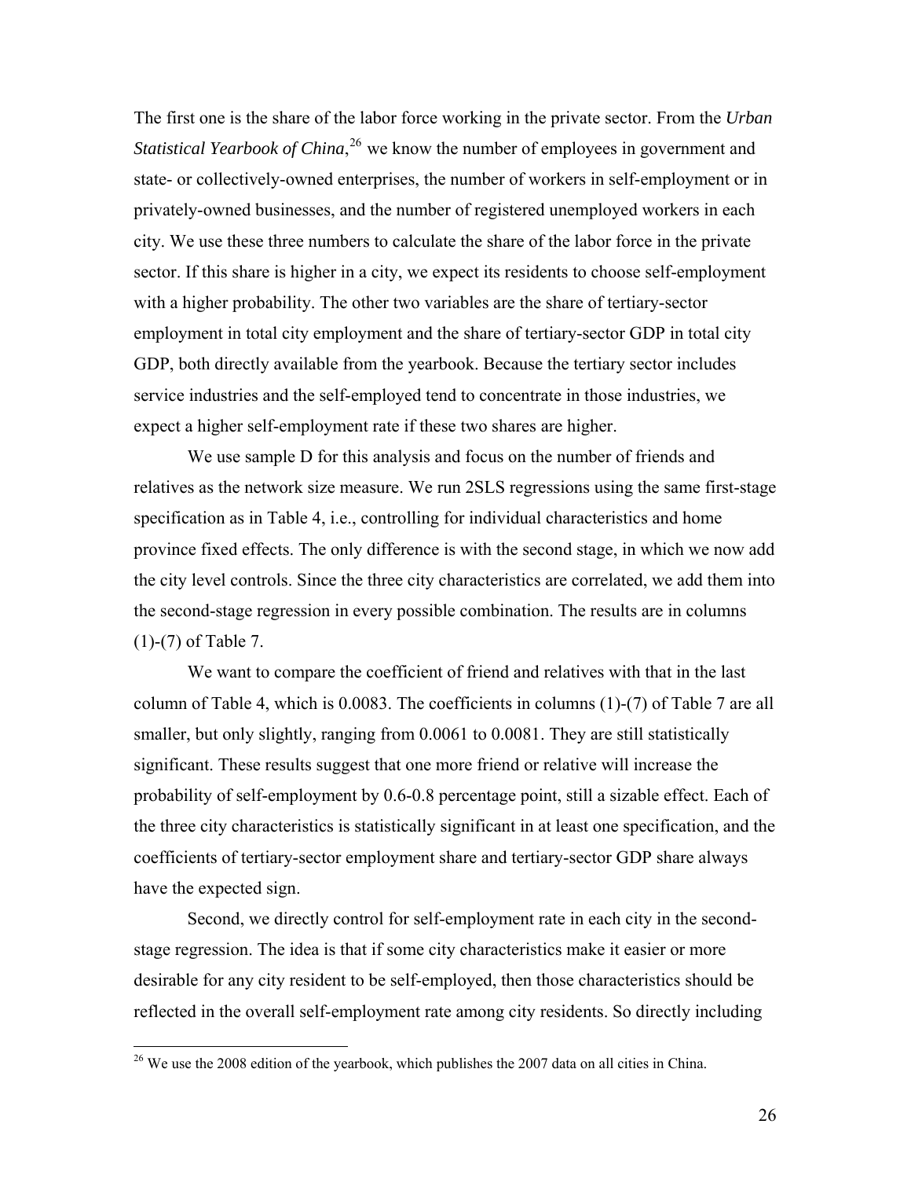The first one is the share of the labor force working in the private sector. From the *Urban Statistical Yearbook of China*,[26] we know the number of employees in government and state- or collectively-owned enterprises, the number of workers in self-employment or in privately-owned businesses, and the number of registered unemployed workers in each city. We use these three numbers to calculate the share of the labor force in the private sector. If this share is higher in a city, we expect its residents to choose self-employment with a higher probability. The other two variables are the share of tertiary-sector employment in total city employment and the share of tertiary-sector GDP in total city GDP, both directly available from the yearbook. Because the tertiary sector includes service industries and the self-employed tend to concentrate in those industries, we expect a higher self-employment rate if these two shares are higher.

We use sample D for this analysis and focus on the number of friends and relatives as the network size measure. We run 2SLS regressions using the same first-stage specification as in Table 4, i.e., controlling for individual characteristics and home province fixed effects. The only difference is with the second stage, in which we now add the city level controls. Since the three city characteristics are correlated, we add them into the second-stage regression in every possible combination. The results are in columns (1)-(7) of Table 7.

We want to compare the coefficient of friend and relatives with that in the last column of Table 4, which is 0.0083. The coefficients in columns (1)-(7) of Table 7 are all smaller, but only slightly, ranging from 0.0061 to 0.0081. They are still statistically significant. These results suggest that one more friend or relative will increase the probability of self-employment by 0.6-0.8 percentage point, still a sizable effect. Each of the three city characteristics is statistically significant in at least one specification, and the coefficients of tertiary-sector employment share and tertiary-sector GDP share always have the expected sign.

Second, we directly control for self-employment rate in each city in the second-stage regression. The idea is that if some city characteristics make it easier or more desirable for any city resident to be self-employed, then those characteristics should be reflected in the overall self-employment rate among city residents. So directly including

[26] We use the 2008 edition of the yearbook, which publishes the 2007 data on all cities in China.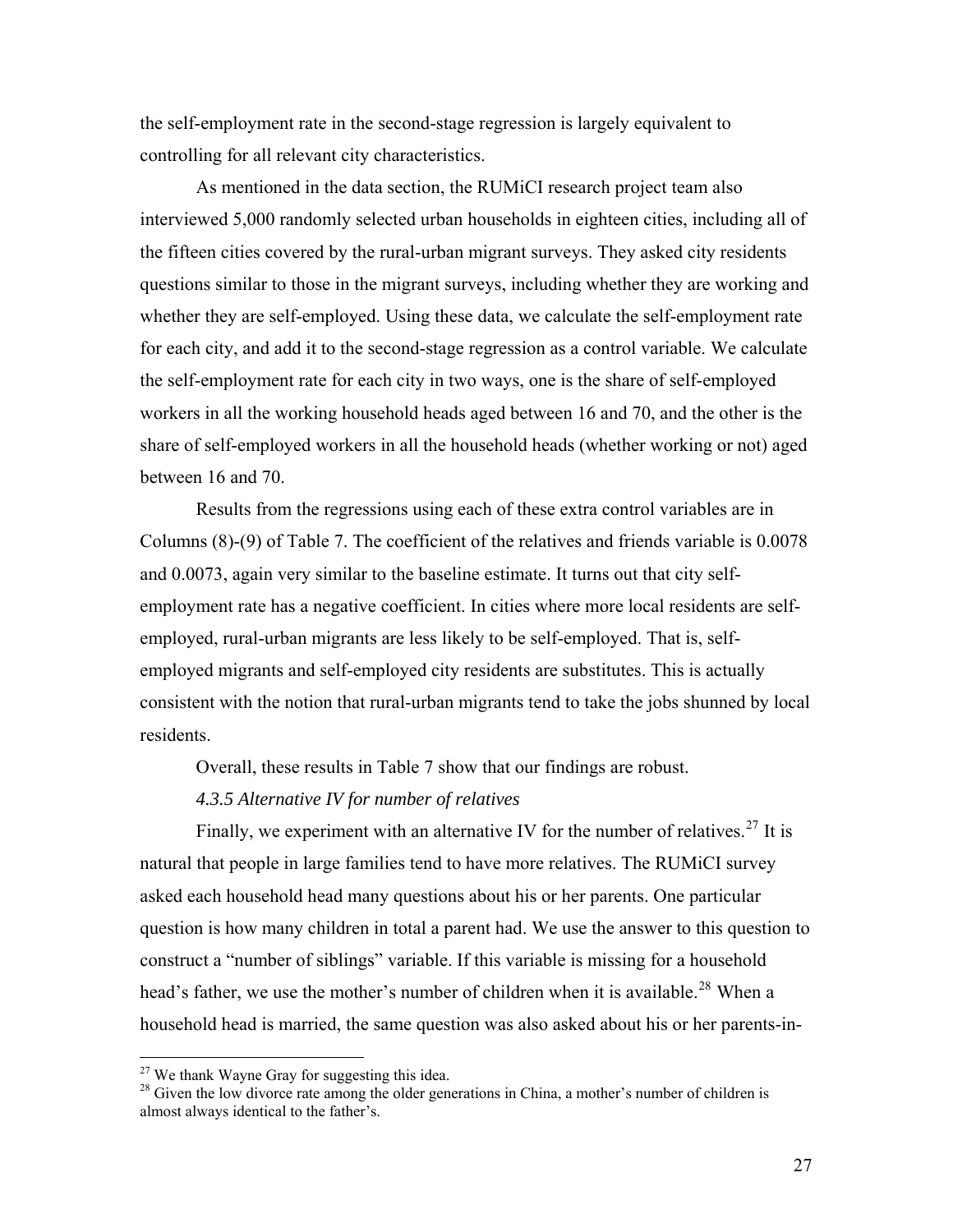the self-employment rate in the second-stage regression is largely equivalent to controlling for all relevant city characteristics.

As mentioned in the data section, the RUMiCI research project team also interviewed 5,000 randomly selected urban households in eighteen cities, including all of the fifteen cities covered by the rural-urban migrant surveys. They asked city residents questions similar to those in the migrant surveys, including whether they are working and whether they are self-employed. Using these data, we calculate the self-employment rate for each city, and add it to the second-stage regression as a control variable. We calculate the self-employment rate for each city in two ways, one is the share of self-employed workers in all the working household heads aged between 16 and 70, and the other is the share of self-employed workers in all the household heads (whether working or not) aged between 16 and 70.

Results from the regressions using each of these extra control variables are in Columns (8)-(9) of Table 7. The coefficient of the relatives and friends variable is 0.0078 and 0.0073, again very similar to the baseline estimate. It turns out that city self-employment rate has a negative coefficient. In cities where more local residents are self-employed, rural-urban migrants are less likely to be self-employed. That is, self-employed migrants and self-employed city residents are substitutes. This is actually consistent with the notion that rural-urban migrants tend to take the jobs shunned by local residents.

Overall, these results in Table 7 show that our findings are robust.

*4.3.5 Alternative IV for number of relatives*

Finally, we experiment with an alternative IV for the number of relatives.[27] It is natural that people in large families tend to have more relatives. The RUMiCI survey asked each household head many questions about his or her parents. One particular question is how many children in total a parent had. We use the answer to this question to construct a "number of siblings" variable. If this variable is missing for a household head's father, we use the mother's number of children when it is available.[28] When a household head is married, the same question was also asked about his or her parents-in-

[27] We thank Wayne Gray for suggesting this idea.

[28] Given the low divorce rate among the older generations in China, a mother's number of children is almost always identical to the father's.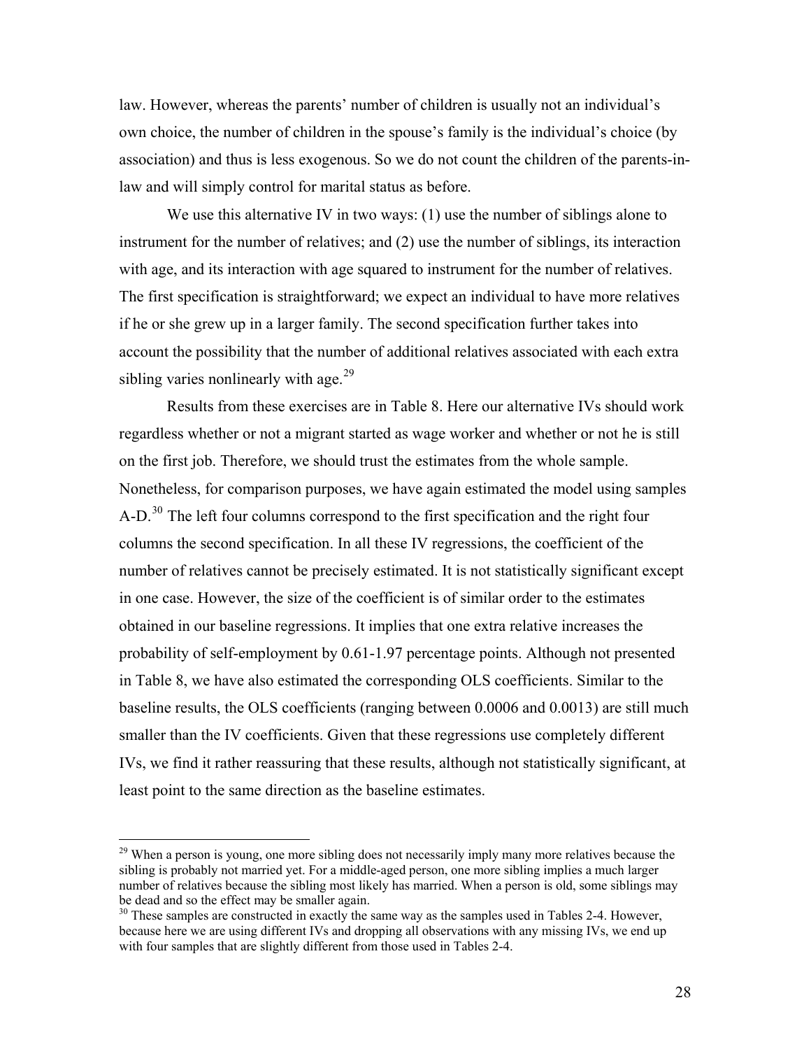law. However, whereas the parents' number of children is usually not an individual's own choice, the number of children in the spouse's family is the individual's choice (by association) and thus is less exogenous. So we do not count the children of the parents-in-law and will simply control for marital status as before.

We use this alternative IV in two ways: (1) use the number of siblings alone to instrument for the number of relatives; and (2) use the number of siblings, its interaction with age, and its interaction with age squared to instrument for the number of relatives. The first specification is straightforward; we expect an individual to have more relatives if he or she grew up in a larger family. The second specification further takes into account the possibility that the number of additional relatives associated with each extra sibling varies nonlinearly with age.[29]

Results from these exercises are in Table 8. Here our alternative IVs should work regardless whether or not a migrant started as wage worker and whether or not he is still on the first job. Therefore, we should trust the estimates from the whole sample. Nonetheless, for comparison purposes, we have again estimated the model using samples A-D.[30] The left four columns correspond to the first specification and the right four columns the second specification. In all these IV regressions, the coefficient of the number of relatives cannot be precisely estimated. It is not statistically significant except in one case. However, the size of the coefficient is of similar order to the estimates obtained in our baseline regressions. It implies that one extra relative increases the probability of self-employment by 0.61-1.97 percentage points. Although not presented in Table 8, we have also estimated the corresponding OLS coefficients. Similar to the baseline results, the OLS coefficients (ranging between 0.0006 and 0.0013) are still much smaller than the IV coefficients. Given that these regressions use completely different IVs, we find it rather reassuring that these results, although not statistically significant, at least point to the same direction as the baseline estimates.

---

[29] When a person is young, one more sibling does not necessarily imply many more relatives because the sibling is probably not married yet. For a middle-aged person, one more sibling implies a much larger number of relatives because the sibling most likely has married. When a person is old, some siblings may be dead and so the effect may be smaller again.

[30] These samples are constructed in exactly the same way as the samples used in Tables 2-4. However, because here we are using different IVs and dropping all observations with any missing IVs, we end up with four samples that are slightly different from those used in Tables 2-4.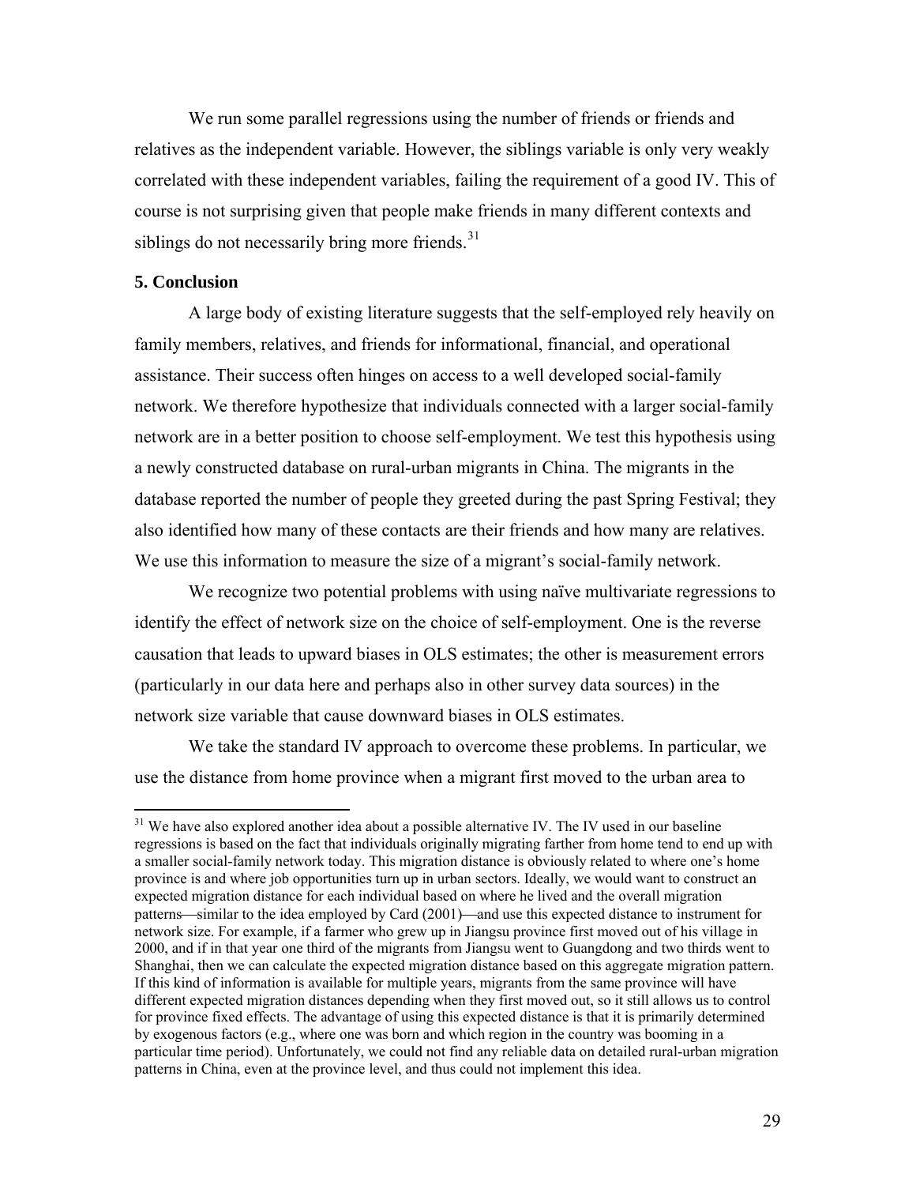We run some parallel regressions using the number of friends or friends and relatives as the independent variable. However, the siblings variable is only very weakly correlated with these independent variables, failing the requirement of a good IV. This of course is not surprising given that people make friends in many different contexts and siblings do not necessarily bring more friends.[31]

### 5. Conclusion

A large body of existing literature suggests that the self-employed rely heavily on family members, relatives, and friends for informational, financial, and operational assistance. Their success often hinges on access to a well developed social-family network. We therefore hypothesize that individuals connected with a larger social-family network are in a better position to choose self-employment. We test this hypothesis using a newly constructed database on rural-urban migrants in China. The migrants in the database reported the number of people they greeted during the past Spring Festival; they also identified how many of these contacts are their friends and how many are relatives. We use this information to measure the size of a migrant's social-family network.

We recognize two potential problems with using naïve multivariate regressions to identify the effect of network size on the choice of self-employment. One is the reverse causation that leads to upward biases in OLS estimates; the other is measurement errors (particularly in our data here and perhaps also in other survey data sources) in the network size variable that cause downward biases in OLS estimates.

We take the standard IV approach to overcome these problems. In particular, we use the distance from home province when a migrant first moved to the urban area to

---

[31] We have also explored another idea about a possible alternative IV. The IV used in our baseline regressions is based on the fact that individuals originally migrating farther from home tend to end up with a smaller social-family network today. This migration distance is obviously related to where one's home province is and where job opportunities turn up in urban sectors. Ideally, we would want to construct an expected migration distance for each individual based on where he lived and the overall migration patterns—similar to the idea employed by Card (2001)—and use this expected distance to instrument for network size. For example, if a farmer who grew up in Jiangsu province first moved out of his village in 2000, and if in that year one third of the migrants from Jiangsu went to Guangdong and two thirds went to Shanghai, then we can calculate the expected migration distance based on this aggregate migration pattern. If this kind of information is available for multiple years, migrants from the same province will have different expected migration distances depending when they first moved out, so it still allows us to control for province fixed effects. The advantage of using this expected distance is that it is primarily determined by exogenous factors (e.g., where one was born and which region in the country was booming in a particular time period). Unfortunately, we could not find any reliable data on detailed rural-urban migration patterns in China, even at the province level, and thus could not implement this idea.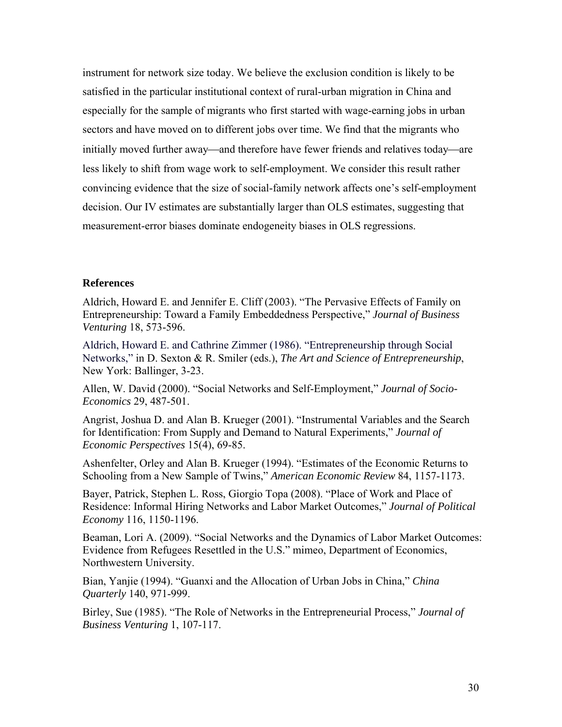instrument for network size today. We believe the exclusion condition is likely to be satisfied in the particular institutional context of rural-urban migration in China and especially for the sample of migrants who first started with wage-earning jobs in urban sectors and have moved on to different jobs over time. We find that the migrants who initially moved further away—and therefore have fewer friends and relatives today—are less likely to shift from wage work to self-employment. We consider this result rather convincing evidence that the size of social-family network affects one's self-employment decision. Our IV estimates are substantially larger than OLS estimates, suggesting that measurement-error biases dominate endogeneity biases in OLS regressions.

### References

Aldrich, Howard E. and Jennifer E. Cliff (2003). "The Pervasive Effects of Family on Entrepreneurship: Toward a Family Embeddedness Perspective," *Journal of Business Venturing* 18, 573-596.

Aldrich, Howard E. and Cathrine Zimmer (1986). "Entrepreneurship through Social Networks," in D. Sexton & R. Smiler (eds.), *The Art and Science of Entrepreneurship*, New York: Ballinger, 3-23.

Allen, W. David (2000). "Social Networks and Self-Employment," *Journal of Socio-Economics* 29, 487-501.

Angrist, Joshua D. and Alan B. Krueger (2001). "Instrumental Variables and the Search for Identification: From Supply and Demand to Natural Experiments," *Journal of Economic Perspectives* 15(4), 69-85.

Ashenfelter, Orley and Alan B. Krueger (1994). "Estimates of the Economic Returns to Schooling from a New Sample of Twins," *American Economic Review* 84, 1157-1173.

Bayer, Patrick, Stephen L. Ross, Giorgio Topa (2008). "Place of Work and Place of Residence: Informal Hiring Networks and Labor Market Outcomes," *Journal of Political Economy* 116, 1150-1196.

Beaman, Lori A. (2009). "Social Networks and the Dynamics of Labor Market Outcomes: Evidence from Refugees Resettled in the U.S." mimeo, Department of Economics, Northwestern University.

Bian, Yanjie (1994). "Guanxi and the Allocation of Urban Jobs in China," *China Quarterly* 140, 971-999.

Birley, Sue (1985). "The Role of Networks in the Entrepreneurial Process," *Journal of Business Venturing* 1, 107-117.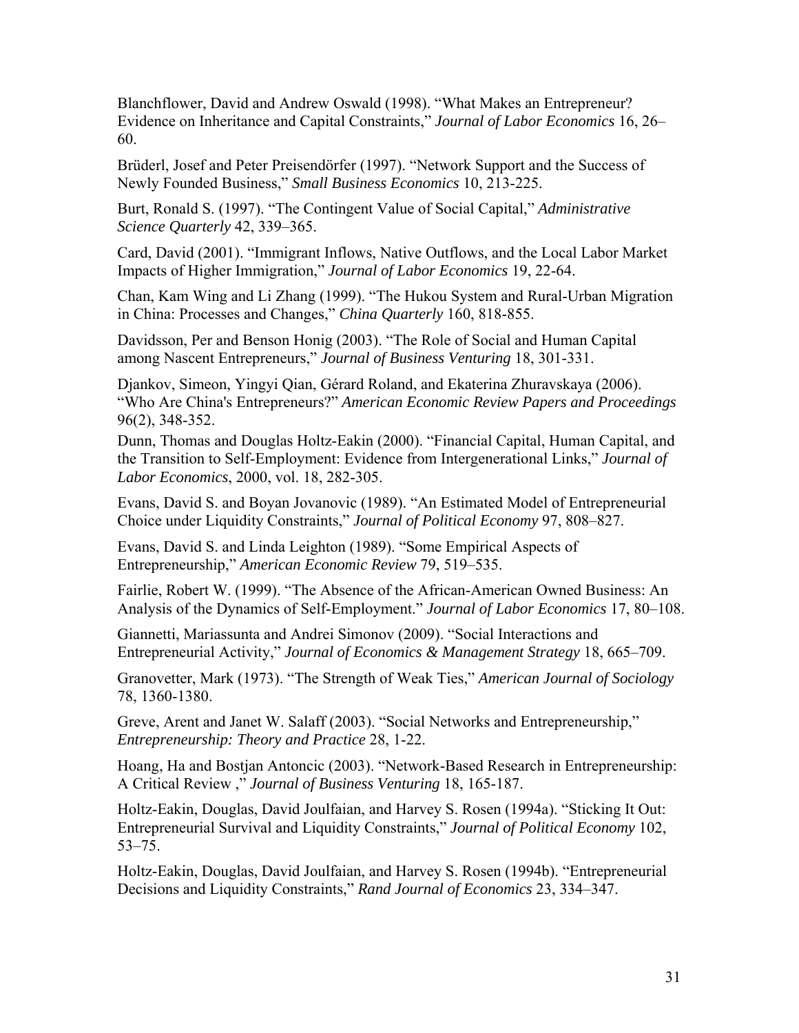Blanchflower, David and Andrew Oswald (1998). "What Makes an Entrepreneur? Evidence on Inheritance and Capital Constraints," *Journal of Labor Economics* 16, 26–60.

Brüderl, Josef and Peter Preisendörfer (1997). "Network Support and the Success of Newly Founded Business," *Small Business Economics* 10, 213-225.

Burt, Ronald S. (1997). "The Contingent Value of Social Capital," *Administrative Science Quarterly* 42, 339–365.

Card, David (2001). "Immigrant Inflows, Native Outflows, and the Local Labor Market Impacts of Higher Immigration," *Journal of Labor Economics* 19, 22-64.

Chan, Kam Wing and Li Zhang (1999). "The Hukou System and Rural-Urban Migration in China: Processes and Changes," *China Quarterly* 160, 818-855.

Davidsson, Per and Benson Honig (2003). "The Role of Social and Human Capital among Nascent Entrepreneurs," *Journal of Business Venturing* 18, 301-331.

Djankov, Simeon, Yingyi Qian, Gérard Roland, and Ekaterina Zhuravskaya (2006). "Who Are China's Entrepreneurs?" *American Economic Review Papers and Proceedings* 96(2), 348-352.

Dunn, Thomas and Douglas Holtz-Eakin (2000). "Financial Capital, Human Capital, and the Transition to Self-Employment: Evidence from Intergenerational Links," *Journal of Labor Economics*, 2000, vol. 18, 282-305.

Evans, David S. and Boyan Jovanovic (1989). "An Estimated Model of Entrepreneurial Choice under Liquidity Constraints," *Journal of Political Economy* 97, 808–827.

Evans, David S. and Linda Leighton (1989). "Some Empirical Aspects of Entrepreneurship," *American Economic Review* 79, 519–535.

Fairlie, Robert W. (1999). "The Absence of the African-American Owned Business: An Analysis of the Dynamics of Self-Employment." *Journal of Labor Economics* 17, 80–108.

Giannetti, Mariassunta and Andrei Simonov (2009). "Social Interactions and Entrepreneurial Activity," *Journal of Economics & Management Strategy* 18, 665–709.

Granovetter, Mark (1973). "The Strength of Weak Ties," *American Journal of Sociology* 78, 1360-1380.

Greve, Arent and Janet W. Salaff (2003). "Social Networks and Entrepreneurship," *Entrepreneurship: Theory and Practice* 28, 1-22.

Hoang, Ha and Bostjan Antoncic (2003). "Network-Based Research in Entrepreneurship: A Critical Review ," *Journal of Business Venturing* 18, 165-187.

Holtz-Eakin, Douglas, David Joulfaian, and Harvey S. Rosen (1994a). "Sticking It Out: Entrepreneurial Survival and Liquidity Constraints," *Journal of Political Economy* 102, 53–75.

Holtz-Eakin, Douglas, David Joulfaian, and Harvey S. Rosen (1994b). "Entrepreneurial Decisions and Liquidity Constraints," *Rand Journal of Economics* 23, 334–347.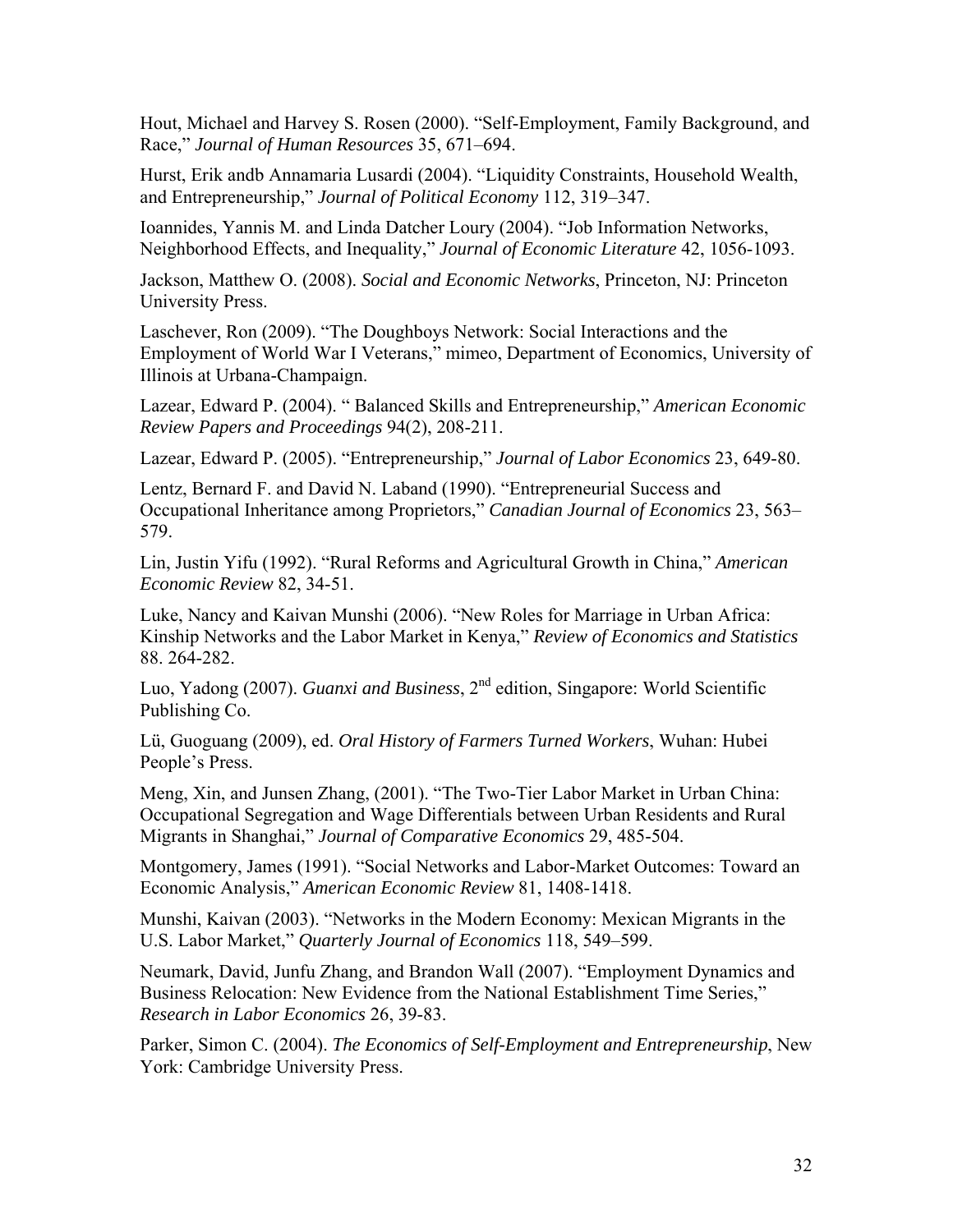Hout, Michael and Harvey S. Rosen (2000). "Self-Employment, Family Background, and Race," *Journal of Human Resources* 35, 671–694.

Hurst, Erik andb Annamaria Lusardi (2004). "Liquidity Constraints, Household Wealth, and Entrepreneurship," *Journal of Political Economy* 112, 319–347.

Ioannides, Yannis M. and Linda Datcher Loury (2004). "Job Information Networks, Neighborhood Effects, and Inequality," *Journal of Economic Literature* 42, 1056-1093.

Jackson, Matthew O. (2008). *Social and Economic Networks*, Princeton, NJ: Princeton University Press.

Laschever, Ron (2009). "The Doughboys Network: Social Interactions and the Employment of World War I Veterans," mimeo, Department of Economics, University of Illinois at Urbana-Champaign.

Lazear, Edward P. (2004). " Balanced Skills and Entrepreneurship," *American Economic Review Papers and Proceedings* 94(2), 208-211.

Lazear, Edward P. (2005). "Entrepreneurship," *Journal of Labor Economics* 23, 649-80.

Lentz, Bernard F. and David N. Laband (1990). "Entrepreneurial Success and Occupational Inheritance among Proprietors," *Canadian Journal of Economics* 23, 563–579.

Lin, Justin Yifu (1992). "Rural Reforms and Agricultural Growth in China," *American Economic Review* 82, 34-51.

Luke, Nancy and Kaivan Munshi (2006). "New Roles for Marriage in Urban Africa: Kinship Networks and the Labor Market in Kenya," *Review of Economics and Statistics* 88. 264-282.

Luo, Yadong (2007). *Guanxi and Business*, 2nd edition, Singapore: World Scientific Publishing Co.

Lü, Guoguang (2009), ed. *Oral History of Farmers Turned Workers*, Wuhan: Hubei People's Press.

Meng, Xin, and Junsen Zhang, (2001). "The Two-Tier Labor Market in Urban China: Occupational Segregation and Wage Differentials between Urban Residents and Rural Migrants in Shanghai," *Journal of Comparative Economics* 29, 485-504.

Montgomery, James (1991). "Social Networks and Labor-Market Outcomes: Toward an Economic Analysis," *American Economic Review* 81, 1408-1418.

Munshi, Kaivan (2003). "Networks in the Modern Economy: Mexican Migrants in the U.S. Labor Market," *Quarterly Journal of Economics* 118, 549–599.

Neumark, David, Junfu Zhang, and Brandon Wall (2007). "Employment Dynamics and Business Relocation: New Evidence from the National Establishment Time Series," *Research in Labor Economics* 26, 39-83.

Parker, Simon C. (2004). *The Economics of Self-Employment and Entrepreneurship*, New York: Cambridge University Press.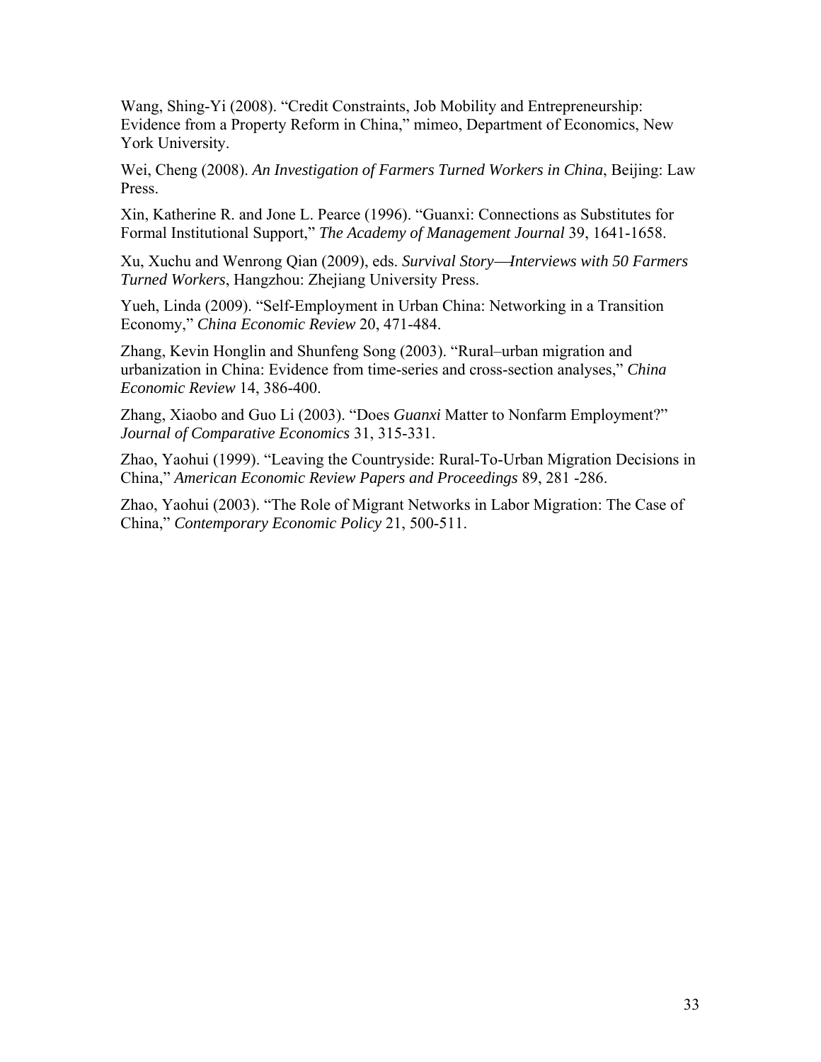Wang, Shing-Yi (2008). "Credit Constraints, Job Mobility and Entrepreneurship: Evidence from a Property Reform in China," mimeo, Department of Economics, New York University.

Wei, Cheng (2008). *An Investigation of Farmers Turned Workers in China*, Beijing: Law Press.

Xin, Katherine R. and Jone L. Pearce (1996). "Guanxi: Connections as Substitutes for Formal Institutional Support," *The Academy of Management Journal* 39, 1641-1658.

Xu, Xuchu and Wenrong Qian (2009), eds. *Survival Story—Interviews with 50 Farmers Turned Workers*, Hangzhou: Zhejiang University Press.

Yueh, Linda (2009). "Self-Employment in Urban China: Networking in a Transition Economy," *China Economic Review* 20, 471-484.

Zhang, Kevin Honglin and Shunfeng Song (2003). "Rural–urban migration and urbanization in China: Evidence from time-series and cross-section analyses," *China Economic Review* 14, 386-400.

Zhang, Xiaobo and Guo Li (2003). "Does *Guanxi* Matter to Nonfarm Employment?" *Journal of Comparative Economics* 31, 315-331.

Zhao, Yaohui (1999). "Leaving the Countryside: Rural-To-Urban Migration Decisions in China," *American Economic Review Papers and Proceedings* 89, 281 -286.

Zhao, Yaohui (2003). "The Role of Migrant Networks in Labor Migration: The Case of China," *Contemporary Economic Policy* 21, 500-511.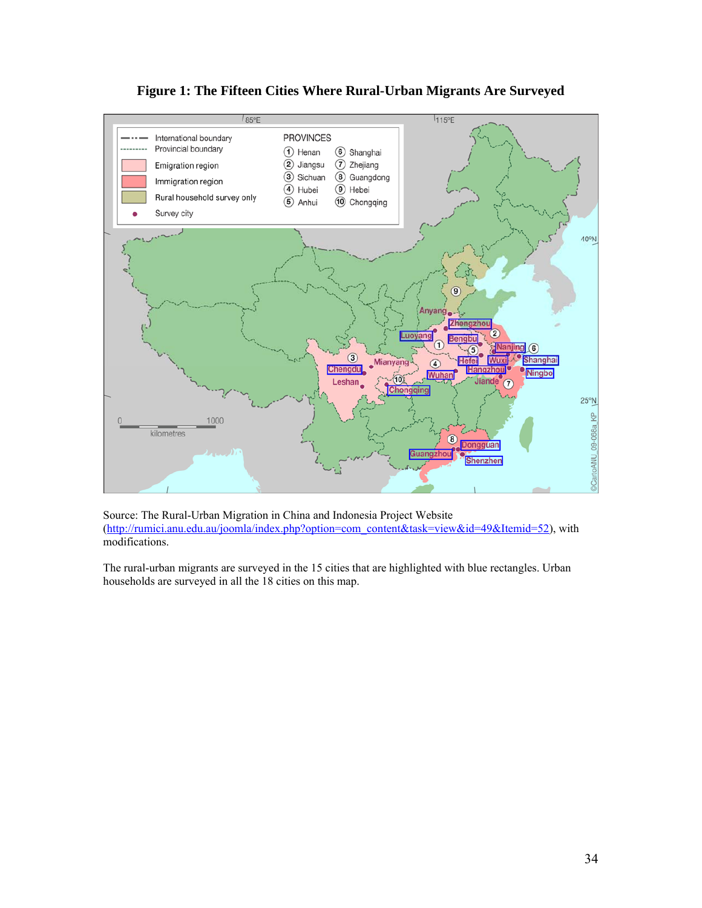**Figure 1: The Fifteen Cities Where Rural-Urban Migrants Are Surveyed**

Source: The Rural-Urban Migration in China and Indonesia Project Website (http://rumici.anu.edu.au/joomla/index.php?option=com_content&task=view&id=49&Itemid=52), with modifications.

The rural-urban migrants are surveyed in the 15 cities that are highlighted with blue rectangles. Urban households are surveyed in all the 18 cities on this map.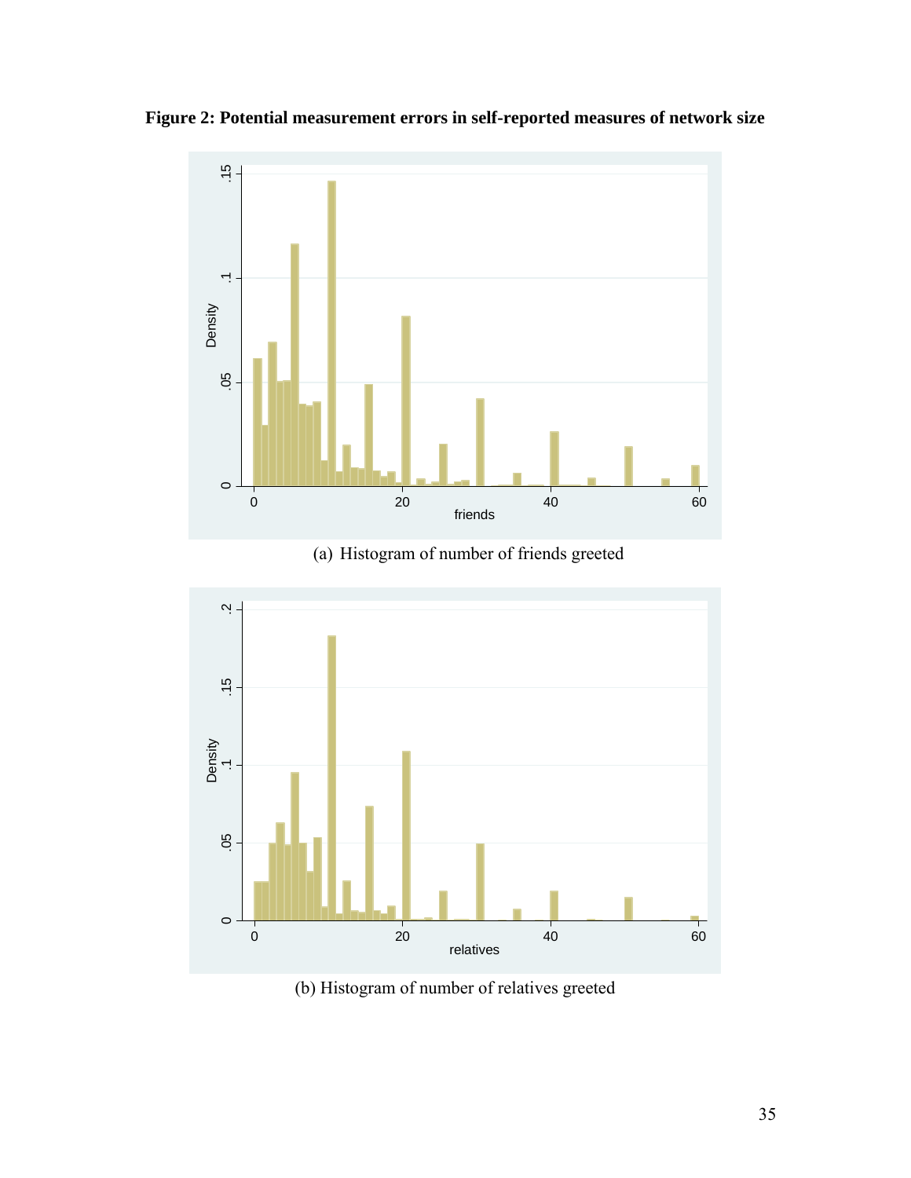**Figure 2: Potential measurement errors in self-reported measures of network size**

(a) Histogram of number of friends greeted

(b) Histogram of number of relatives greeted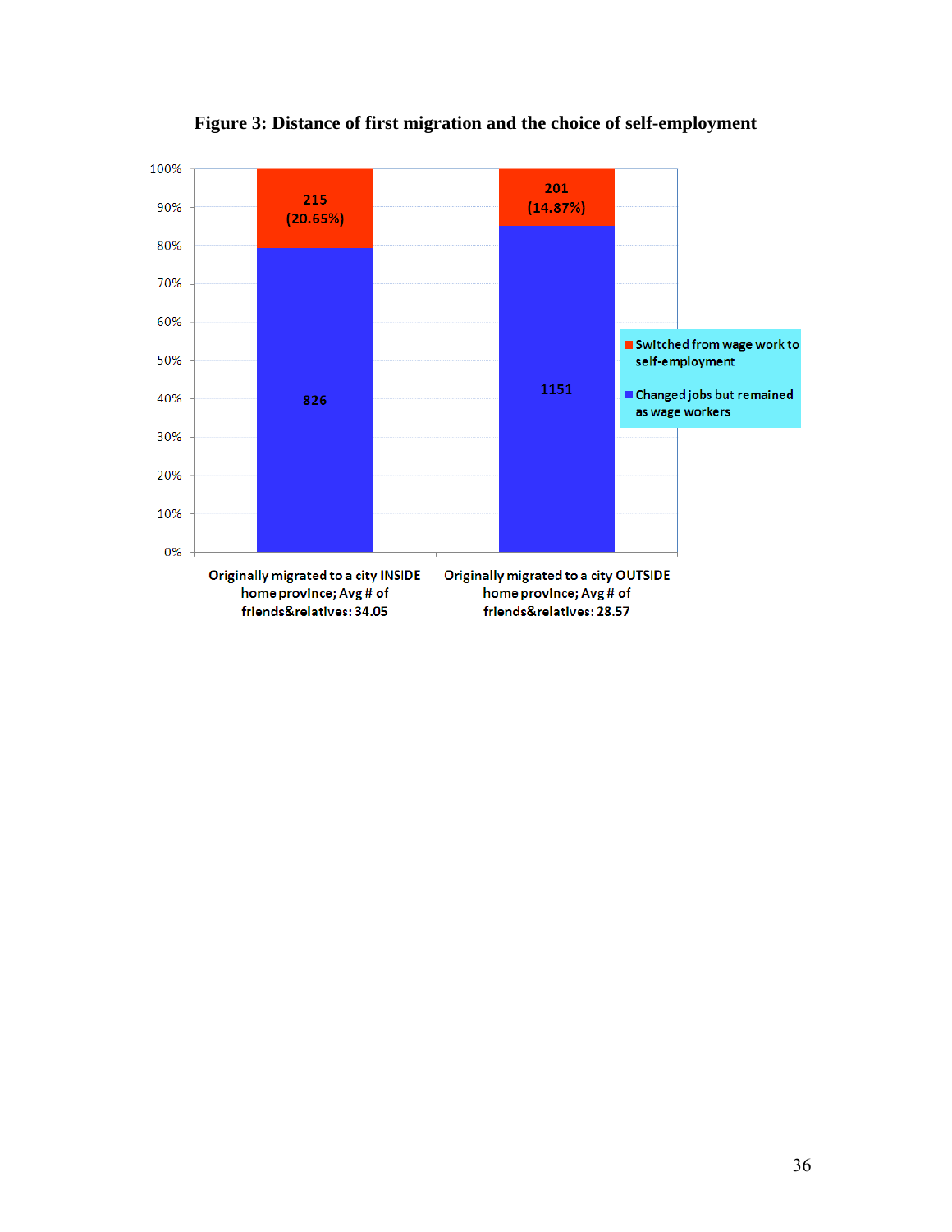**Figure 3: Distance of first migration and the choice of self-employment**

| | Originally migrated to a city INSIDE home province; Avg # of friends&relatives: 34.05 | Originally migrated to a city OUTSIDE home province; Avg # of friends&relatives: 28.57 |
|---|---|---|
| Switched from wage work to self-employment | 215 (20.65%) | 201 (14.87%) |
| Changed jobs but remained as wage workers | 826 | 1151 |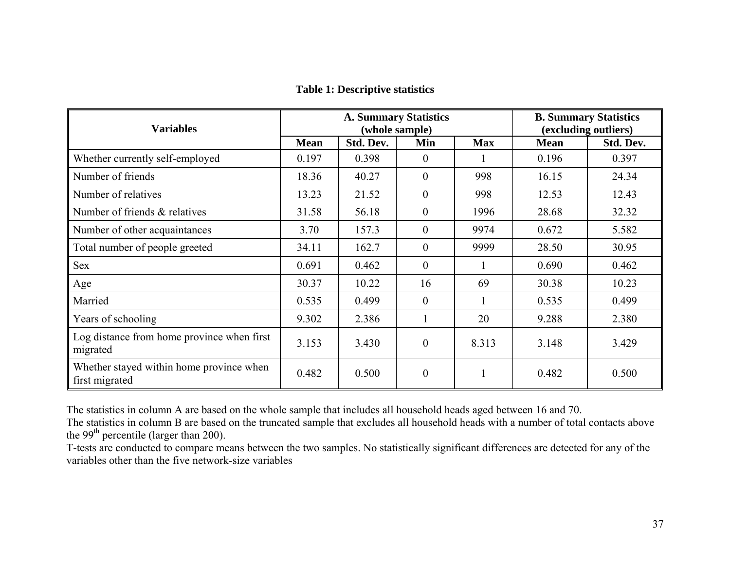**Table 1: Descriptive statistics**

| Variables | A. Summary Statistics (whole sample) | | | | B. Summary Statistics (excluding outliers) | |
|---|---|---|---|---|---|---|
| | Mean | Std. Dev. | Min | Max | Mean | Std. Dev. |
| Whether currently self-employed | 0.197 | 0.398 | 0 | 1 | 0.196 | 0.397 |
| Number of friends | 18.36 | 40.27 | 0 | 998 | 16.15 | 24.34 |
| Number of relatives | 13.23 | 21.52 | 0 | 998 | 12.53 | 12.43 |
| Number of friends & relatives | 31.58 | 56.18 | 0 | 1996 | 28.68 | 32.32 |
| Number of other acquaintances | 3.70 | 157.3 | 0 | 9974 | 0.672 | 5.582 |
| Total number of people greeted | 34.11 | 162.7 | 0 | 9999 | 28.50 | 30.95 |
| Sex | 0.691 | 0.462 | 0 | 1 | 0.690 | 0.462 |
| Age | 30.37 | 10.22 | 16 | 69 | 30.38 | 10.23 |
| Married | 0.535 | 0.499 | 0 | 1 | 0.535 | 0.499 |
| Years of schooling | 9.302 | 2.386 | 1 | 20 | 9.288 | 2.380 |
| Log distance from home province when first migrated | 3.153 | 3.430 | 0 | 8.313 | 3.148 | 3.429 |
| Whether stayed within home province when first migrated | 0.482 | 0.500 | 0 | 1 | 0.482 | 0.500 |

The statistics in column A are based on the whole sample that includes all household heads aged between 16 and 70.
The statistics in column B are based on the truncated sample that excludes all household heads with a number of total contacts above the $99^{th}$ percentile (larger than 200).
T-tests are conducted to compare means between the two samples. No statistically significant differences are detected for any of the variables other than the five network-size variables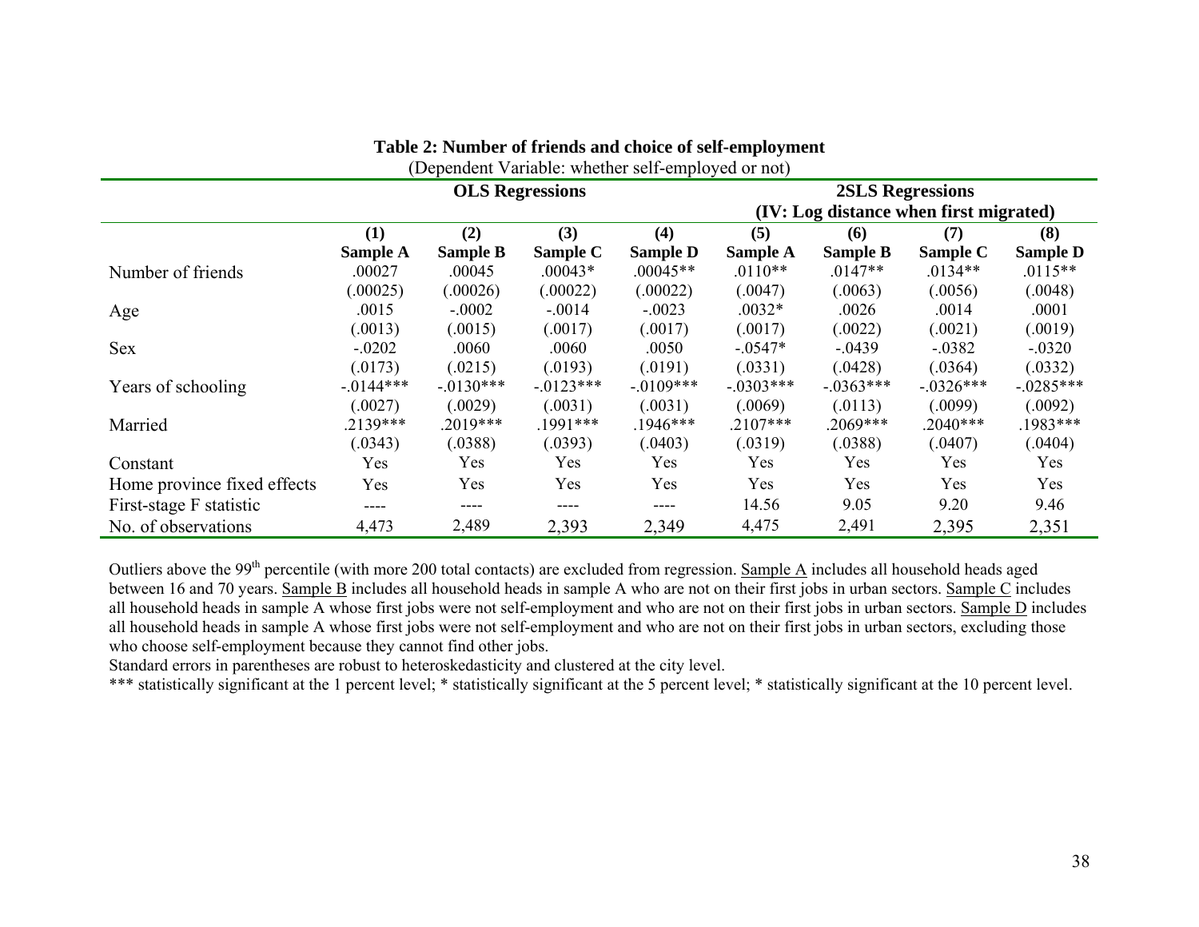**Table 2: Number of friends and choice of self-employment**

(Dependent Variable: whether self-employed or not)

| | OLS Regressions | | | | 2SLS Regressions (IV: Log distance when first migrated) | | | |
|---|---|---|---|---|---|---|---|---|
| | (1) | (2) | (3) | (4) | (5) | (6) | (7) | (8) |
| | **Sample A** | **Sample B** | **Sample C** | **Sample D** | **Sample A** | **Sample B** | **Sample C** | **Sample D** |
| Number of friends | .00027 | .00045 | .00043* | .00045** | .0110** | .0147** | .0134** | .0115** |
| | (.00025) | (.00026) | (.00022) | (.00022) | (.0047) | (.0063) | (.0056) | (.0048) |
| Age | .0015 | -.0002 | -.0014 | -.0023 | .0032* | .0026 | .0014 | .0001 |
| | (.0013) | (.0015) | (.0017) | (.0017) | (.0017) | (.0022) | (.0021) | (.0019) |
| Sex | -.0202 | .0060 | .0060 | .0050 | -.0547* | -.0439 | -.0382 | -.0320 |
| | (.0173) | (.0215) | (.0193) | (.0191) | (.0331) | (.0428) | (.0364) | (.0332) |
| Years of schooling | -.0144*** | -.0130*** | -.0123*** | -.0109*** | -.0303*** | -.0363*** | -.0326*** | -.0285*** |
| | (.0027) | (.0029) | (.0031) | (.0031) | (.0069) | (.0113) | (.0099) | (.0092) |
| Married | .2139*** | .2019*** | .1991*** | .1946*** | .2107*** | .2069*** | .2040*** | .1983*** |
| | (.0343) | (.0388) | (.0393) | (.0403) | (.0319) | (.0388) | (.0407) | (.0404) |
| Constant | Yes | Yes | Yes | Yes | Yes | Yes | Yes | Yes |
| Home province fixed effects | Yes | Yes | Yes | Yes | Yes | Yes | Yes | Yes |
| First-stage F statistic | ---- | ---- | ---- | ---- | 14.56 | 9.05 | 9.20 | 9.46 |
| No. of observations | 4,473 | 2,489 | 2,393 | 2,349 | 4,475 | 2,491 | 2,395 | 2,351 |

Outliers above the 99th percentile (with more 200 total contacts) are excluded from regression. Sample A includes all household heads aged between 16 and 70 years. Sample B includes all household heads in sample A who are not on their first jobs in urban sectors. Sample C includes all household heads in sample A whose first jobs were not self-employment and who are not on their first jobs in urban sectors. Sample D includes all household heads in sample A whose first jobs were not self-employment and who are not on their first jobs in urban sectors, excluding those who choose self-employment because they cannot find other jobs.

Standard errors in parentheses are robust to heteroskedasticity and clustered at the city level.

*** statistically significant at the 1 percent level; * statistically significant at the 5 percent level; * statistically significant at the 10 percent level.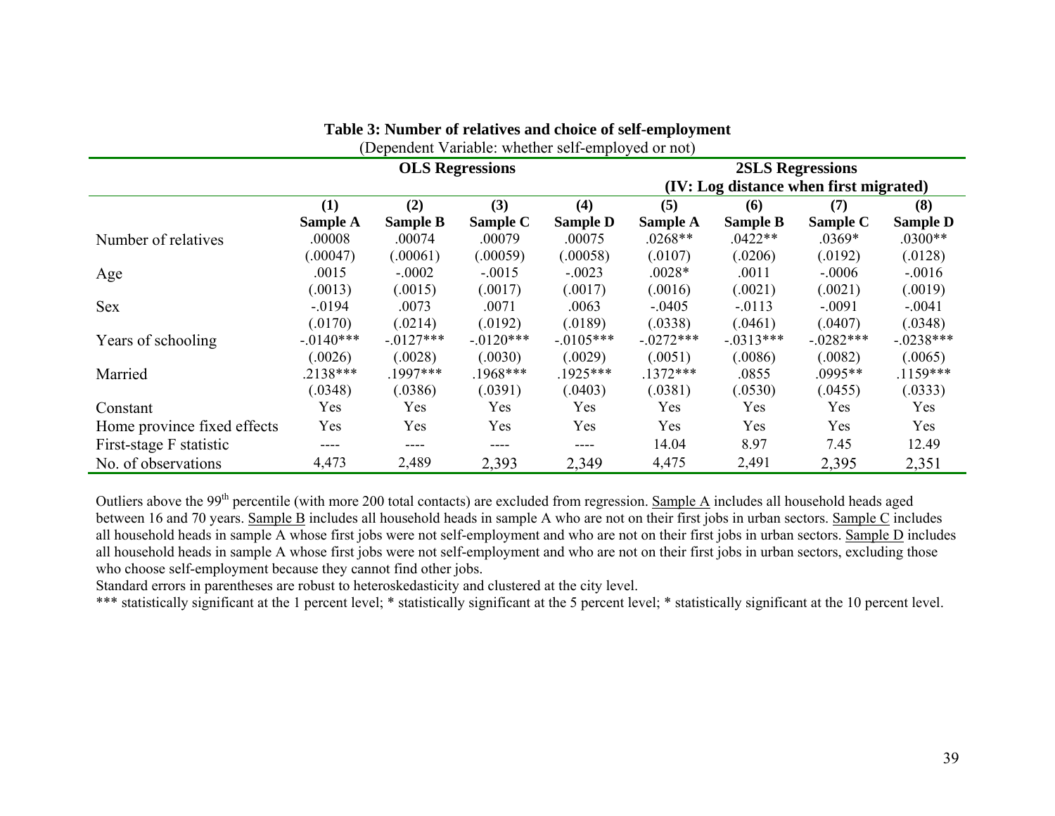**Table 3: Number of relatives and choice of self-employment**

(Dependent Variable: whether self-employed or not)

| | OLS Regressions | | | | 2SLS Regressions (IV: Log distance when first migrated) | | | |
|---|---|---|---|---|---|---|---|---|
| | (1) | (2) | (3) | (4) | (5) | (6) | (7) | (8) |
| | Sample A | Sample B | Sample C | Sample D | Sample A | Sample B | Sample C | Sample D |
| Number of relatives | .00008 | .00074 | .00079 | .00075 | .0268** | .0422** | .0369* | .0300** |
| | (.00047) | (.00061) | (.00059) | (.00058) | (.0107) | (.0206) | (.0192) | (.0128) |
| Age | .0015 | -.0002 | -.0015 | -.0023 | .0028* | .0011 | -.0006 | -.0016 |
| | (.0013) | (.0015) | (.0017) | (.0017) | (.0016) | (.0021) | (.0021) | (.0019) |
| Sex | -.0194 | .0073 | .0071 | .0063 | -.0405 | -.0113 | -.0091 | -.0041 |
| | (.0170) | (.0214) | (.0192) | (.0189) | (.0338) | (.0461) | (.0407) | (.0348) |
| Years of schooling | -.0140*** | -.0127*** | -.0120*** | -.0105*** | -.0272*** | -.0313*** | -.0282*** | -.0238*** |
| | (.0026) | (.0028) | (.0030) | (.0029) | (.0051) | (.0086) | (.0082) | (.0065) |
| Married | .2138*** | .1997*** | .1968*** | .1925*** | .1372*** | .0855 | .0995** | .1159*** |
| | (.0348) | (.0386) | (.0391) | (.0403) | (.0381) | (.0530) | (.0455) | (.0333) |
| Constant | Yes | Yes | Yes | Yes | Yes | Yes | Yes | Yes |
| Home province fixed effects | Yes | Yes | Yes | Yes | Yes | Yes | Yes | Yes |
| First-stage F statistic | ---- | ---- | ---- | ---- | 14.04 | 8.97 | 7.45 | 12.49 |
| No. of observations | 4,473 | 2,489 | 2,393 | 2,349 | 4,475 | 2,491 | 2,395 | 2,351 |

Outliers above the 99th percentile (with more 200 total contacts) are excluded from regression. Sample A includes all household heads aged between 16 and 70 years. Sample B includes all household heads in sample A who are not on their first jobs in urban sectors. Sample C includes all household heads in sample A whose first jobs were not self-employment and who are not on their first jobs in urban sectors. Sample D includes all household heads in sample A whose first jobs were not self-employment and who are not on their first jobs in urban sectors, excluding those who choose self-employment because they cannot find other jobs.

Standard errors in parentheses are robust to heteroskedasticity and clustered at the city level.

*** statistically significant at the 1 percent level; * statistically significant at the 5 percent level; * statistically significant at the 10 percent level.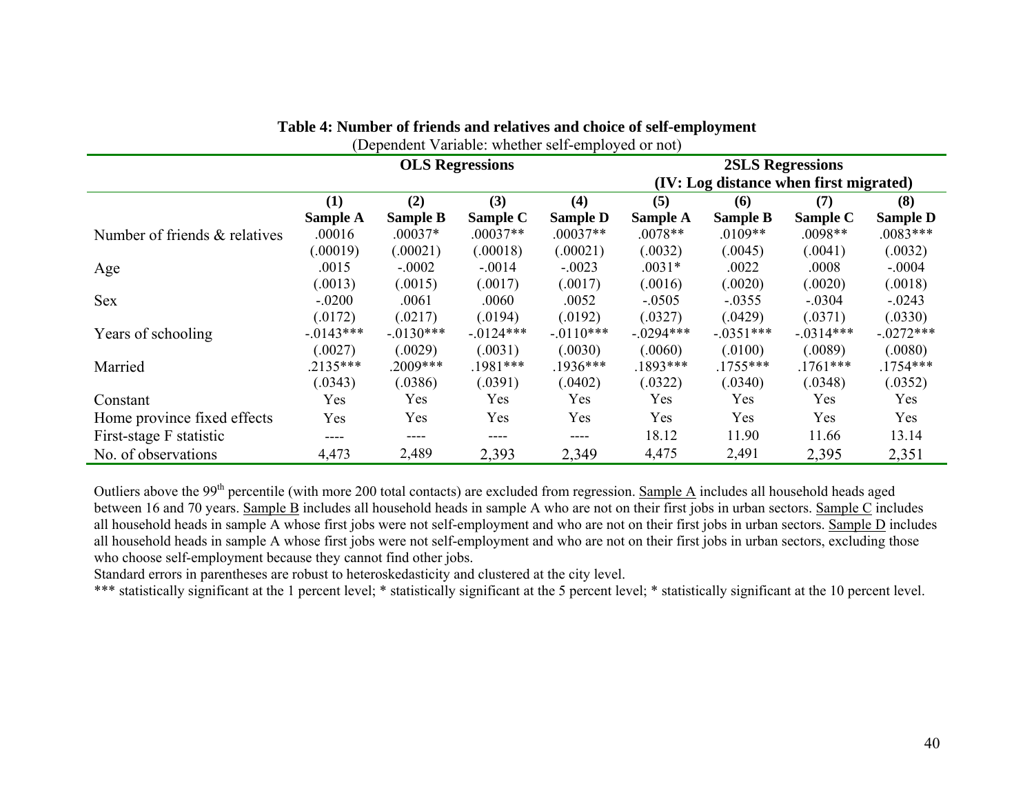**Table 4: Number of friends and relatives and choice of self-employment**

(Dependent Variable: whether self-employed or not)

| | OLS Regressions | | | | 2SLS Regressions (IV: Log distance when first migrated) | | | |
|---|---|---|---|---|---|---|---|---|
| | (1) | (2) | (3) | (4) | (5) | (6) | (7) | (8) |
| | Sample A | Sample B | Sample C | Sample D | Sample A | Sample B | Sample C | Sample D |
| Number of friends & relatives | .00016 | .00037* | .00037** | .00037** | .0078** | .0109** | .0098** | .0083*** |
| | (.00019) | (.00021) | (.00018) | (.00021) | (.0032) | (.0045) | (.0041) | (.0032) |
| Age | .0015 | -.0002 | -.0014 | -.0023 | .0031* | .0022 | .0008 | -.0004 |
| | (.0013) | (.0015) | (.0017) | (.0017) | (.0016) | (.0020) | (.0020) | (.0018) |
| Sex | -.0200 | .0061 | .0060 | .0052 | -.0505 | -.0355 | -.0304 | -.0243 |
| | (.0172) | (.0217) | (.0194) | (.0192) | (.0327) | (.0429) | (.0371) | (.0330) |
| Years of schooling | -.0143*** | -.0130*** | -.0124*** | -.0110*** | -.0294*** | -.0351*** | -.0314*** | -.0272*** |
| | (.0027) | (.0029) | (.0031) | (.0030) | (.0060) | (.0100) | (.0089) | (.0080) |
| Married | .2135*** | .2009*** | .1981*** | .1936*** | .1893*** | .1755*** | .1761*** | .1754*** |
| | (.0343) | (.0386) | (.0391) | (.0402) | (.0322) | (.0340) | (.0348) | (.0352) |
| Constant | Yes | Yes | Yes | Yes | Yes | Yes | Yes | Yes |
| Home province fixed effects | Yes | Yes | Yes | Yes | Yes | Yes | Yes | Yes |
| First-stage F statistic | ---- | ---- | ---- | ---- | 18.12 | 11.90 | 11.66 | 13.14 |
| No. of observations | 4,473 | 2,489 | 2,393 | 2,349 | 4,475 | 2,491 | 2,395 | 2,351 |

Outliers above the 99[th] percentile (with more 200 total contacts) are excluded from regression. Sample A includes all household heads aged between 16 and 70 years. Sample B includes all household heads in sample A who are not on their first jobs in urban sectors. Sample C includes all household heads in sample A whose first jobs were not self-employment and who are not on their first jobs in urban sectors. Sample D includes all household heads in sample A whose first jobs were not self-employment and who are not on their first jobs in urban sectors, excluding those who choose self-employment because they cannot find other jobs.

Standard errors in parentheses are robust to heteroskedasticity and clustered at the city level.

*** statistically significant at the 1 percent level; * statistically significant at the 5 percent level; * statistically significant at the 10 percent level.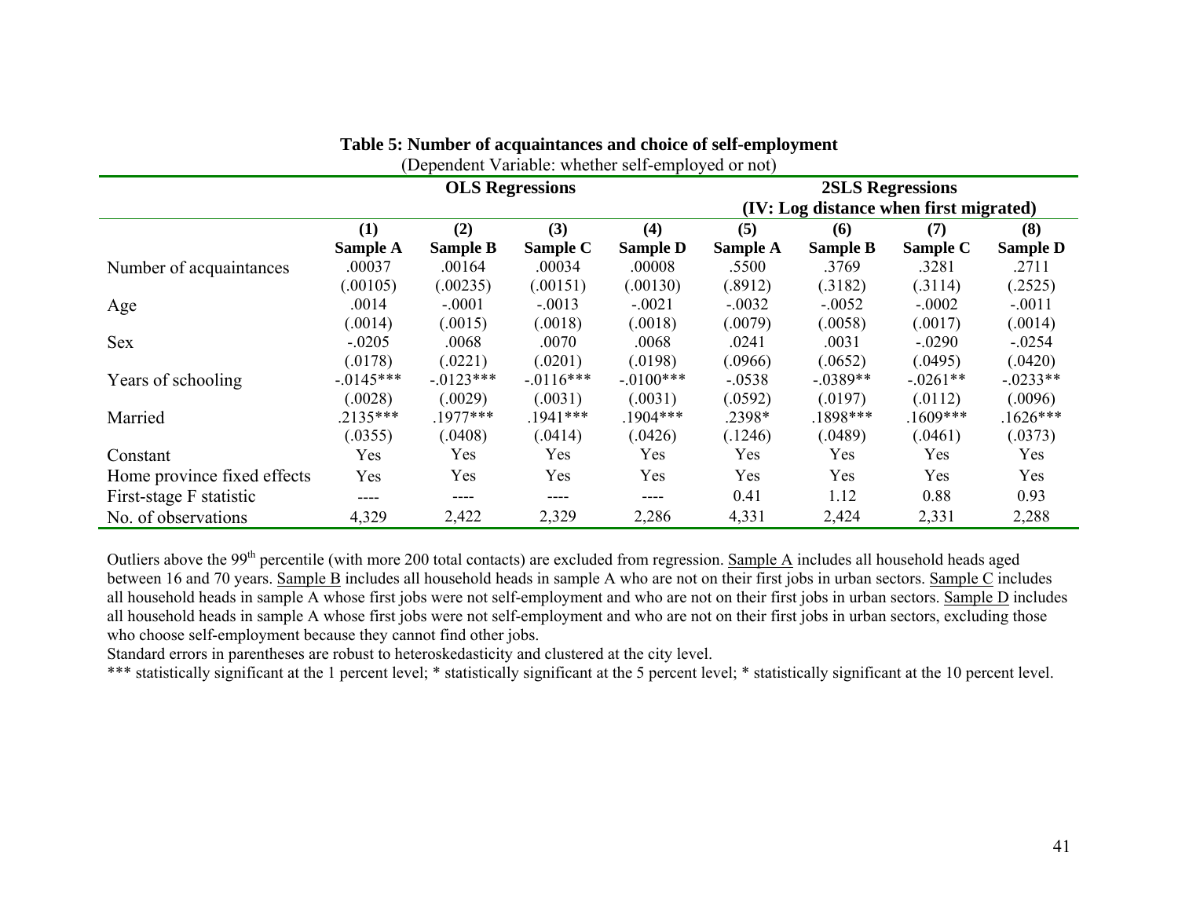**Table 5: Number of acquaintances and choice of self-employment**

(Dependent Variable: whether self-employed or not)

| | OLS Regressions | | | | 2SLS Regressions (IV: Log distance when first migrated) | | | |
|---|---|---|---|---|---|---|---|---|
| | (1) | (2) | (3) | (4) | (5) | (6) | (7) | (8) |
| | **Sample A** | **Sample B** | **Sample C** | **Sample D** | **Sample A** | **Sample B** | **Sample C** | **Sample D** |
| Number of acquaintances | .00037 | .00164 | .00034 | .00008 | .5500 | .3769 | .3281 | .2711 |
| | (.00105) | (.00235) | (.00151) | (.00130) | (.8912) | (.3182) | (.3114) | (.2525) |
| Age | .0014 | -.0001 | -.0013 | -.0021 | -.0032 | -.0052 | -.0002 | -.0011 |
| | (.0014) | (.0015) | (.0018) | (.0018) | (.0079) | (.0058) | (.0017) | (.0014) |
| Sex | -.0205 | .0068 | .0070 | .0068 | .0241 | .0031 | -.0290 | -.0254 |
| | (.0178) | (.0221) | (.0201) | (.0198) | (.0966) | (.0652) | (.0495) | (.0420) |
| Years of schooling | -.0145*** | -.0123*** | -.0116*** | -.0100*** | -.0538 | -.0389** | -.0261** | -.0233** |
| | (.0028) | (.0029) | (.0031) | (.0031) | (.0592) | (.0197) | (.0112) | (.0096) |
| Married | .2135*** | .1977*** | .1941*** | .1904*** | .2398* | .1898*** | .1609*** | .1626*** |
| | (.0355) | (.0408) | (.0414) | (.0426) | (.1246) | (.0489) | (.0461) | (.0373) |
| Constant | Yes | Yes | Yes | Yes | Yes | Yes | Yes | Yes |
| Home province fixed effects | Yes | Yes | Yes | Yes | Yes | Yes | Yes | Yes |
| First-stage F statistic | ---- | ---- | ---- | ---- | 0.41 | 1.12 | 0.88 | 0.93 |
| No. of observations | 4,329 | 2,422 | 2,329 | 2,286 | 4,331 | 2,424 | 2,331 | 2,288 |

Outliers above the 99th percentile (with more 200 total contacts) are excluded from regression. Sample A includes all household heads aged between 16 and 70 years. Sample B includes all household heads in sample A who are not on their first jobs in urban sectors. Sample C includes all household heads in sample A whose first jobs were not self-employment and who are not on their first jobs in urban sectors. Sample D includes all household heads in sample A whose first jobs were not self-employment and who are not on their first jobs in urban sectors, excluding those who choose self-employment because they cannot find other jobs.

Standard errors in parentheses are robust to heteroskedasticity and clustered at the city level.

*** statistically significant at the 1 percent level; * statistically significant at the 5 percent level; * statistically significant at the 10 percent level.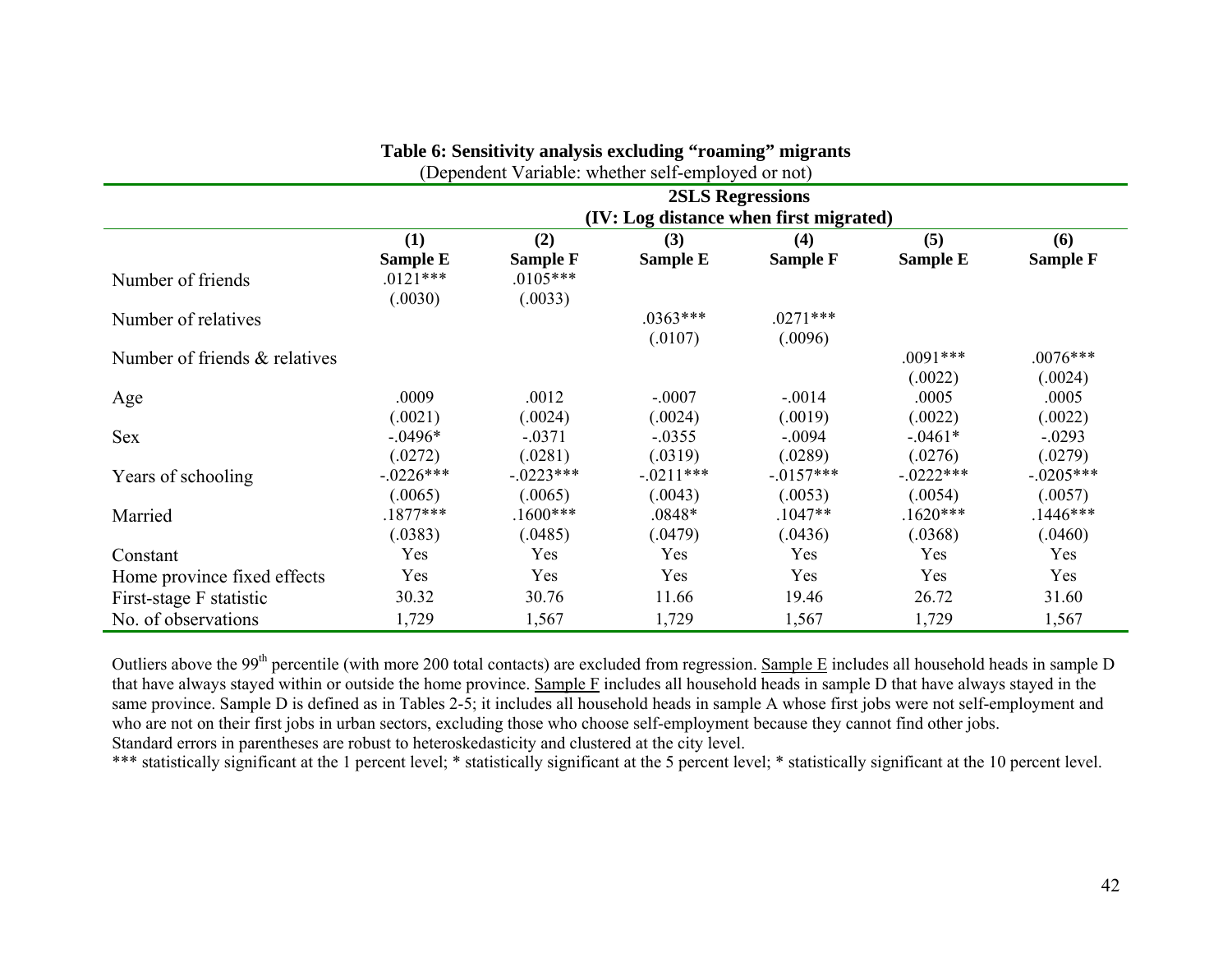**Table 6: Sensitivity analysis excluding "roaming" migrants**

(Dependent Variable: whether self-employed or not)

| | 2SLS Regressions (IV: Log distance when first migrated) | | | | | |
|---|---|---|---|---|---|---|
| | (1) | (2) | (3) | (4) | (5) | (6) |
| | **Sample E** | **Sample F** | **Sample E** | **Sample F** | **Sample E** | **Sample F** |
| Number of friends | .0121*** | .0105*** | | | | |
| | (.0030) | (.0033) | | | | |
| Number of relatives | | | .0363*** | .0271*** | | |
| | | | (.0107) | (.0096) | | |
| Number of friends & relatives | | | | | .0091*** | .0076*** |
| | | | | | (.0022) | (.0024) |
| Age | .0009 | .0012 | -.0007 | -.0014 | .0005 | .0005 |
| | (.0021) | (.0024) | (.0024) | (.0019) | (.0022) | (.0022) |
| Sex | -.0496* | -.0371 | -.0355 | -.0094 | -.0461* | -.0293 |
| | (.0272) | (.0281) | (.0319) | (.0289) | (.0276) | (.0279) |
| Years of schooling | -.0226*** | -.0223*** | -.0211*** | -.0157*** | -.0222*** | -.0205*** |
| | (.0065) | (.0065) | (.0043) | (.0053) | (.0054) | (.0057) |
| Married | .1877*** | .1600*** | .0848* | .1047** | .1620*** | .1446*** |
| | (.0383) | (.0485) | (.0479) | (.0436) | (.0368) | (.0460) |
| Constant | Yes | Yes | Yes | Yes | Yes | Yes |
| Home province fixed effects | Yes | Yes | Yes | Yes | Yes | Yes |
| First-stage F statistic | 30.32 | 30.76 | 11.66 | 19.46 | 26.72 | 31.60 |
| No. of observations | 1,729 | 1,567 | 1,729 | 1,567 | 1,729 | 1,567 |

Outliers above the 99th percentile (with more 200 total contacts) are excluded from regression. Sample E includes all household heads in sample D that have always stayed within or outside the home province. Sample F includes all household heads in sample D that have always stayed in the same province. Sample D is defined as in Tables 2-5; it includes all household heads in sample A whose first jobs were not self-employment and who are not on their first jobs in urban sectors, excluding those who choose self-employment because they cannot find other jobs.
Standard errors in parentheses are robust to heteroskedasticity and clustered at the city level.
*** statistically significant at the 1 percent level; * statistically significant at the 5 percent level; * statistically significant at the 10 percent level.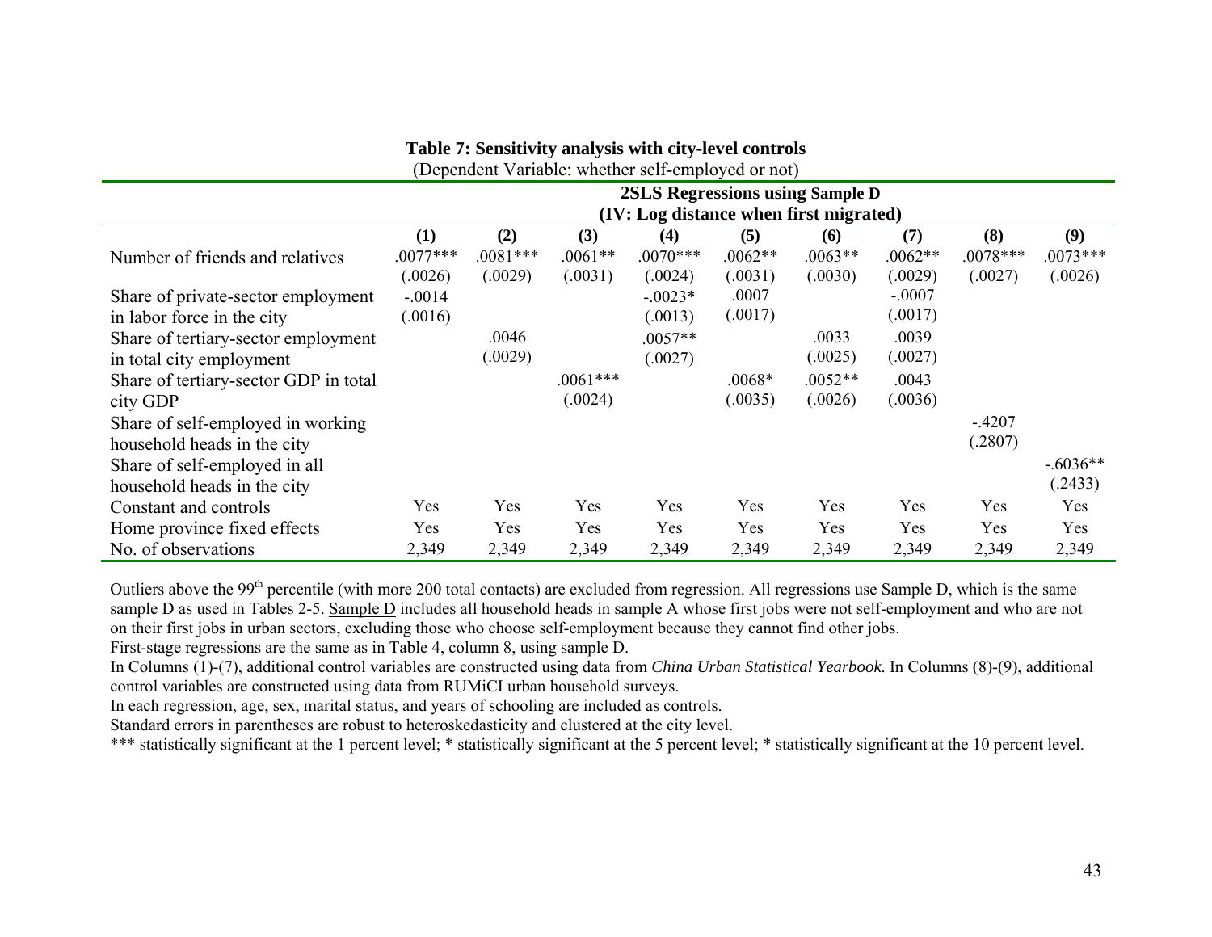**Table 7: Sensitivity analysis with city-level controls**

(Dependent Variable: whether self-employed or not)

| | **2SLS Regressions using Sample D (IV: Log distance when first migrated)** | | | | | | | | |
|---|---|---|---|---|---|---|---|---|---|
| | **(1)** | **(2)** | **(3)** | **(4)** | **(5)** | **(6)** | **(7)** | **(8)** | **(9)** |
| Number of friends and relatives | .0077*** | .0081*** | .0061** | .0070*** | .0062** | .0063** | .0062** | .0078*** | .0073*** |
| | (.0026) | (.0029) | (.0031) | (.0024) | (.0031) | (.0030) | (.0029) | (.0027) | (.0026) |
| Share of private-sector employment in labor force in the city | -.0014 | | | -.0023* | .0007 | | -.0007 | | |
| | (.0016) | | | (.0013) | (.0017) | | (.0017) | | |
| Share of tertiary-sector employment in total city employment | | .0046 | | .0057** | | .0033 | .0039 | | |
| | | (.0029) | | (.0027) | | (.0025) | (.0027) | | |
| Share of tertiary-sector GDP in total city GDP | | | .0061*** | | .0068* | .0052** | .0043 | | |
| | | | (.0024) | | (.0035) | (.0026) | (.0036) | | |
| Share of self-employed in working household heads in the city | | | | | | | | -.4207 | |
| | | | | | | | | (.2807) | |
| Share of self-employed in all household heads in the city | | | | | | | | | -.6036** |
| | | | | | | | | | (.2433) |
| Constant and controls | Yes | Yes | Yes | Yes | Yes | Yes | Yes | Yes | Yes |
| Home province fixed effects | Yes | Yes | Yes | Yes | Yes | Yes | Yes | Yes | Yes |
| No. of observations | 2,349 | 2,349 | 2,349 | 2,349 | 2,349 | 2,349 | 2,349 | 2,349 | 2,349 |

Outliers above the 99th percentile (with more 200 total contacts) are excluded from regression. All regressions use Sample D, which is the same sample D as used in Tables 2-5. Sample D includes all household heads in sample A whose first jobs were not self-employment and who are not on their first jobs in urban sectors, excluding those who choose self-employment because they cannot find other jobs.

First-stage regressions are the same as in Table 4, column 8, using sample D.

In Columns (1)-(7), additional control variables are constructed using data from *China Urban Statistical Yearbook*. In Columns (8)-(9), additional control variables are constructed using data from RUMiCI urban household surveys.

In each regression, age, sex, marital status, and years of schooling are included as controls.

Standard errors in parentheses are robust to heteroskedasticity and clustered at the city level.

*** statistically significant at the 1 percent level; * statistically significant at the 5 percent level; * statistically significant at the 10 percent level.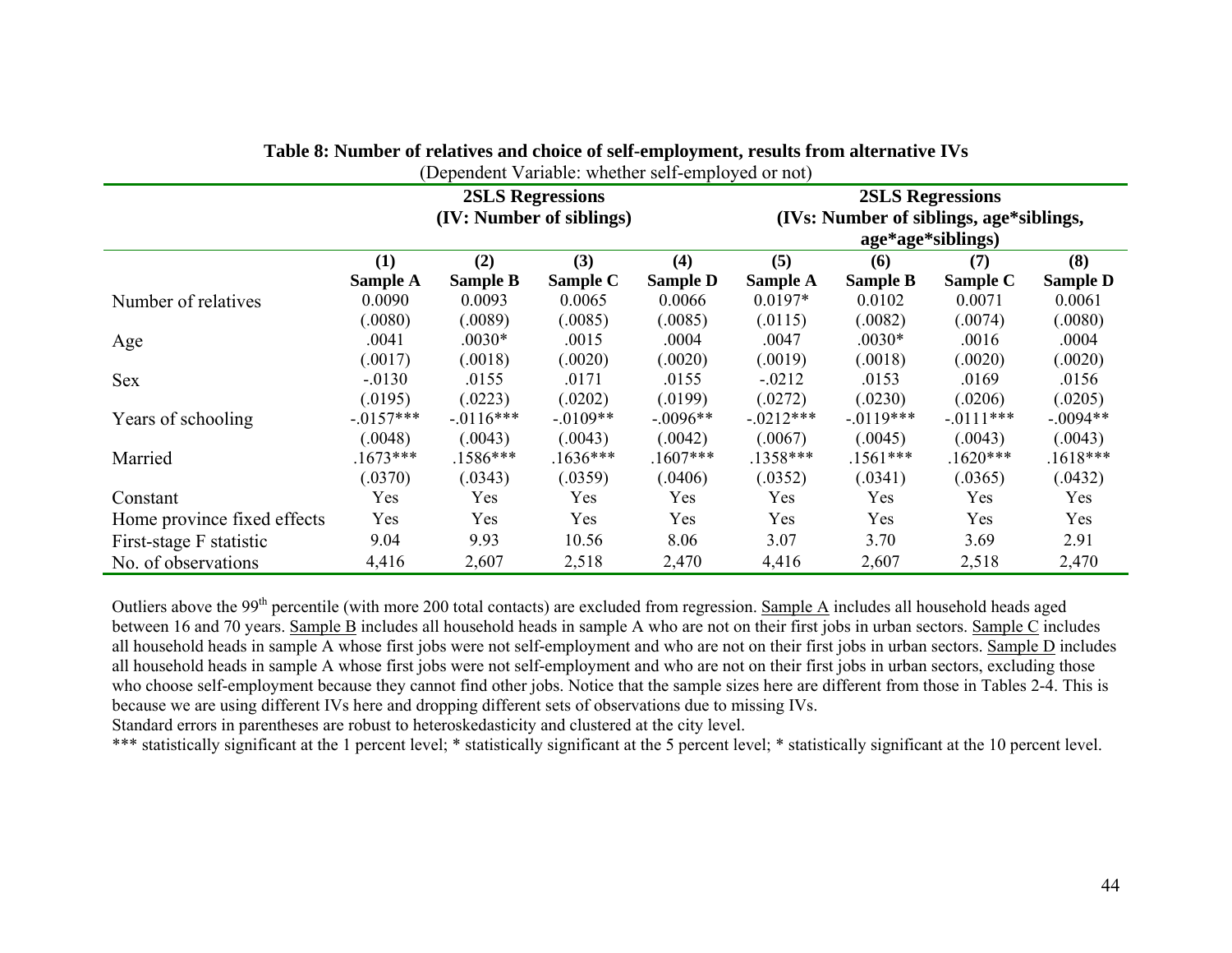**Table 8: Number of relatives and choice of self-employment, results from alternative IVs**

(Dependent Variable: whether self-employed or not)

| | 2SLS Regressions (IV: Number of siblings) | | | | 2SLS Regressions (IVs: Number of siblings, age*siblings, age*age*siblings) | | | |
|---|---|---|---|---|---|---|---|---|
| | (1) Sample A | (2) Sample B | (3) Sample C | (4) Sample D | (5) Sample A | (6) Sample B | (7) Sample C | (8) Sample D |
| Number of relatives | 0.0090 | 0.0093 | 0.0065 | 0.0066 | 0.0197* | 0.0102 | 0.0071 | 0.0061 |
| | (.0080) | (.0089) | (.0085) | (.0085) | (.0115) | (.0082) | (.0074) | (.0080) |
| Age | .0041 | .0030* | .0015 | .0004 | .0047 | .0030* | .0016 | .0004 |
| | (.0017) | (.0018) | (.0020) | (.0020) | (.0019) | (.0018) | (.0020) | (.0020) |
| Sex | -.0130 | .0155 | .0171 | .0155 | -.0212 | .0153 | .0169 | .0156 |
| | (.0195) | (.0223) | (.0202) | (.0199) | (.0272) | (.0230) | (.0206) | (.0205) |
| Years of schooling | -.0157*** | -.0116*** | -.0109** | -.0096** | -.0212*** | -.0119*** | -.0111*** | -.0094** |
| | (.0048) | (.0043) | (.0043) | (.0042) | (.0067) | (.0045) | (.0043) | (.0043) |
| Married | .1673*** | .1586*** | .1636*** | .1607*** | .1358*** | .1561*** | .1620*** | .1618*** |
| | (.0370) | (.0343) | (.0359) | (.0406) | (.0352) | (.0341) | (.0365) | (.0432) |
| Constant | Yes | Yes | Yes | Yes | Yes | Yes | Yes | Yes |
| Home province fixed effects | Yes | Yes | Yes | Yes | Yes | Yes | Yes | Yes |
| First-stage F statistic | 9.04 | 9.93 | 10.56 | 8.06 | 3.07 | 3.70 | 3.69 | 2.91 |
| No. of observations | 4,416 | 2,607 | 2,518 | 2,470 | 4,416 | 2,607 | 2,518 | 2,470 |

Outliers above the 99th percentile (with more 200 total contacts) are excluded from regression. Sample A includes all household heads aged between 16 and 70 years. Sample B includes all household heads in sample A who are not on their first jobs in urban sectors. Sample C includes all household heads in sample A whose first jobs were not self-employment and who are not on their first jobs in urban sectors. Sample D includes all household heads in sample A whose first jobs were not self-employment and who are not on their first jobs in urban sectors, excluding those who choose self-employment because they cannot find other jobs. Notice that the sample sizes here are different from those in Tables 2-4. This is because we are using different IVs here and dropping different sets of observations due to missing IVs.

Standard errors in parentheses are robust to heteroskedasticity and clustered at the city level.

*** statistically significant at the 1 percent level; * statistically significant at the 5 percent level; * statistically significant at the 10 percent level.